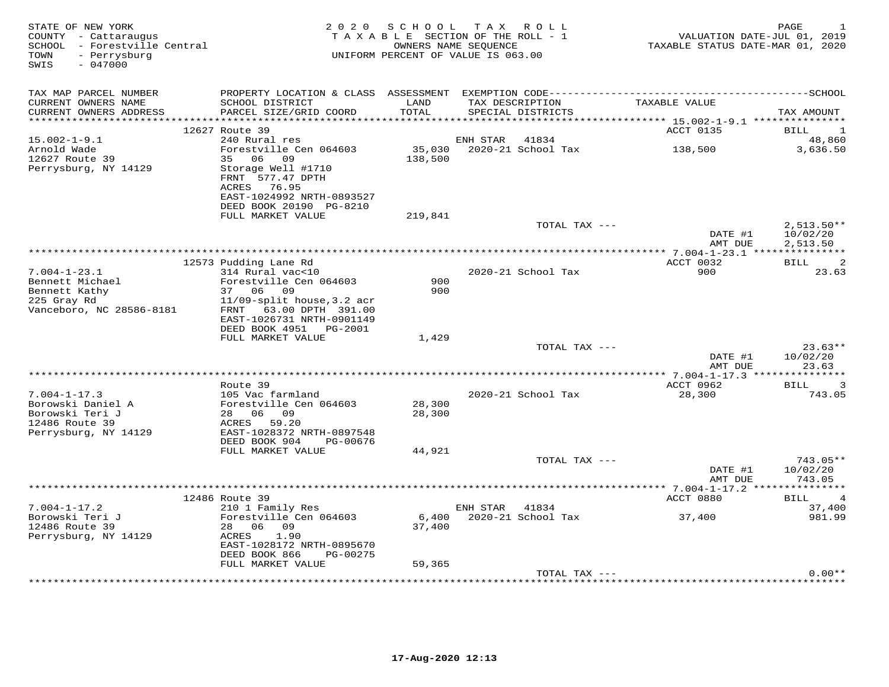STATE OF NEW YORK
COUNTY - Cattaraugus
SCHOOL - Forestville Central
TOWN - Perrysburg
SWIS - 047000

# 2020 SCHOOL TAX ROLL

TAXABLE SECTION OF THE ROLL - 1
OWNERS NAME SEQUENCE
UNIFORM PERCENT OF VALUE IS 063.00

VALUATION DATE-JUL 01, 2019
TAXABLE STATUS DATE-MAR 01, 2020

| TAX MAP PARCEL NUMBER / CURRENT OWNERS NAME / CURRENT OWNERS ADDRESS | PROPERTY LOCATION & CLASS / SCHOOL DISTRICT / PARCEL SIZE/GRID COORD | ASSESSMENT LAND / TOTAL | EXEMPTION CODE / TAX DESCRIPTION / SPECIAL DISTRICTS | TAXABLE VALUE | TAX AMOUNT |
|---|---|---|---|---|---|
| **15.002-1-9.1** | 12627 Route 39 | | | ACCT 0135 | BILL 1 |
| 15.002-1-9.1 | 240 Rural res | | ENH STAR 41834 | | 48,860 |
| Arnold Wade | Forestville Cen 064603 | 35,030 | 2020-21 School Tax | 138,500 | 3,636.50 |
| 12627 Route 39 | 35 06 09 | 138,500 | | | |
| Perrysburg, NY 14129 | Storage Well #1710 | | | | |
| | FRNT 577.47 DPTH | | | | |
| | ACRES 76.95 | | | | |
| | EAST-1024992 NRTH-0893527 | | | | |
| | DEED BOOK 20190 PG-8210 | | | | |
| | FULL MARKET VALUE | 219,841 | | | |
| | | | TOTAL TAX --- | | 2,513.50** |
| | | | | DATE #1 | 10/02/20 |
| | | | | AMT DUE | 2,513.50 |
| **7.004-1-23.1** | 12573 Pudding Lane Rd | | | ACCT 0032 | BILL 2 |
| 7.004-1-23.1 | 314 Rural vac<10 | | 2020-21 School Tax | 900 | 23.63 |
| Bennett Michael | Forestville Cen 064603 | 900 | | | |
| Bennett Kathy | 37 06 09 | 900 | | | |
| 225 Gray Rd | 11/09-split house,3.2 acr | | | | |
| Vanceboro, NC 28586-8181 | FRNT 63.00 DPTH 391.00 | | | | |
| | EAST-1026731 NRTH-0901149 | | | | |
| | DEED BOOK 4951 PG-2001 | | | | |
| | FULL MARKET VALUE | 1,429 | | | |
| | | | TOTAL TAX --- | | 23.63** |
| | | | | DATE #1 | 10/02/20 |
| | | | | AMT DUE | 23.63 |
| **7.004-1-17.3** | Route 39 | | | ACCT 0962 | BILL 3 |
| 7.004-1-17.3 | 105 Vac farmland | | 2020-21 School Tax | 28,300 | 743.05 |
| Borowski Daniel A | Forestville Cen 064603 | 28,300 | | | |
| Borowski Teri J | 28 06 09 | 28,300 | | | |
| 12486 Route 39 | ACRES 59.20 | | | | |
| Perrysburg, NY 14129 | EAST-1028372 NRTH-0897548 | | | | |
| | DEED BOOK 904 PG-00676 | | | | |
| | FULL MARKET VALUE | 44,921 | | | |
| | | | TOTAL TAX --- | | 743.05** |
| | | | | DATE #1 | 10/02/20 |
| | | | | AMT DUE | 743.05 |
| **7.004-1-17.2** | 12486 Route 39 | | | ACCT 0880 | BILL 4 |
| 7.004-1-17.2 | 210 1 Family Res | | ENH STAR 41834 | | 37,400 |
| Borowski Teri J | Forestville Cen 064603 | 6,400 | 2020-21 School Tax | 37,400 | 981.99 |
| 12486 Route 39 | 28 06 09 | 37,400 | | | |
| Perrysburg, NY 14129 | ACRES 1.90 | | | | |
| | EAST-1028172 NRTH-0895670 | | | | |
| | DEED BOOK 866 PG-00275 | | | | |
| | FULL MARKET VALUE | 59,365 | | | |
| | | | TOTAL TAX --- | | 0.00** |

17-Aug-2020 12:13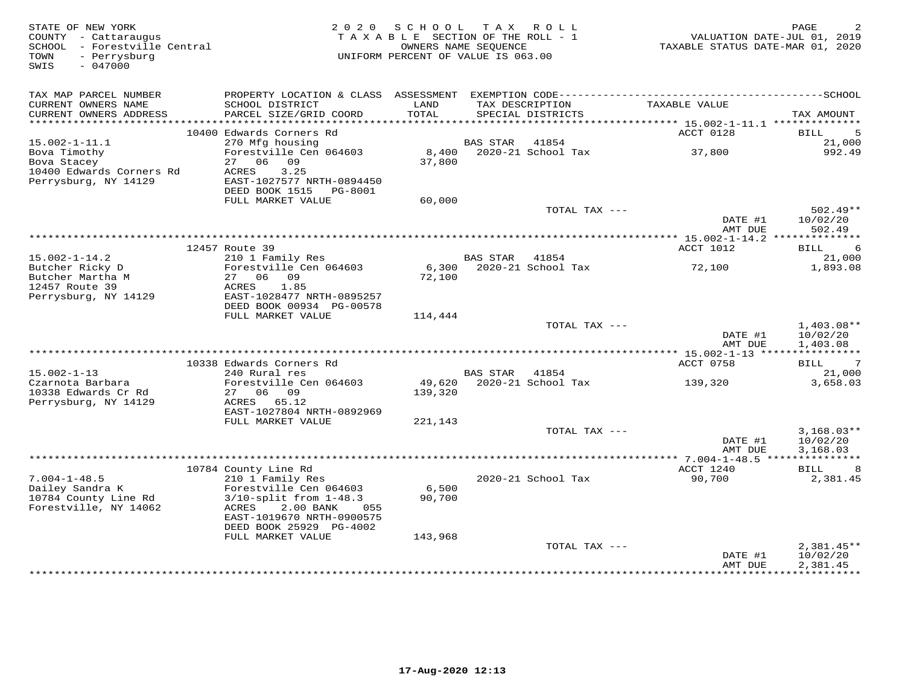STATE OF NEW YORK
COUNTY - Cattaraugus
SCHOOL - Forestville Central
TOWN - Perrysburg
SWIS - 047000

2 0 2 0 S C H O O L T A X R O L L
T A X A B L E SECTION OF THE ROLL - 1
OWNERS NAME SEQUENCE
UNIFORM PERCENT OF VALUE IS 063.00

VALUATION DATE-JUL 01, 2019
TAXABLE STATUS DATE-MAR 01, 2020

| TAX MAP PARCEL NUMBER / CURRENT OWNERS NAME / CURRENT OWNERS ADDRESS | PROPERTY LOCATION & CLASS / SCHOOL DISTRICT / PARCEL SIZE/GRID COORD | ASSESSMENT LAND / TOTAL | EXEMPTION CODE / TAX DESCRIPTION / SPECIAL DISTRICTS | TAXABLE VALUE | TAX AMOUNT |
|---|---|---|---|---|---|
| 15.002-1-11.1 | 10400 Edwards Corners Rd | | | ACCT 0128 | BILL 5 |
| 15.002-1-11.1 | 270 Mfg housing | | BAS STAR 41854 | | 21,000 |
| Bova Timothy | Forestville Cen 064603 | 8,400 | 2020-21 School Tax | 37,800 | 992.49 |
| Bova Stacey | 27 06 09 | 37,800 | | | |
| 10400 Edwards Corners Rd | ACRES 3.25 | | | | |
| Perrysburg, NY 14129 | EAST-1027577 NRTH-0894450 | | | | |
| | DEED BOOK 1515 PG-8001 | | | | |
| | FULL MARKET VALUE | 60,000 | | | |
| | | | TOTAL TAX --- | | 502.49** |
| | | | | DATE #1 | 10/02/20 |
| | | | | AMT DUE | 502.49 |
| 15.002-1-14.2 | 12457 Route 39 | | | ACCT 1012 | BILL 6 |
| 15.002-1-14.2 | 210 1 Family Res | | BAS STAR 41854 | | 21,000 |
| Butcher Ricky D | Forestville Cen 064603 | 6,300 | 2020-21 School Tax | 72,100 | 1,893.08 |
| Butcher Martha M | 27 06 09 | 72,100 | | | |
| 12457 Route 39 | ACRES 1.85 | | | | |
| Perrysburg, NY 14129 | EAST-1028477 NRTH-0895257 | | | | |
| | DEED BOOK 00934 PG-00578 | | | | |
| | FULL MARKET VALUE | 114,444 | | | |
| | | | TOTAL TAX --- | | 1,403.08** |
| | | | | DATE #1 | 10/02/20 |
| | | | | AMT DUE | 1,403.08 |
| 15.002-1-13 | 10338 Edwards Corners Rd | | | ACCT 0758 | BILL 7 |
| 15.002-1-13 | 240 Rural res | | BAS STAR 41854 | | 21,000 |
| Czarnota Barbara | Forestville Cen 064603 | 49,620 | 2020-21 School Tax | 139,320 | 3,658.03 |
| 10338 Edwards Cr Rd | 27 06 09 | 139,320 | | | |
| Perrysburg, NY 14129 | ACRES 65.12 | | | | |
| | EAST-1027804 NRTH-0892969 | | | | |
| | FULL MARKET VALUE | 221,143 | | | |
| | | | TOTAL TAX --- | | 3,168.03** |
| | | | | DATE #1 | 10/02/20 |
| | | | | AMT DUE | 3,168.03 |
| 7.004-1-48.5 | 10784 County Line Rd | | | ACCT 1240 | BILL 8 |
| 7.004-1-48.5 | 210 1 Family Res | | 2020-21 School Tax | 90,700 | 2,381.45 |
| Dailey Sandra K | Forestville Cen 064603 | 6,500 | | | |
| 10784 County Line Rd | 3/10-split from 1-48.3 | 90,700 | | | |
| Forestville, NY 14062 | ACRES 2.00 BANK 055 | | | | |
| | EAST-1019670 NRTH-0900575 | | | | |
| | DEED BOOK 25929 PG-4002 | | | | |
| | FULL MARKET VALUE | 143,968 | | | |
| | | | TOTAL TAX --- | | 2,381.45** |
| | | | | DATE #1 | 10/02/20 |
| | | | | AMT DUE | 2,381.45 |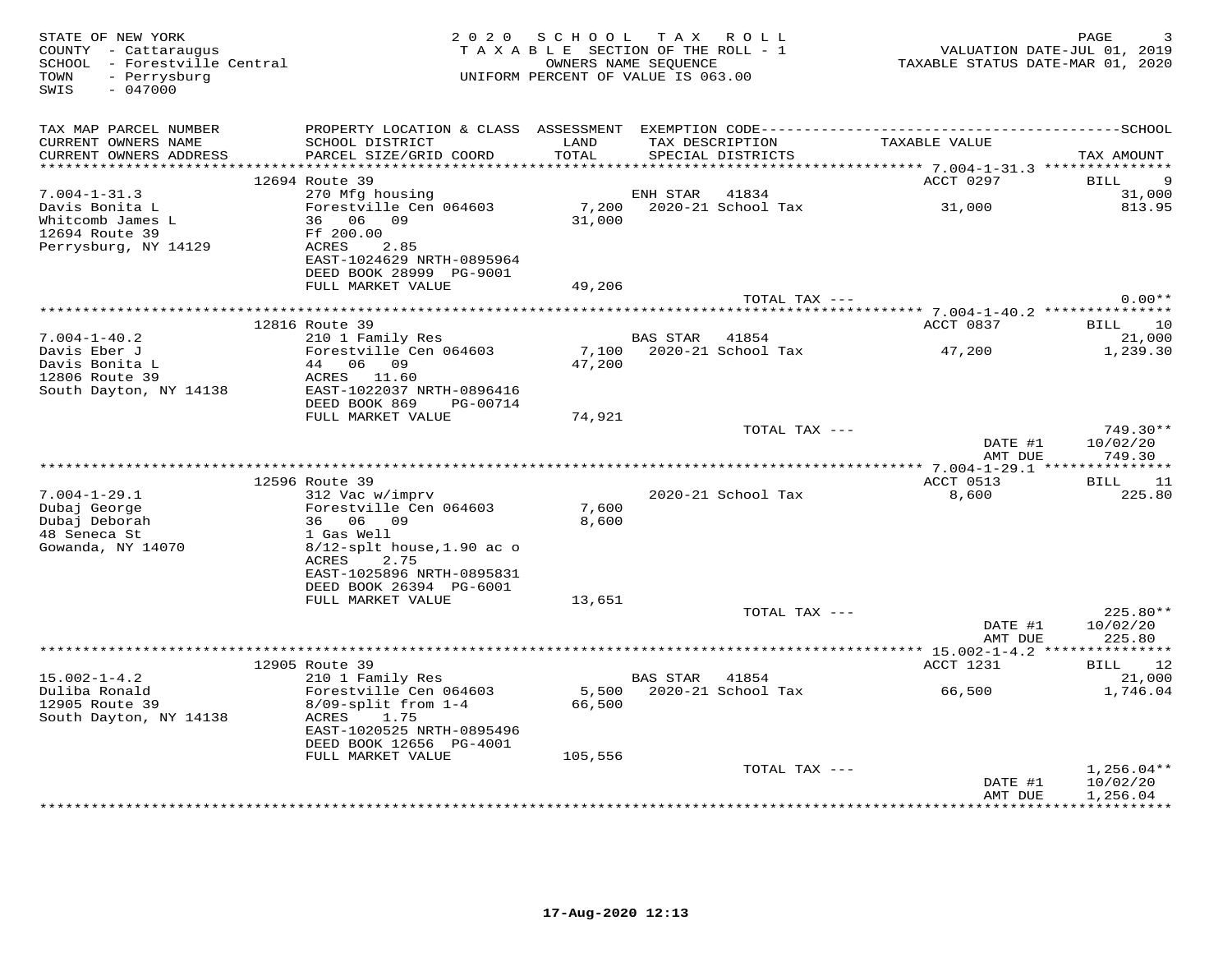STATE OF NEW YORK
COUNTY - Cattaraugus
SCHOOL - Forestville Central
TOWN - Perrysburg
SWIS - 047000

2020 SCHOOL TAX ROLL
TAXABLE SECTION OF THE ROLL - 1
OWNERS NAME SEQUENCE
UNIFORM PERCENT OF VALUE IS 063.00

VALUATION DATE-JUL 01, 2019
TAXABLE STATUS DATE-MAR 01, 2020

| TAX MAP PARCEL NUMBER / CURRENT OWNERS NAME / CURRENT OWNERS ADDRESS | PROPERTY LOCATION & CLASS / SCHOOL DISTRICT / PARCEL SIZE/GRID COORD | ASSESSMENT LAND / TOTAL | EXEMPTION CODE / TAX DESCRIPTION / SPECIAL DISTRICTS | TAXABLE VALUE | TAX AMOUNT |
|---|---|---|---|---|---|
| 7.004-1-31.3 | 12694 Route 39 | | | ACCT 0297 | BILL 9 |
| Davis Bonita L | 270 Mfg housing | | ENH STAR 41834 | | 31,000 |
| Whitcomb James L | Forestville Cen 064603 | 7,200 | 2020-21 School Tax | 31,000 | 813.95 |
| 12694 Route 39 | 36 06 09 | 31,000 | | | |
| Perrysburg, NY 14129 | Ff 200.00 | | | | |
| | ACRES 2.85 | | | | |
| | EAST-1024629 NRTH-0895964 | | | | |
| | DEED BOOK 28999 PG-9001 | | | | |
| | FULL MARKET VALUE | 49,206 | | | |
| | | | TOTAL TAX --- | | 0.00** |
| 7.004-1-40.2 | 12816 Route 39 | | | ACCT 0837 | BILL 10 |
| Davis Eber J | 210 1 Family Res | | BAS STAR 41854 | | 21,000 |
| Davis Bonita L | Forestville Cen 064603 | 7,100 | 2020-21 School Tax | 47,200 | 1,239.30 |
| 12806 Route 39 | 44 06 09 | 47,200 | | | |
| South Dayton, NY 14138 | ACRES 11.60 | | | | |
| | EAST-1022037 NRTH-0896416 | | | | |
| | DEED BOOK 869 PG-00714 | | | | |
| | FULL MARKET VALUE | 74,921 | | | |
| | | | TOTAL TAX --- | | 749.30** |
| | | | | DATE #1 | 10/02/20 |
| | | | | AMT DUE | 749.30 |
| 7.004-1-29.1 | 12596 Route 39 | | | ACCT 0513 | BILL 11 |
| Dubaj George | 312 Vac w/imprv | | 2020-21 School Tax | 8,600 | 225.80 |
| Dubaj Deborah | Forestville Cen 064603 | 7,600 | | | |
| 48 Seneca St | 36 06 09 | 8,600 | | | |
| Gowanda, NY 14070 | 1 Gas Well | | | | |
| | 8/12-splt house,1.90 ac o | | | | |
| | ACRES 2.75 | | | | |
| | EAST-1025896 NRTH-0895831 | | | | |
| | DEED BOOK 26394 PG-6001 | | | | |
| | FULL MARKET VALUE | 13,651 | | | |
| | | | TOTAL TAX --- | | 225.80** |
| | | | | DATE #1 | 10/02/20 |
| | | | | AMT DUE | 225.80 |
| 15.002-1-4.2 | 12905 Route 39 | | | ACCT 1231 | BILL 12 |
| Duliba Ronald | 210 1 Family Res | | BAS STAR 41854 | | 21,000 |
| 12905 Route 39 | Forestville Cen 064603 | 5,500 | 2020-21 School Tax | 66,500 | 1,746.04 |
| South Dayton, NY 14138 | 8/09-split from 1-4 | 66,500 | | | |
| | ACRES 1.75 | | | | |
| | EAST-1020525 NRTH-0895496 | | | | |
| | DEED BOOK 12656 PG-4001 | | | | |
| | FULL MARKET VALUE | 105,556 | | | |
| | | | TOTAL TAX --- | | 1,256.04** |
| | | | | DATE #1 | 10/02/20 |
| | | | | AMT DUE | 1,256.04 |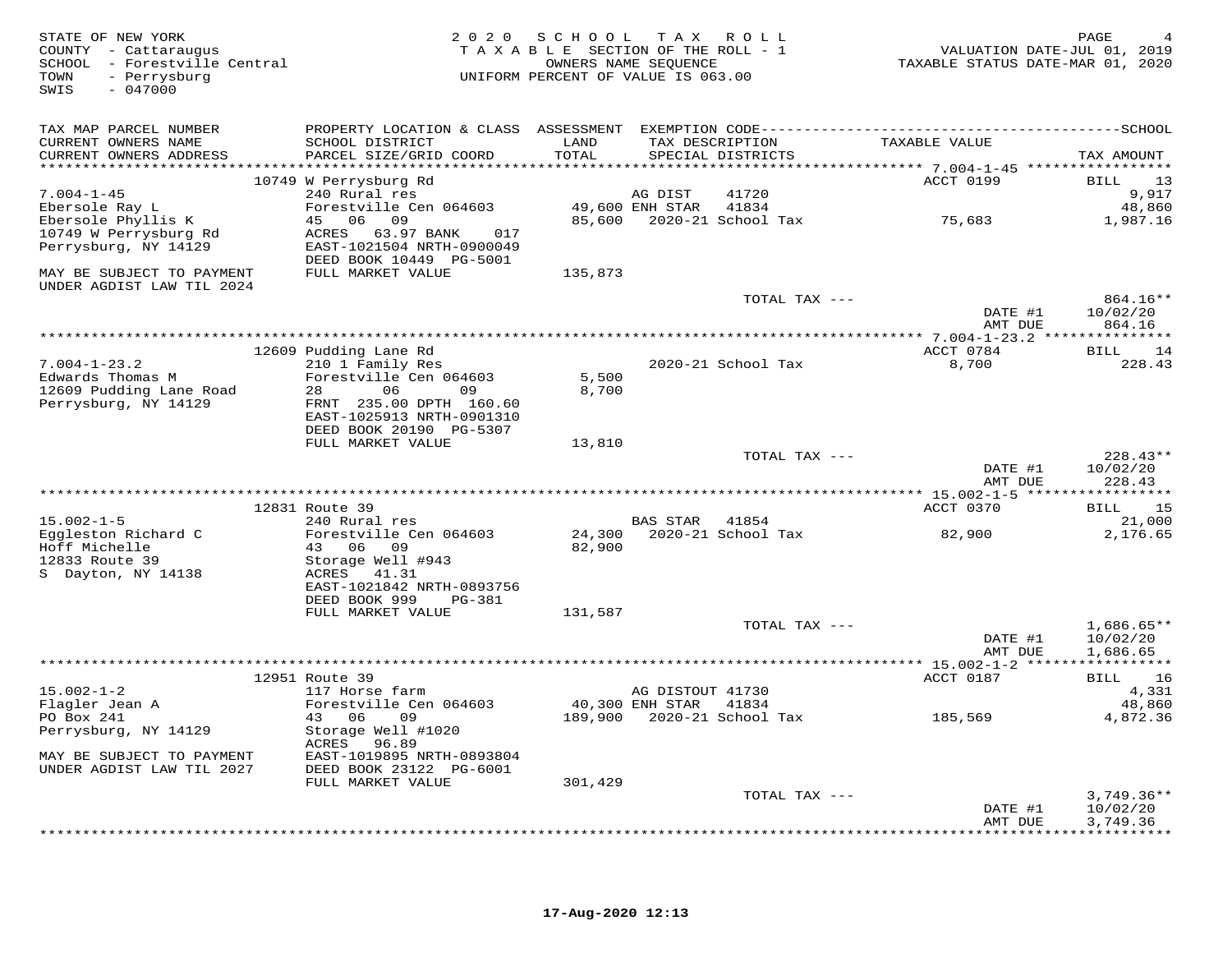STATE OF NEW YORK
COUNTY - Cattaraugus
SCHOOL - Forestville Central
TOWN - Perrysburg
SWIS - 047000

2020 SCHOOL TAX ROLL
TAXABLE SECTION OF THE ROLL - 1
OWNERS NAME SEQUENCE
UNIFORM PERCENT OF VALUE IS 063.00

VALUATION DATE-JUL 01, 2019
TAXABLE STATUS DATE-MAR 01, 2020

| TAX MAP PARCEL NUMBER / CURRENT OWNERS NAME / CURRENT OWNERS ADDRESS | PROPERTY LOCATION & CLASS / SCHOOL DISTRICT / PARCEL SIZE/GRID COORD | ASSESSMENT LAND / TOTAL | EXEMPTION CODE / TAX DESCRIPTION / SPECIAL DISTRICTS | TAXABLE VALUE | TAX AMOUNT |
|---|---|---|---|---|---|
| | 10749 W Perrysburg Rd | | | ACCT 0199 | BILL 13 |
| 7.004-1-45 | 240 Rural res | | AG DIST 41720 | | 9,917 |
| Ebersole Ray L | Forestville Cen 064603 | 49,600 | ENH STAR 41834 | | 48,860 |
| Ebersole Phyllis K | 45 06 09 | 85,600 | 2020-21 School Tax | 75,683 | 1,987.16 |
| 10749 W Perrysburg Rd | ACRES 63.97 BANK 017 | | | | |
| Perrysburg, NY 14129 | EAST-1021504 NRTH-0900049 | | | | |
| | DEED BOOK 10449 PG-5001 | | | | |
| MAY BE SUBJECT TO PAYMENT UNDER AGDIST LAW TIL 2024 | FULL MARKET VALUE | 135,873 | | | |
| | | | TOTAL TAX --- | | 864.16** |
| | | | | DATE #1 | 10/02/20 |
| | | | | AMT DUE | 864.16 |
| | 12609 Pudding Lane Rd | | | ACCT 0784 | BILL 14 |
| 7.004-1-23.2 | 210 1 Family Res | | 2020-21 School Tax | 8,700 | 228.43 |
| Edwards Thomas M | Forestville Cen 064603 | 5,500 | | | |
| 12609 Pudding Lane Road | 28 06 09 | 8,700 | | | |
| Perrysburg, NY 14129 | FRNT 235.00 DPTH 160.60 | | | | |
| | EAST-1025913 NRTH-0901310 | | | | |
| | DEED BOOK 20190 PG-5307 | | | | |
| | FULL MARKET VALUE | 13,810 | | | |
| | | | TOTAL TAX --- | | 228.43** |
| | | | | DATE #1 | 10/02/20 |
| | | | | AMT DUE | 228.43 |
| | 12831 Route 39 | | | ACCT 0370 | BILL 15 |
| 15.002-1-5 | 240 Rural res | | BAS STAR 41854 | | 21,000 |
| Eggleston Richard C | Forestville Cen 064603 | 24,300 | 2020-21 School Tax | 82,900 | 2,176.65 |
| Hoff Michelle | 43 06 09 | 82,900 | | | |
| 12833 Route 39 | Storage Well #943 | | | | |
| S Dayton, NY 14138 | ACRES 41.31 | | | | |
| | EAST-1021842 NRTH-0893756 | | | | |
| | DEED BOOK 999 PG-381 | | | | |
| | FULL MARKET VALUE | 131,587 | | | |
| | | | TOTAL TAX --- | | 1,686.65** |
| | | | | DATE #1 | 10/02/20 |
| | | | | AMT DUE | 1,686.65 |
| | 12951 Route 39 | | | ACCT 0187 | BILL 16 |
| 15.002-1-2 | 117 Horse farm | | AG DISTOUT 41730 | | 4,331 |
| Flagler Jean A | Forestville Cen 064603 | 40,300 | ENH STAR 41834 | | 48,860 |
| PO Box 241 | 43 06 09 | 189,900 | 2020-21 School Tax | 185,569 | 4,872.36 |
| Perrysburg, NY 14129 | Storage Well #1020 | | | | |
| | ACRES 96.89 | | | | |
| MAY BE SUBJECT TO PAYMENT UNDER AGDIST LAW TIL 2027 | EAST-1019895 NRTH-0893804 | | | | |
| | DEED BOOK 23122 PG-6001 | | | | |
| | FULL MARKET VALUE | 301,429 | | | |
| | | | TOTAL TAX --- | | 3,749.36** |
| | | | | DATE #1 | 10/02/20 |
| | | | | AMT DUE | 3,749.36 |

17-Aug-2020 12:13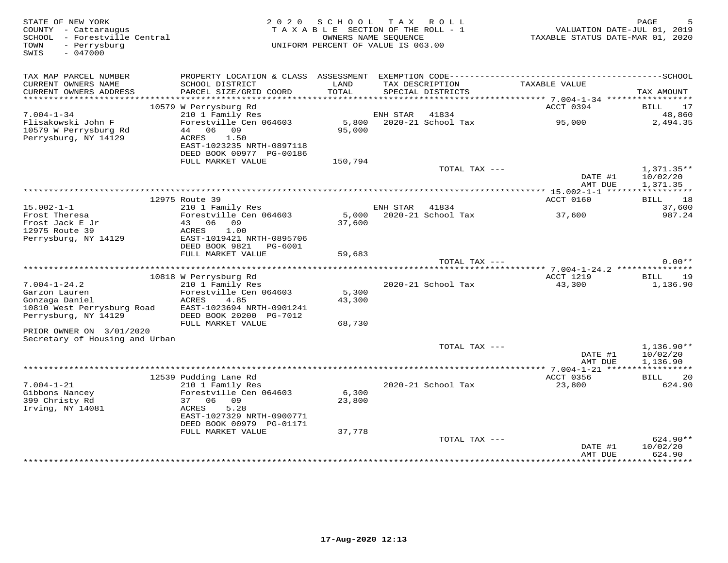STATE OF NEW YORK
COUNTY - Cattaraugus
SCHOOL - Forestville Central
TOWN - Perrysburg
SWIS - 047000

2 0 2 0 S C H O O L T A X R O L L
T A X A B L E SECTION OF THE ROLL - 1
OWNERS NAME SEQUENCE
UNIFORM PERCENT OF VALUE IS 063.00

VALUATION DATE-JUL 01, 2019
TAXABLE STATUS DATE-MAR 01, 2020

| TAX MAP PARCEL NUMBER / CURRENT OWNERS NAME / CURRENT OWNERS ADDRESS | PROPERTY LOCATION & CLASS / SCHOOL DISTRICT / PARCEL SIZE/GRID COORD | ASSESSMENT LAND / TOTAL | EXEMPTION CODE / TAX DESCRIPTION / SPECIAL DISTRICTS | TAXABLE VALUE | TAX AMOUNT |
|---|---|---|---|---|---|
| | 10579 W Perrysburg Rd | | | ACCT 0394 | BILL 17 |
| 7.004-1-34 | 210 1 Family Res | | ENH STAR 41834 | | 48,860 |
| Flisakowski John F | Forestville Cen 064603 | 5,800 | 2020-21 School Tax | 95,000 | 2,494.35 |
| 10579 W Perrysburg Rd | 44 06 09 | 95,000 | | | |
| Perrysburg, NY 14129 | ACRES 1.50 | | | | |
| | EAST-1023235 NRTH-0897118 | | | | |
| | DEED BOOK 00977 PG-00186 | | | | |
| | FULL MARKET VALUE | 150,794 | | | |
| | | | TOTAL TAX --- | | 1,371.35** |
| | | | | DATE #1 | 10/02/20 |
| | | | | AMT DUE | 1,371.35 |
| | 12975 Route 39 | | | ACCT 0160 | BILL 18 |
| 15.002-1-1 | 210 1 Family Res | | ENH STAR 41834 | | 37,600 |
| Frost Theresa | Forestville Cen 064603 | 5,000 | 2020-21 School Tax | 37,600 | 987.24 |
| Frost Jack E Jr | 43 06 09 | 37,600 | | | |
| 12975 Route 39 | ACRES 1.00 | | | | |
| Perrysburg, NY 14129 | EAST-1019421 NRTH-0895706 | | | | |
| | DEED BOOK 9821 PG-6001 | | | | |
| | FULL MARKET VALUE | 59,683 | | | |
| | | | TOTAL TAX --- | | 0.00** |
| | 10818 W Perrysburg Rd | | | ACCT 1219 | BILL 19 |
| 7.004-1-24.2 | 210 1 Family Res | | 2020-21 School Tax | 43,300 | 1,136.90 |
| Garzon Lauren | Forestville Cen 064603 | 5,300 | | | |
| Gonzaga Daniel | ACRES 4.85 | 43,300 | | | |
| 10810 West Perrysburg Road | EAST-1023694 NRTH-0901241 | | | | |
| Perrysburg, NY 14129 | DEED BOOK 20200 PG-7012 | | | | |
| | FULL MARKET VALUE | 68,730 | | | |
| PRIOR OWNER ON 3/01/2020 | | | | | |
| Secretary of Housing and Urban | | | | | |
| | | | TOTAL TAX --- | | 1,136.90** |
| | | | | DATE #1 | 10/02/20 |
| | | | | AMT DUE | 1,136.90 |
| | 12539 Pudding Lane Rd | | | ACCT 0356 | BILL 20 |
| 7.004-1-21 | 210 1 Family Res | | 2020-21 School Tax | 23,800 | 624.90 |
| Gibbons Nancey | Forestville Cen 064603 | 6,300 | | | |
| 399 Christy Rd | 37 06 09 | 23,800 | | | |
| Irving, NY 14081 | ACRES 5.28 | | | | |
| | EAST-1027329 NRTH-0900771 | | | | |
| | DEED BOOK 00979 PG-01171 | | | | |
| | FULL MARKET VALUE | 37,778 | | | |
| | | | TOTAL TAX --- | | 624.90** |
| | | | | DATE #1 | 10/02/20 |
| | | | | AMT DUE | 624.90 |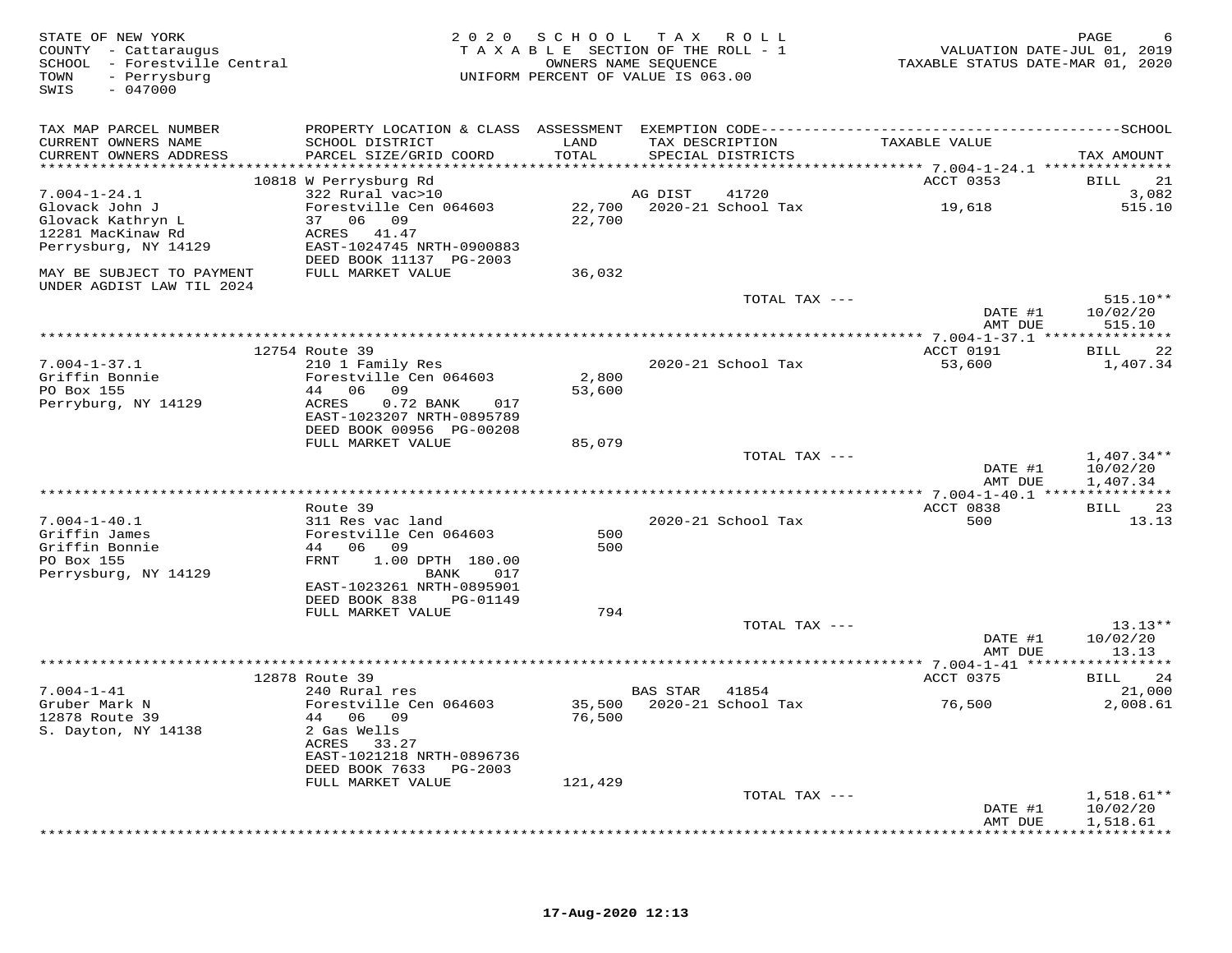STATE OF NEW YORK
COUNTY - Cattaraugus
SCHOOL - Forestville Central
TOWN - Perrysburg
SWIS - 047000

2020 SCHOOL TAX ROLL
TAXABLE SECTION OF THE ROLL - 1
OWNERS NAME SEQUENCE
UNIFORM PERCENT OF VALUE IS 063.00

VALUATION DATE-JUL 01, 2019
TAXABLE STATUS DATE-MAR 01, 2020

| TAX MAP PARCEL NUMBER / CURRENT OWNERS NAME / CURRENT OWNERS ADDRESS | PROPERTY LOCATION & CLASS / SCHOOL DISTRICT / PARCEL SIZE/GRID COORD | ASSESSMENT LAND / TOTAL | EXEMPTION CODE / TAX DESCRIPTION / SPECIAL DISTRICTS | TAXABLE VALUE | TAX AMOUNT |
|---|---|---|---|---|---|
| | 10818 W Perrysburg Rd | | | ACCT 0353 | BILL 21 |
| 7.004-1-24.1 | 322 Rural vac>10 | | AG DIST 41720 | | 3,082 |
| Glovack John J | Forestville Cen 064603 | 22,700 | 2020-21 School Tax | 19,618 | 515.10 |
| Glovack Kathryn L | 37 06 09 | 22,700 | | | |
| 12281 MacKinaw Rd | ACRES 41.47 | | | | |
| Perrysburg, NY 14129 | EAST-1024745 NRTH-0900883 | | | | |
| | DEED BOOK 11137 PG-2003 | | | | |
| MAY BE SUBJECT TO PAYMENT UNDER AGDIST LAW TIL 2024 | FULL MARKET VALUE | 36,032 | | | |
| | | | TOTAL TAX --- | | 515.10** |
| | | | | DATE #1 | 10/02/20 |
| | | | | AMT DUE | 515.10 |
| | 12754 Route 39 | | | ACCT 0191 | BILL 22 |
| 7.004-1-37.1 | 210 1 Family Res | | 2020-21 School Tax | 53,600 | 1,407.34 |
| Griffin Bonnie | Forestville Cen 064603 | 2,800 | | | |
| PO Box 155 | 44 06 09 | 53,600 | | | |
| Perryburg, NY 14129 | ACRES 0.72 BANK 017 | | | | |
| | EAST-1023207 NRTH-0895789 | | | | |
| | DEED BOOK 00956 PG-00208 | | | | |
| | FULL MARKET VALUE | 85,079 | | | |
| | | | TOTAL TAX --- | | 1,407.34** |
| | | | | DATE #1 | 10/02/20 |
| | | | | AMT DUE | 1,407.34 |
| | Route 39 | | | ACCT 0838 | BILL 23 |
| 7.004-1-40.1 | 311 Res vac land | | 2020-21 School Tax | 500 | 13.13 |
| Griffin James | Forestville Cen 064603 | 500 | | | |
| Griffin Bonnie | 44 06 09 | 500 | | | |
| PO Box 155 | FRNT 1.00 DPTH 180.00 | | | | |
| Perrysburg, NY 14129 | BANK 017 | | | | |
| | EAST-1023261 NRTH-0895901 | | | | |
| | DEED BOOK 838 PG-01149 | | | | |
| | FULL MARKET VALUE | 794 | | | |
| | | | TOTAL TAX --- | | 13.13** |
| | | | | DATE #1 | 10/02/20 |
| | | | | AMT DUE | 13.13 |
| | 12878 Route 39 | | | ACCT 0375 | BILL 24 |
| 7.004-1-41 | 240 Rural res | | BAS STAR 41854 | | 21,000 |
| Gruber Mark N | Forestville Cen 064603 | 35,500 | 2020-21 School Tax | 76,500 | 2,008.61 |
| 12878 Route 39 | 44 06 09 | 76,500 | | | |
| S. Dayton, NY 14138 | 2 Gas Wells | | | | |
| | ACRES 33.27 | | | | |
| | EAST-1021218 NRTH-0896736 | | | | |
| | DEED BOOK 7633 PG-2003 | | | | |
| | FULL MARKET VALUE | 121,429 | | | |
| | | | TOTAL TAX --- | | 1,518.61** |
| | | | | DATE #1 | 10/02/20 |
| | | | | AMT DUE | 1,518.61 |

17-Aug-2020 12:13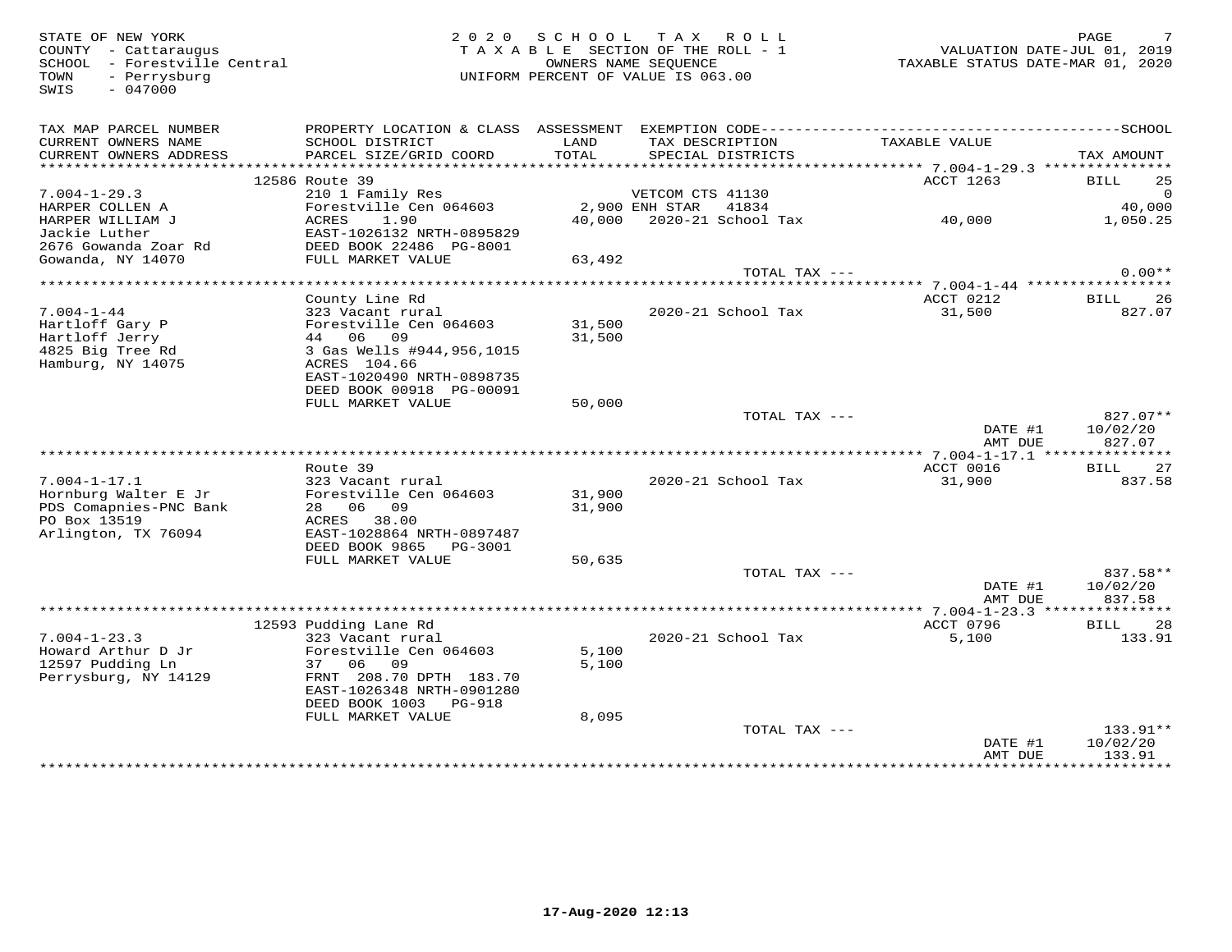STATE OF NEW YORK
COUNTY - Cattaraugus
SCHOOL - Forestville Central
TOWN - Perrysburg
SWIS - 047000

2 0 2 0 S C H O O L T A X R O L L
T A X A B L E SECTION OF THE ROLL - 1
OWNERS NAME SEQUENCE
UNIFORM PERCENT OF VALUE IS 063.00

VALUATION DATE-JUL 01, 2019
TAXABLE STATUS DATE-MAR 01, 2020

| TAX MAP PARCEL NUMBER / CURRENT OWNERS NAME / CURRENT OWNERS ADDRESS | PROPERTY LOCATION & CLASS / SCHOOL DISTRICT / PARCEL SIZE/GRID COORD | ASSESSMENT LAND / TOTAL | EXEMPTION CODE / TAX DESCRIPTION / SPECIAL DISTRICTS | TAXABLE VALUE | TAX AMOUNT |
|---|---|---|---|---|---|
| 7.004-1-29.3 | 12586 Route 39 | | | ACCT 1263 | BILL 25 |
| HARPER COLLEN A | 210 1 Family Res | | VETCOM CTS 41130 | | 0 |
| HARPER WILLIAM J | Forestville Cen 064603 | 2,900 | ENH STAR 41834 | | 40,000 |
| Jackie Luther | ACRES 1.90 | 40,000 | 2020-21 School Tax | 40,000 | 1,050.25 |
| 2676 Gowanda Zoar Rd | EAST-1026132 NRTH-0895829 | | | | |
| Gowanda, NY 14070 | DEED BOOK 22486 PG-8001 | | | | |
| | FULL MARKET VALUE | 63,492 | | | |
| | | | TOTAL TAX --- | | 0.00** |
| 7.004-1-44 | County Line Rd | | | ACCT 0212 | BILL 26 |
| Hartloff Gary P | 323 Vacant rural | | 2020-21 School Tax | 31,500 | 827.07 |
| Hartloff Jerry | Forestville Cen 064603 | 31,500 | | | |
| 4825 Big Tree Rd | 44 06 09 | 31,500 | | | |
| Hamburg, NY 14075 | 3 Gas Wells #944,956,1015 | | | | |
| | ACRES 104.66 | | | | |
| | EAST-1020490 NRTH-0898735 | | | | |
| | DEED BOOK 00918 PG-00091 | | | | |
| | FULL MARKET VALUE | 50,000 | | | |
| | | | TOTAL TAX --- | | 827.07** |
| | | | | DATE #1 | 10/02/20 |
| | | | | AMT DUE | 827.07 |
| 7.004-1-17.1 | Route 39 | | | ACCT 0016 | BILL 27 |
| Hornburg Walter E Jr | 323 Vacant rural | | 2020-21 School Tax | 31,900 | 837.58 |
| PDS Comapnies-PNC Bank | Forestville Cen 064603 | 31,900 | | | |
| PO Box 13519 | 28 06 09 | 31,900 | | | |
| Arlington, TX 76094 | ACRES 38.00 | | | | |
| | EAST-1028864 NRTH-0897487 | | | | |
| | DEED BOOK 9865 PG-3001 | | | | |
| | FULL MARKET VALUE | 50,635 | | | |
| | | | TOTAL TAX --- | | 837.58** |
| | | | | DATE #1 | 10/02/20 |
| | | | | AMT DUE | 837.58 |
| 7.004-1-23.3 | 12593 Pudding Lane Rd | | | ACCT 0796 | BILL 28 |
| Howard Arthur D Jr | 323 Vacant rural | | 2020-21 School Tax | 5,100 | 133.91 |
| 12597 Pudding Ln | Forestville Cen 064603 | 5,100 | | | |
| Perrysburg, NY 14129 | 37 06 09 | 5,100 | | | |
| | FRNT 208.70 DPTH 183.70 | | | | |
| | EAST-1026348 NRTH-0901280 | | | | |
| | DEED BOOK 1003 PG-918 | | | | |
| | FULL MARKET VALUE | 8,095 | | | |
| | | | TOTAL TAX --- | | 133.91** |
| | | | | DATE #1 | 10/02/20 |
| | | | | AMT DUE | 133.91 |

17-Aug-2020 12:13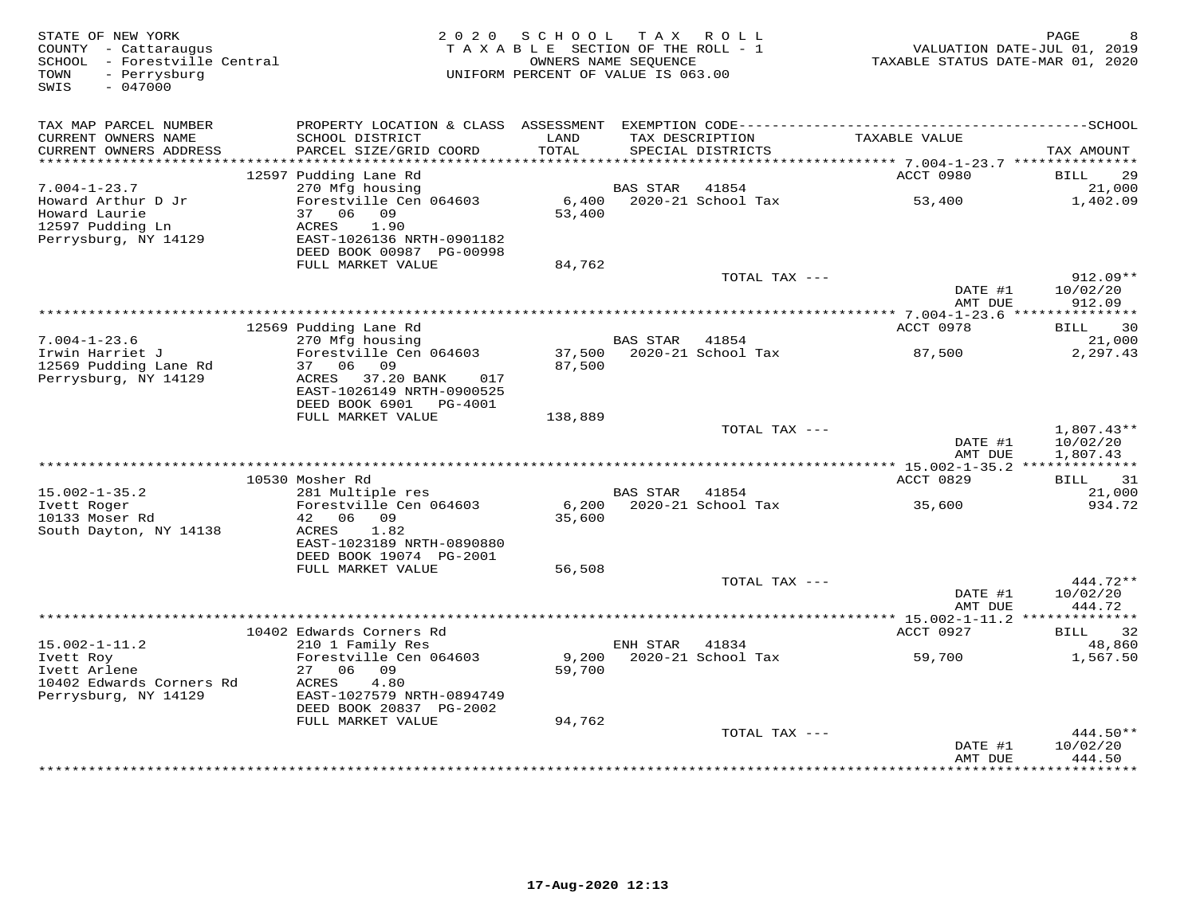STATE OF NEW YORK
COUNTY - Cattaraugus
SCHOOL - Forestville Central
TOWN - Perrysburg
SWIS - 047000

2 0 2 0 S C H O O L T A X R O L L
T A X A B L E SECTION OF THE ROLL - 1
OWNERS NAME SEQUENCE
UNIFORM PERCENT OF VALUE IS 063.00

VALUATION DATE-JUL 01, 2019
TAXABLE STATUS DATE-MAR 01, 2020

| TAX MAP PARCEL NUMBER / CURRENT OWNERS NAME / CURRENT OWNERS ADDRESS | PROPERTY LOCATION & CLASS / SCHOOL DISTRICT / PARCEL SIZE/GRID COORD | ASSESSMENT LAND / TOTAL | EXEMPTION CODE / TAX DESCRIPTION / SPECIAL DISTRICTS | TAXABLE VALUE | TAX AMOUNT |
|---|---|---|---|---|---|
| 7.004-1-23.7 | 12597 Pudding Lane Rd | | | ACCT 0980 | BILL 29 |
| Howard Arthur D Jr | 270 Mfg housing | | BAS STAR 41854 | | 21,000 |
| Howard Laurie | Forestville Cen 064603 | 6,400 | 2020-21 School Tax | 53,400 | 1,402.09 |
| 12597 Pudding Ln | 37 06 09 | 53,400 | | | |
| Perrysburg, NY 14129 | ACRES 1.90 | | | | |
| | EAST-1026136 NRTH-0901182 | | | | |
| | DEED BOOK 00987 PG-00998 | | | | |
| | FULL MARKET VALUE | 84,762 | | | |
| | | | TOTAL TAX --- | | 912.09** |
| | | | | DATE #1 | 10/02/20 |
| | | | | AMT DUE | 912.09 |
| 7.004-1-23.6 | 12569 Pudding Lane Rd | | | ACCT 0978 | BILL 30 |
| Irwin Harriet J | 270 Mfg housing | | BAS STAR 41854 | | 21,000 |
| 12569 Pudding Lane Rd | Forestville Cen 064603 | 37,500 | 2020-21 School Tax | 87,500 | 2,297.43 |
| Perrysburg, NY 14129 | 37 06 09 | 87,500 | | | |
| | ACRES 37.20 BANK 017 | | | | |
| | EAST-1026149 NRTH-0900525 | | | | |
| | DEED BOOK 6901 PG-4001 | | | | |
| | FULL MARKET VALUE | 138,889 | | | |
| | | | TOTAL TAX --- | | 1,807.43** |
| | | | | DATE #1 | 10/02/20 |
| | | | | AMT DUE | 1,807.43 |
| 15.002-1-35.2 | 10530 Mosher Rd | | | ACCT 0829 | BILL 31 |
| Ivett Roger | 281 Multiple res | | BAS STAR 41854 | | 21,000 |
| 10133 Moser Rd | Forestville Cen 064603 | 6,200 | 2020-21 School Tax | 35,600 | 934.72 |
| South Dayton, NY 14138 | 42 06 09 | 35,600 | | | |
| | ACRES 1.82 | | | | |
| | EAST-1023189 NRTH-0890880 | | | | |
| | DEED BOOK 19074 PG-2001 | | | | |
| | FULL MARKET VALUE | 56,508 | | | |
| | | | TOTAL TAX --- | | 444.72** |
| | | | | DATE #1 | 10/02/20 |
| | | | | AMT DUE | 444.72 |
| 15.002-1-11.2 | 10402 Edwards Corners Rd | | | ACCT 0927 | BILL 32 |
| Ivett Roy | 210 1 Family Res | | ENH STAR 41834 | | 48,860 |
| Ivett Arlene | Forestville Cen 064603 | 9,200 | 2020-21 School Tax | 59,700 | 1,567.50 |
| 10402 Edwards Corners Rd | 27 06 09 | 59,700 | | | |
| Perrysburg, NY 14129 | ACRES 4.80 | | | | |
| | EAST-1027579 NRTH-0894749 | | | | |
| | DEED BOOK 20837 PG-2002 | | | | |
| | FULL MARKET VALUE | 94,762 | | | |
| | | | TOTAL TAX --- | | 444.50** |
| | | | | DATE #1 | 10/02/20 |
| | | | | AMT DUE | 444.50 |

17-Aug-2020 12:13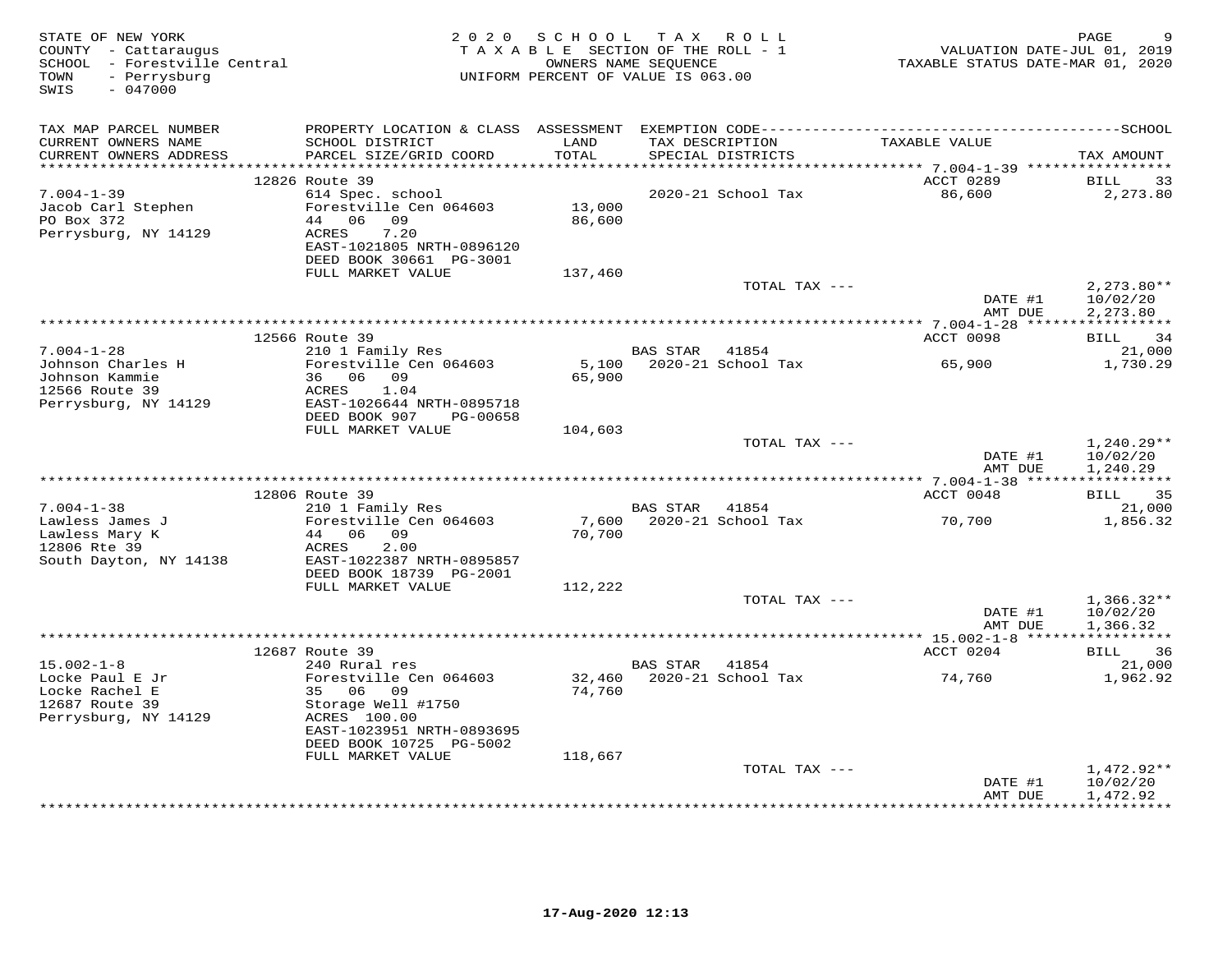STATE OF NEW YORK
COUNTY - Cattaraugus
SCHOOL - Forestville Central
TOWN - Perrysburg
SWIS - 047000

2020 SCHOOL TAX ROLL
TAXABLE SECTION OF THE ROLL - 1
OWNERS NAME SEQUENCE
UNIFORM PERCENT OF VALUE IS 063.00

VALUATION DATE-JUL 01, 2019
TAXABLE STATUS DATE-MAR 01, 2020

| TAX MAP PARCEL NUMBER / CURRENT OWNERS NAME / CURRENT OWNERS ADDRESS | PROPERTY LOCATION & CLASS / SCHOOL DISTRICT / PARCEL SIZE/GRID COORD | ASSESSMENT LAND / TOTAL | EXEMPTION CODE / TAX DESCRIPTION / SPECIAL DISTRICTS | TAXABLE VALUE | SCHOOL TAX AMOUNT |
|---|---|---|---|---|---|
| | 12826 Route 39 | | | ACCT 0289 | BILL 33 |
| 7.004-1-39 | 614 Spec. school | | 2020-21 School Tax | 86,600 | 2,273.80 |
| Jacob Carl Stephen | Forestville Cen 064603 | 13,000 | | | |
| PO Box 372 | 44 06 09 | 86,600 | | | |
| Perrysburg, NY 14129 | ACRES 7.20 | | | | |
| | EAST-1021805 NRTH-0896120 | | | | |
| | DEED BOOK 30661 PG-3001 | | | | |
| | FULL MARKET VALUE | 137,460 | | | |
| | | | TOTAL TAX --- | | 2,273.80** |
| | | | | DATE #1 | 10/02/20 |
| | | | | AMT DUE | 2,273.80 |
| | 12566 Route 39 | | | ACCT 0098 | BILL 34 |
| 7.004-1-28 | 210 1 Family Res | | BAS STAR 41854 | | 21,000 |
| Johnson Charles H | Forestville Cen 064603 | 5,100 | 2020-21 School Tax | 65,900 | 1,730.29 |
| Johnson Kammie | 36 06 09 | 65,900 | | | |
| 12566 Route 39 | ACRES 1.04 | | | | |
| Perrysburg, NY 14129 | EAST-1026644 NRTH-0895718 | | | | |
| | DEED BOOK 907 PG-00658 | | | | |
| | FULL MARKET VALUE | 104,603 | | | |
| | | | TOTAL TAX --- | | 1,240.29** |
| | | | | DATE #1 | 10/02/20 |
| | | | | AMT DUE | 1,240.29 |
| | 12806 Route 39 | | | ACCT 0048 | BILL 35 |
| 7.004-1-38 | 210 1 Family Res | | BAS STAR 41854 | | 21,000 |
| Lawless James J | Forestville Cen 064603 | 7,600 | 2020-21 School Tax | 70,700 | 1,856.32 |
| Lawless Mary K | 44 06 09 | 70,700 | | | |
| 12806 Rte 39 | ACRES 2.00 | | | | |
| South Dayton, NY 14138 | EAST-1022387 NRTH-0895857 | | | | |
| | DEED BOOK 18739 PG-2001 | | | | |
| | FULL MARKET VALUE | 112,222 | | | |
| | | | TOTAL TAX --- | | 1,366.32** |
| | | | | DATE #1 | 10/02/20 |
| | | | | AMT DUE | 1,366.32 |
| | 12687 Route 39 | | | ACCT 0204 | BILL 36 |
| 15.002-1-8 | 240 Rural res | | BAS STAR 41854 | | 21,000 |
| Locke Paul E Jr | Forestville Cen 064603 | 32,460 | 2020-21 School Tax | 74,760 | 1,962.92 |
| Locke Rachel E | 35 06 09 | 74,760 | | | |
| 12687 Route 39 | Storage Well #1750 | | | | |
| Perrysburg, NY 14129 | ACRES 100.00 | | | | |
| | EAST-1023951 NRTH-0893695 | | | | |
| | DEED BOOK 10725 PG-5002 | | | | |
| | FULL MARKET VALUE | 118,667 | | | |
| | | | TOTAL TAX --- | | 1,472.92** |
| | | | | DATE #1 | 10/02/20 |
| | | | | AMT DUE | 1,472.92 |

17-Aug-2020 12:13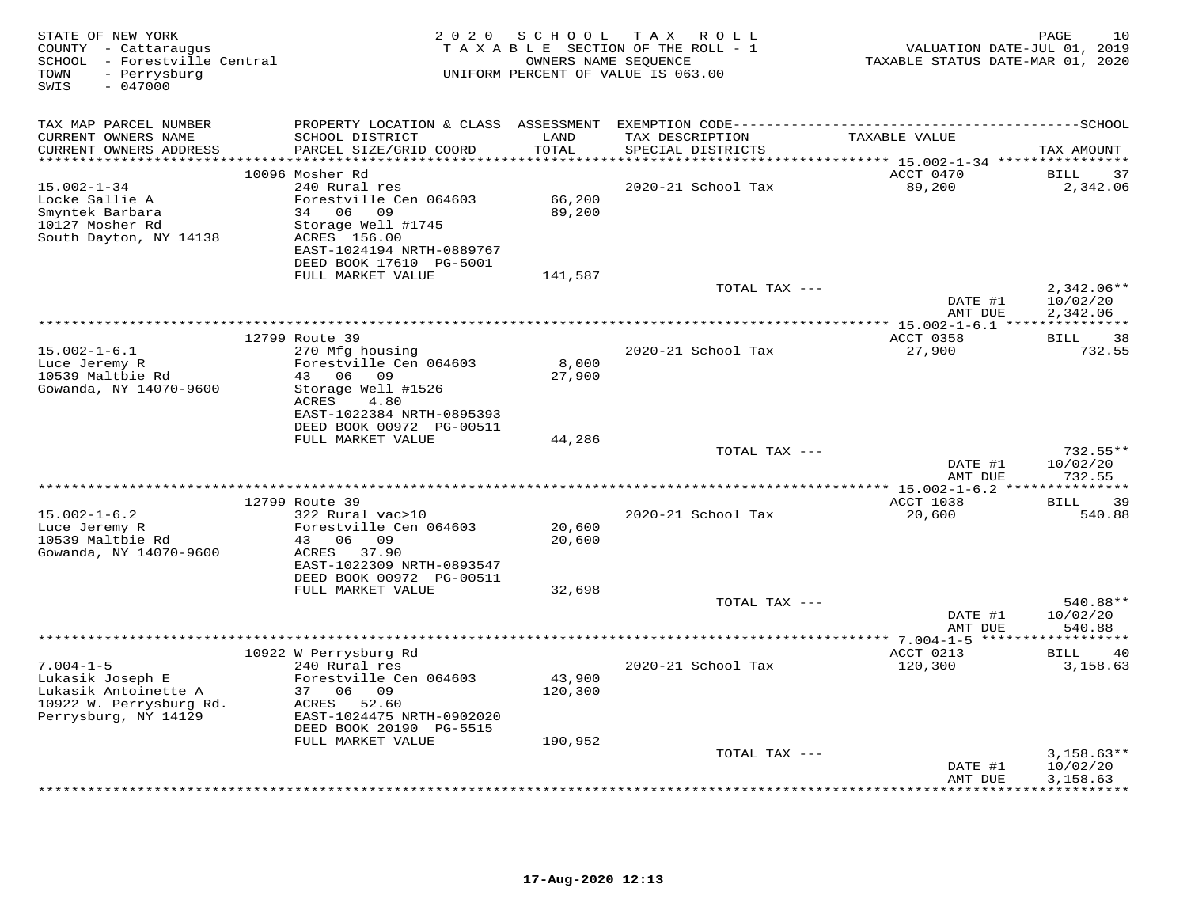STATE OF NEW YORK
COUNTY - Cattaraugus
SCHOOL - Forestville Central
TOWN - Perrysburg
SWIS - 047000

2020 SCHOOL TAX ROLL
TAXABLE SECTION OF THE ROLL - 1
OWNERS NAME SEQUENCE
UNIFORM PERCENT OF VALUE IS 063.00

VALUATION DATE-JUL 01, 2019
TAXABLE STATUS DATE-MAR 01, 2020

| TAX MAP PARCEL NUMBER / CURRENT OWNERS NAME / CURRENT OWNERS ADDRESS | PROPERTY LOCATION & CLASS / SCHOOL DISTRICT / PARCEL SIZE/GRID COORD | ASSESSMENT LAND / TOTAL | EXEMPTION CODE / TAX DESCRIPTION / SPECIAL DISTRICTS | TAXABLE VALUE | SCHOOL TAX AMOUNT |
|---|---|---|---|---|---|
| | 10096 Mosher Rd | | | ACCT 0470 | BILL 37 |
| 15.002-1-34 | 240 Rural res | | 2020-21 School Tax | 89,200 | 2,342.06 |
| Locke Sallie A | Forestville Cen 064603 | 66,200 | | | |
| Smyntek Barbara | 34 06 09 | 89,200 | | | |
| 10127 Mosher Rd | Storage Well #1745 | | | | |
| South Dayton, NY 14138 | ACRES 156.00 | | | | |
| | EAST-1024194 NRTH-0889767 | | | | |
| | DEED BOOK 17610 PG-5001 | | | | |
| | FULL MARKET VALUE | 141,587 | | | |
| | | | TOTAL TAX --- | | 2,342.06** |
| | | | | DATE #1 | 10/02/20 |
| | | | | AMT DUE | 2,342.06 |
| | 12799 Route 39 | | | ACCT 0358 | BILL 38 |
| 15.002-1-6.1 | 270 Mfg housing | | 2020-21 School Tax | 27,900 | 732.55 |
| Luce Jeremy R | Forestville Cen 064603 | 8,000 | | | |
| 10539 Maltbie Rd | 43 06 09 | 27,900 | | | |
| Gowanda, NY 14070-9600 | Storage Well #1526 | | | | |
| | ACRES 4.80 | | | | |
| | EAST-1022384 NRTH-0895393 | | | | |
| | DEED BOOK 00972 PG-00511 | | | | |
| | FULL MARKET VALUE | 44,286 | | | |
| | | | TOTAL TAX --- | | 732.55** |
| | | | | DATE #1 | 10/02/20 |
| | | | | AMT DUE | 732.55 |
| | 12799 Route 39 | | | ACCT 1038 | BILL 39 |
| 15.002-1-6.2 | 322 Rural vac>10 | | 2020-21 School Tax | 20,600 | 540.88 |
| Luce Jeremy R | Forestville Cen 064603 | 20,600 | | | |
| 10539 Maltbie Rd | 43 06 09 | 20,600 | | | |
| Gowanda, NY 14070-9600 | ACRES 37.90 | | | | |
| | EAST-1022309 NRTH-0893547 | | | | |
| | DEED BOOK 00972 PG-00511 | | | | |
| | FULL MARKET VALUE | 32,698 | | | |
| | | | TOTAL TAX --- | | 540.88** |
| | | | | DATE #1 | 10/02/20 |
| | | | | AMT DUE | 540.88 |
| | 10922 W Perrysburg Rd | | | ACCT 0213 | BILL 40 |
| 7.004-1-5 | 240 Rural res | | 2020-21 School Tax | 120,300 | 3,158.63 |
| Lukasik Joseph E | Forestville Cen 064603 | 43,900 | | | |
| Lukasik Antoinette A | 37 06 09 | 120,300 | | | |
| 10922 W. Perrysburg Rd. | ACRES 52.60 | | | | |
| Perrysburg, NY 14129 | EAST-1024475 NRTH-0902020 | | | | |
| | DEED BOOK 20190 PG-5515 | | | | |
| | FULL MARKET VALUE | 190,952 | | | |
| | | | TOTAL TAX --- | | 3,158.63** |
| | | | | DATE #1 | 10/02/20 |
| | | | | AMT DUE | 3,158.63 |

17-Aug-2020 12:13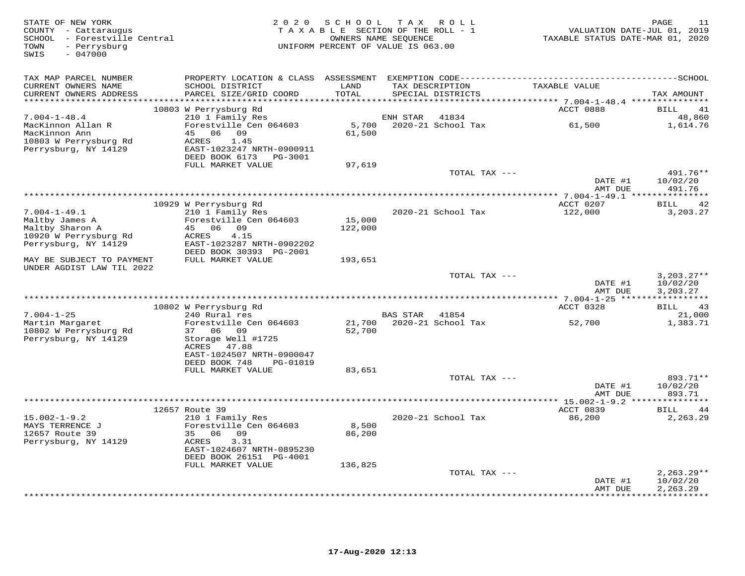STATE OF NEW YORK
COUNTY - Cattaraugus
SCHOOL - Forestville Central
TOWN - Perrysburg
SWIS - 047000

2020 SCHOOL TAX ROLL
TAXABLE SECTION OF THE ROLL - 1
OWNERS NAME SEQUENCE
UNIFORM PERCENT OF VALUE IS 063.00

VALUATION DATE-JUL 01, 2019
TAXABLE STATUS DATE-MAR 01, 2020

| TAX MAP PARCEL NUMBER / CURRENT OWNERS NAME / CURRENT OWNERS ADDRESS | PROPERTY LOCATION & CLASS / SCHOOL DISTRICT / PARCEL SIZE/GRID COORD | ASSESSMENT LAND / TOTAL | EXEMPTION CODE / TAX DESCRIPTION / SPECIAL DISTRICTS | TAXABLE VALUE | TAX AMOUNT |
|---|---|---|---|---|---|
| | 10803 W Perrysburg Rd | | | ACCT 0888 | BILL 41 |
| 7.004-1-48.4 | 210 1 Family Res | | ENH STAR 41834 | | 48,860 |
| MacKinnon Allan R | Forestville Cen 064603 | 5,700 | 2020-21 School Tax | 61,500 | 1,614.76 |
| MacKinnon Ann | 45 06 09 | 61,500 | | | |
| 10803 W Perrysburg Rd | ACRES 1.45 | | | | |
| Perrysburg, NY 14129 | EAST-1023247 NRTH-0900911 | | | | |
| | DEED BOOK 6173 PG-3001 | | | | |
| | FULL MARKET VALUE | 97,619 | | | |
| | | | TOTAL TAX --- | | 491.76** |
| | | | | DATE #1 | 10/02/20 |
| | | | | AMT DUE | 491.76 |
| | 10929 W Perrysburg Rd | | | ACCT 0207 | BILL 42 |
| 7.004-1-49.1 | 210 1 Family Res | | 2020-21 School Tax | 122,000 | 3,203.27 |
| Maltby James A | Forestville Cen 064603 | 15,000 | | | |
| Maltby Sharon A | 45 06 09 | 122,000 | | | |
| 10920 W Perrysburg Rd | ACRES 4.15 | | | | |
| Perrysburg, NY 14129 | EAST-1023287 NRTH-0902202 | | | | |
| | DEED BOOK 30393 PG-2001 | | | | |
| MAY BE SUBJECT TO PAYMENT UNDER AGDIST LAW TIL 2022 | FULL MARKET VALUE | 193,651 | | | |
| | | | TOTAL TAX --- | | 3,203.27** |
| | | | | DATE #1 | 10/02/20 |
| | | | | AMT DUE | 3,203.27 |
| | 10802 W Perrysburg Rd | | | ACCT 0328 | BILL 43 |
| 7.004-1-25 | 240 Rural res | | BAS STAR 41854 | | 21,000 |
| Martin Margaret | Forestville Cen 064603 | 21,700 | 2020-21 School Tax | 52,700 | 1,383.71 |
| 10802 W Perrysburg Rd | 37 06 09 | 52,700 | | | |
| Perrysburg, NY 14129 | Storage Well #1725 | | | | |
| | ACRES 47.88 | | | | |
| | EAST-1024507 NRTH-0900047 | | | | |
| | DEED BOOK 748 PG-01019 | | | | |
| | FULL MARKET VALUE | 83,651 | | | |
| | | | TOTAL TAX --- | | 893.71** |
| | | | | DATE #1 | 10/02/20 |
| | | | | AMT DUE | 893.71 |
| | 12657 Route 39 | | | ACCT 0839 | BILL 44 |
| 15.002-1-9.2 | 210 1 Family Res | | 2020-21 School Tax | 86,200 | 2,263.29 |
| MAYS TERRENCE J | Forestville Cen 064603 | 8,500 | | | |
| 12657 Route 39 | 35 06 09 | 86,200 | | | |
| Perrysburg, NY 14129 | ACRES 3.31 | | | | |
| | EAST-1024607 NRTH-0895230 | | | | |
| | DEED BOOK 26151 PG-4001 | | | | |
| | FULL MARKET VALUE | 136,825 | | | |
| | | | TOTAL TAX --- | | 2,263.29** |
| | | | | DATE #1 | 10/02/20 |
| | | | | AMT DUE | 2,263.29 |

17-Aug-2020 12:13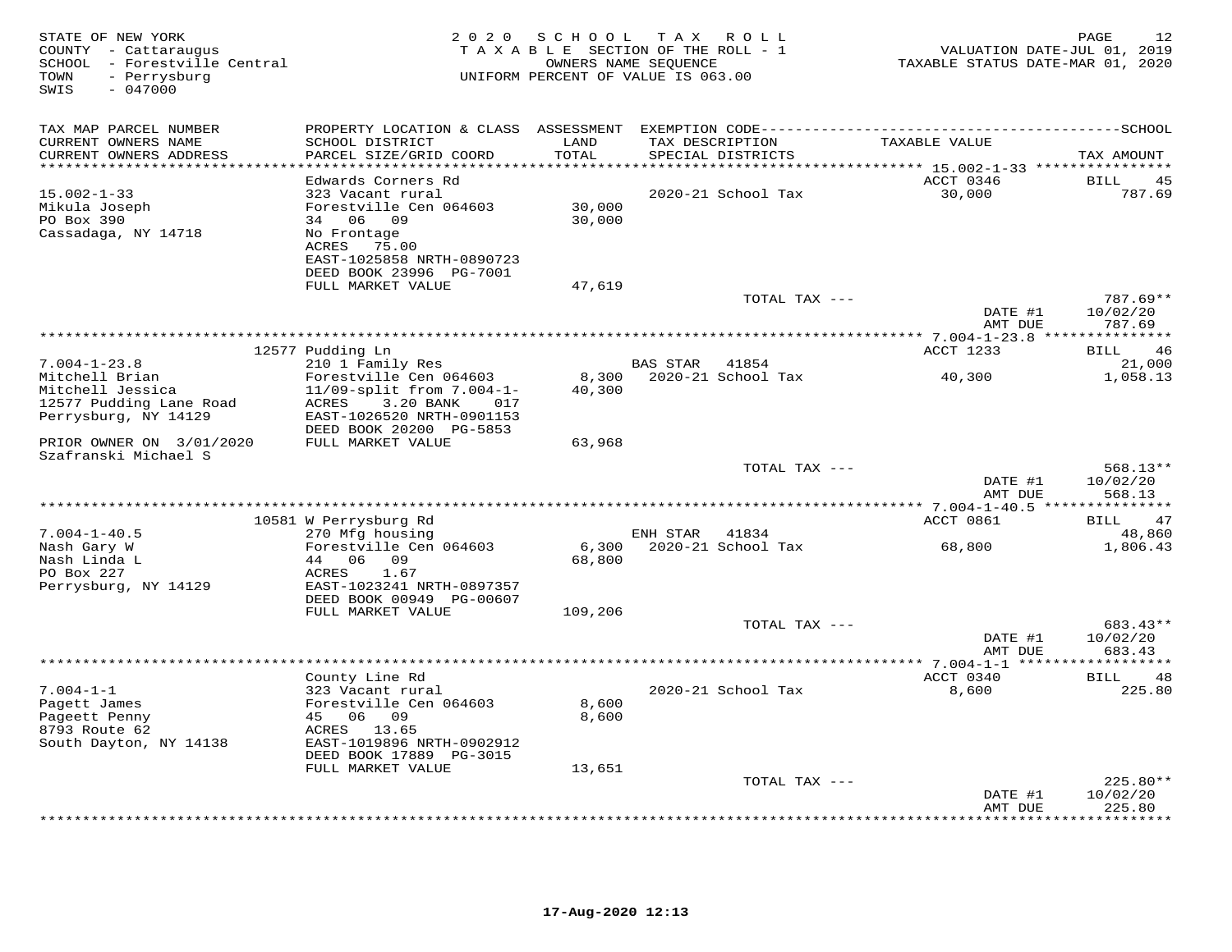STATE OF NEW YORK
COUNTY - Cattaraugus
SCHOOL - Forestville Central
TOWN - Perrysburg
SWIS - 047000

2020 SCHOOL TAX ROLL
TAXABLE SECTION OF THE ROLL - 1
OWNERS NAME SEQUENCE
UNIFORM PERCENT OF VALUE IS 063.00

VALUATION DATE-JUL 01, 2019
TAXABLE STATUS DATE-MAR 01, 2020

| TAX MAP PARCEL NUMBER / CURRENT OWNERS NAME / CURRENT OWNERS ADDRESS | PROPERTY LOCATION & CLASS / SCHOOL DISTRICT / PARCEL SIZE/GRID COORD | ASSESSMENT LAND / TOTAL | EXEMPTION CODE / TAX DESCRIPTION / SPECIAL DISTRICTS | TAXABLE VALUE | TAX AMOUNT |
|---|---|---|---|---|---|
| 15.002-1-33 | Edwards Corners Rd | | | ACCT 0346 | BILL 45 |
| Mikula Joseph | 323 Vacant rural | | 2020-21 School Tax | 30,000 | 787.69 |
| PO Box 390 | Forestville Cen 064603 | 30,000 | | | |
| Cassadaga, NY 14718 | 34 06 09 | 30,000 | | | |
| | No Frontage | | | | |
| | ACRES 75.00 | | | | |
| | EAST-1025858 NRTH-0890723 | | | | |
| | DEED BOOK 23996 PG-7001 | | | | |
| | FULL MARKET VALUE | 47,619 | | | |
| | | | TOTAL TAX --- | | 787.69** |
| | | | | DATE #1 | 10/02/20 |
| | | | | AMT DUE | 787.69 |
| 7.004-1-23.8 | 12577 Pudding Ln | | | ACCT 1233 | BILL 46 |
| Mitchell Brian | 210 1 Family Res | | BAS STAR 41854 | | 21,000 |
| Mitchell Jessica | Forestville Cen 064603 | 8,300 | 2020-21 School Tax | 40,300 | 1,058.13 |
| 12577 Pudding Lane Road | 11/09-split from 7.004-1- | 40,300 | | | |
| Perrysburg, NY 14129 | ACRES 3.20 BANK 017 | | | | |
| | EAST-1026520 NRTH-0901153 | | | | |
| | DEED BOOK 20200 PG-5853 | | | | |
| PRIOR OWNER ON 3/01/2020 | FULL MARKET VALUE | 63,968 | | | |
| Szafranski Michael S | | | | | |
| | | | TOTAL TAX --- | | 568.13** |
| | | | | DATE #1 | 10/02/20 |
| | | | | AMT DUE | 568.13 |
| 7.004-1-40.5 | 10581 W Perrysburg Rd | | | ACCT 0861 | BILL 47 |
| Nash Gary W | 270 Mfg housing | | ENH STAR 41834 | | 48,860 |
| Nash Linda L | Forestville Cen 064603 | 6,300 | 2020-21 School Tax | 68,800 | 1,806.43 |
| PO Box 227 | 44 06 09 | 68,800 | | | |
| Perrysburg, NY 14129 | ACRES 1.67 | | | | |
| | EAST-1023241 NRTH-0897357 | | | | |
| | DEED BOOK 00949 PG-00607 | | | | |
| | FULL MARKET VALUE | 109,206 | | | |
| | | | TOTAL TAX --- | | 683.43** |
| | | | | DATE #1 | 10/02/20 |
| | | | | AMT DUE | 683.43 |
| 7.004-1-1 | County Line Rd | | | ACCT 0340 | BILL 48 |
| Pagett James | 323 Vacant rural | | 2020-21 School Tax | 8,600 | 225.80 |
| Pageett Penny | Forestville Cen 064603 | 8,600 | | | |
| 8793 Route 62 | 45 06 09 | 8,600 | | | |
| South Dayton, NY 14138 | ACRES 13.65 | | | | |
| | EAST-1019896 NRTH-0902912 | | | | |
| | DEED BOOK 17889 PG-3015 | | | | |
| | FULL MARKET VALUE | 13,651 | | | |
| | | | TOTAL TAX --- | | 225.80** |
| | | | | DATE #1 | 10/02/20 |
| | | | | AMT DUE | 225.80 |

17-Aug-2020 12:13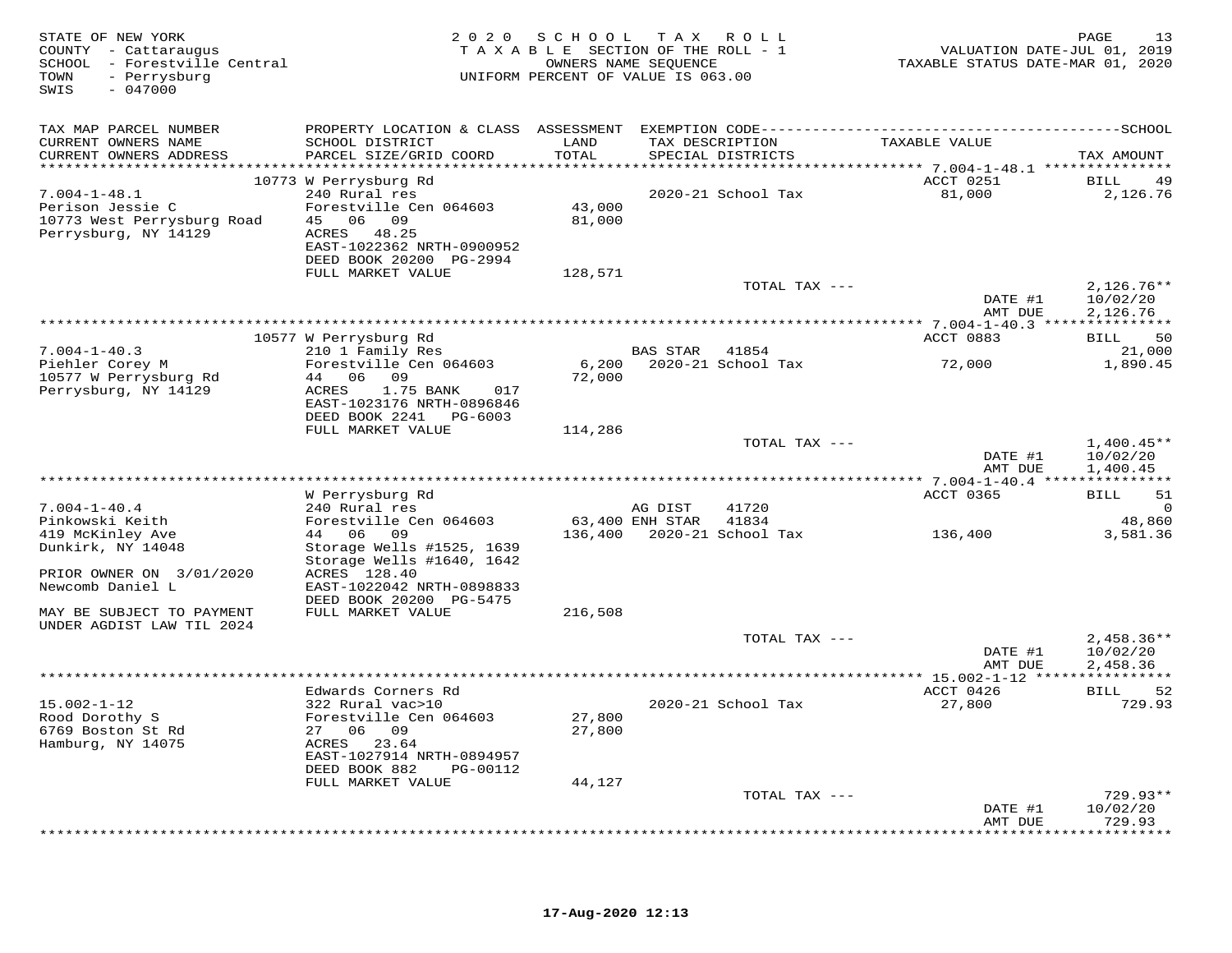STATE OF NEW YORK
COUNTY - Cattaraugus
SCHOOL - Forestville Central
TOWN - Perrysburg
SWIS - 047000

2020 SCHOOL TAX ROLL
TAXABLE SECTION OF THE ROLL - 1
OWNERS NAME SEQUENCE
UNIFORM PERCENT OF VALUE IS 063.00

VALUATION DATE-JUL 01, 2019
TAXABLE STATUS DATE-MAR 01, 2020

| TAX MAP PARCEL NUMBER<br>CURRENT OWNERS NAME<br>CURRENT OWNERS ADDRESS | PROPERTY LOCATION & CLASS<br>SCHOOL DISTRICT<br>PARCEL SIZE/GRID COORD | ASSESSMENT<br>LAND<br>TOTAL | EXEMPTION CODE<br>TAX DESCRIPTION<br>SPECIAL DISTRICTS | TAXABLE VALUE | SCHOOL<br>TAX AMOUNT |
|---|---|---|---|---|---|
| 7.004-1-48.1 | 10773 W Perrysburg Rd | | | ACCT 0251 | BILL 49 |
| 7.004-1-48.1 | 240 Rural res | | 2020-21 School Tax | 81,000 | 2,126.76 |
| Perison Jessie C | Forestville Cen 064603 | 43,000 | | | |
| 10773 West Perrysburg Road | 45 06 09 | 81,000 | | | |
| Perrysburg, NY 14129 | ACRES 48.25 | | | | |
| | EAST-1022362 NRTH-0900952 | | | | |
| | DEED BOOK 20200 PG-2994 | | | | |
| | FULL MARKET VALUE | 128,571 | | | |
| | | | TOTAL TAX --- | | 2,126.76** |
| | | | | DATE #1 | 10/02/20 |
| | | | | AMT DUE | 2,126.76 |
| 7.004-1-40.3 | 10577 W Perrysburg Rd | | | ACCT 0883 | BILL 50 |
| 7.004-1-40.3 | 210 1 Family Res | | BAS STAR 41854 | | 21,000 |
| Piehler Corey M | Forestville Cen 064603 | 6,200 | 2020-21 School Tax | 72,000 | 1,890.45 |
| 10577 W Perrysburg Rd | 44 06 09 | 72,000 | | | |
| Perrysburg, NY 14129 | ACRES 1.75 BANK 017 | | | | |
| | EAST-1023176 NRTH-0896846 | | | | |
| | DEED BOOK 2241 PG-6003 | | | | |
| | FULL MARKET VALUE | 114,286 | | | |
| | | | TOTAL TAX --- | | 1,400.45** |
| | | | | DATE #1 | 10/02/20 |
| | | | | AMT DUE | 1,400.45 |
| 7.004-1-40.4 | W Perrysburg Rd | | | ACCT 0365 | BILL 51 |
| 7.004-1-40.4 | 240 Rural res | | AG DIST 41720 | | 0 |
| Pinkowski Keith | Forestville Cen 064603 | 63,400 | ENH STAR 41834 | | 48,860 |
| 419 McKinley Ave | 44 06 09 | 136,400 | 2020-21 School Tax | 136,400 | 3,581.36 |
| Dunkirk, NY 14048 | Storage Wells #1525, 1639 | | | | |
| | Storage Wells #1640, 1642 | | | | |
| PRIOR OWNER ON 3/01/2020 | ACRES 128.40 | | | | |
| Newcomb Daniel L | EAST-1022042 NRTH-0898833 | | | | |
| | DEED BOOK 20200 PG-5475 | | | | |
| MAY BE SUBJECT TO PAYMENT | FULL MARKET VALUE | 216,508 | | | |
| UNDER AGDIST LAW TIL 2024 | | | | | |
| | | | TOTAL TAX --- | | 2,458.36** |
| | | | | DATE #1 | 10/02/20 |
| | | | | AMT DUE | 2,458.36 |
| 15.002-1-12 | Edwards Corners Rd | | | ACCT 0426 | BILL 52 |
| 15.002-1-12 | 322 Rural vac>10 | | 2020-21 School Tax | 27,800 | 729.93 |
| Rood Dorothy S | Forestville Cen 064603 | 27,800 | | | |
| 6769 Boston St Rd | 27 06 09 | 27,800 | | | |
| Hamburg, NY 14075 | ACRES 23.64 | | | | |
| | EAST-1027914 NRTH-0894957 | | | | |
| | DEED BOOK 882 PG-00112 | | | | |
| | FULL MARKET VALUE | 44,127 | | | |
| | | | TOTAL TAX --- | | 729.93** |
| | | | | DATE #1 | 10/02/20 |
| | | | | AMT DUE | 729.93 |

17-Aug-2020 12:13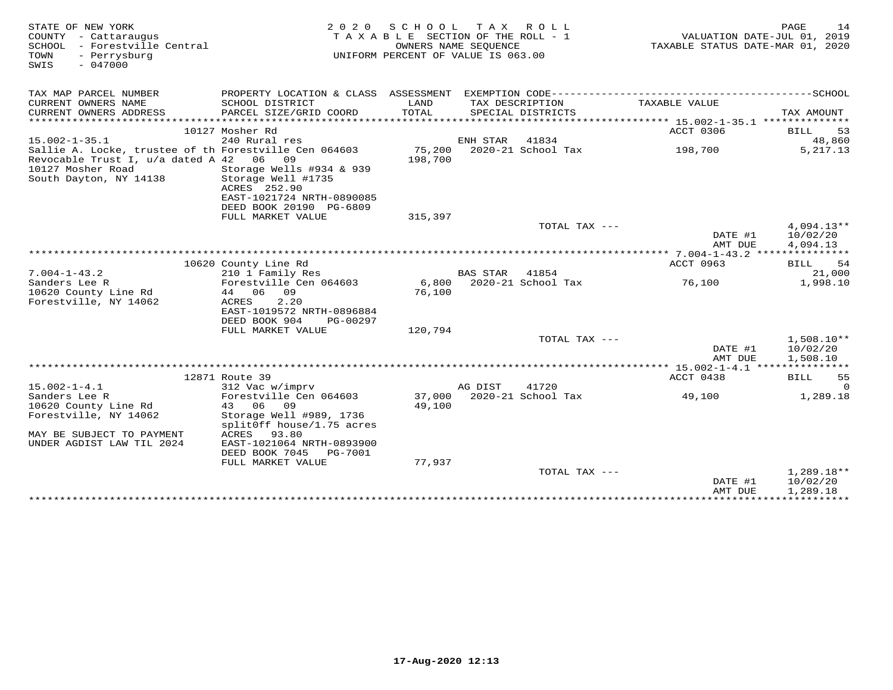STATE OF NEW YORK
COUNTY - Cattaraugus
SCHOOL - Forestville Central
TOWN - Perrysburg
SWIS - 047000

2020 SCHOOL TAX ROLL
TAXABLE SECTION OF THE ROLL - 1
OWNERS NAME SEQUENCE
UNIFORM PERCENT OF VALUE IS 063.00

VALUATION DATE-JUL 01, 2019
TAXABLE STATUS DATE-MAR 01, 2020

| TAX MAP PARCEL NUMBER / CURRENT OWNERS NAME / CURRENT OWNERS ADDRESS | PROPERTY LOCATION & CLASS / SCHOOL DISTRICT / PARCEL SIZE/GRID COORD | ASSESSMENT LAND / TOTAL | EXEMPTION CODE / TAX DESCRIPTION / SPECIAL DISTRICTS | TAXABLE VALUE | TAX AMOUNT |
|---|---|---|---|---|---|
| 15.002-1-35.1 | 10127 Mosher Rd | | | ACCT 0306 | BILL 53 |
| | 240 Rural res | | ENH STAR 41834 | | 48,860 |
| Sallie A. Locke, trustee of th | Forestville Cen 064603 | 75,200 | 2020-21 School Tax | 198,700 | 5,217.13 |
| Revocable Trust I, u/a dated A | 42 06 09 | 198,700 | | | |
| 10127 Mosher Road | Storage Wells #934 & 939 | | | | |
| South Dayton, NY 14138 | Storage Well #1735 | | | | |
| | ACRES 252.90 | | | | |
| | EAST-1021724 NRTH-0890085 | | | | |
| | DEED BOOK 20190 PG-6809 | | | | |
| | FULL MARKET VALUE | 315,397 | | | |
| | | | TOTAL TAX --- | | 4,094.13** |
| | | | | DATE #1 | 10/02/20 |
| | | | | AMT DUE | 4,094.13 |
| 7.004-1-43.2 | 10620 County Line Rd | | | ACCT 0963 | BILL 54 |
| | 210 1 Family Res | | BAS STAR 41854 | | 21,000 |
| Sanders Lee R | Forestville Cen 064603 | 6,800 | 2020-21 School Tax | 76,100 | 1,998.10 |
| 10620 County Line Rd | 44 06 09 | 76,100 | | | |
| Forestville, NY 14062 | ACRES 2.20 | | | | |
| | EAST-1019572 NRTH-0896884 | | | | |
| | DEED BOOK 904 PG-00297 | | | | |
| | FULL MARKET VALUE | 120,794 | | | |
| | | | TOTAL TAX --- | | 1,508.10** |
| | | | | DATE #1 | 10/02/20 |
| | | | | AMT DUE | 1,508.10 |
| 15.002-1-4.1 | 12871 Route 39 | | | ACCT 0438 | BILL 55 |
| | 312 Vac w/imprv | | AG DIST 41720 | | 0 |
| Sanders Lee R | Forestville Cen 064603 | 37,000 | 2020-21 School Tax | 49,100 | 1,289.18 |
| 10620 County Line Rd | 43 06 09 | 49,100 | | | |
| Forestville, NY 14062 | Storage Well #989, 1736 | | | | |
| | splitOff house/1.75 acres | | | | |
| MAY BE SUBJECT TO PAYMENT | ACRES 93.80 | | | | |
| UNDER AGDIST LAW TIL 2024 | EAST-1021064 NRTH-0893900 | | | | |
| | DEED BOOK 7045 PG-7001 | | | | |
| | FULL MARKET VALUE | 77,937 | | | |
| | | | TOTAL TAX --- | | 1,289.18** |
| | | | | DATE #1 | 10/02/20 |
| | | | | AMT DUE | 1,289.18 |

17-Aug-2020 12:13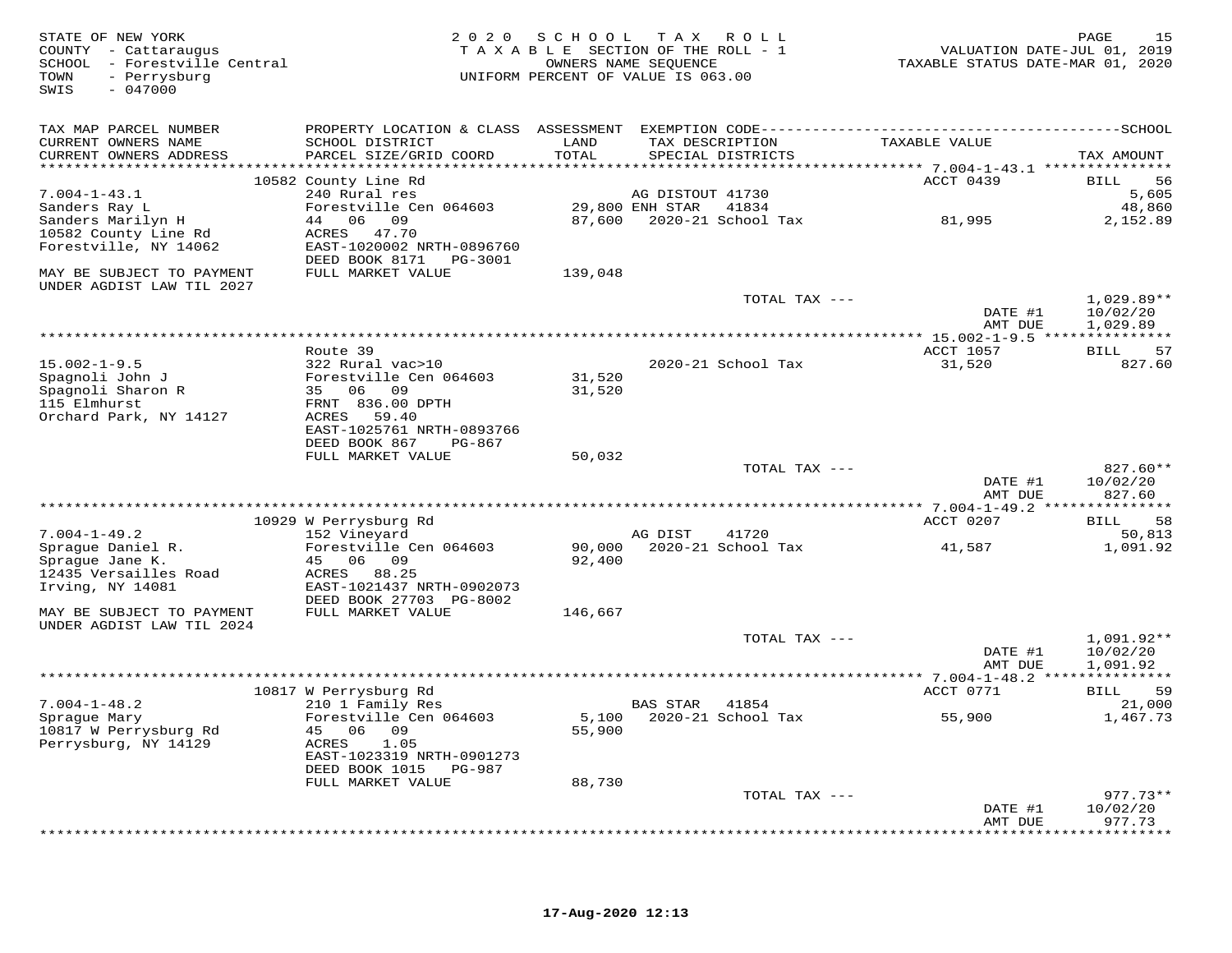STATE OF NEW YORK
COUNTY - Cattaraugus
SCHOOL - Forestville Central
TOWN - Perrysburg
SWIS - 047000

2020 SCHOOL TAX ROLL
TAXABLE SECTION OF THE ROLL - 1
OWNERS NAME SEQUENCE
UNIFORM PERCENT OF VALUE IS 063.00

VALUATION DATE-JUL 01, 2019
TAXABLE STATUS DATE-MAR 01, 2020

| TAX MAP PARCEL NUMBER / CURRENT OWNERS NAME / CURRENT OWNERS ADDRESS | PROPERTY LOCATION & CLASS / SCHOOL DISTRICT / PARCEL SIZE/GRID COORD | ASSESSMENT LAND / TOTAL | EXEMPTION CODE / TAX DESCRIPTION / SPECIAL DISTRICTS | TAXABLE VALUE | TAX AMOUNT |
|---|---|---|---|---|---|
| 7.004-1-43.1 | 10582 County Line Rd | | | ACCT 0439 | BILL 56 |
| | 240 Rural res | | AG DISTOUT 41730 | | 5,605 |
| Sanders Ray L | Forestville Cen 064603 | 29,800 | ENH STAR 41834 | | 48,860 |
| Sanders Marilyn H | 44 06 09 | 87,600 | 2020-21 School Tax | 81,995 | 2,152.89 |
| 10582 County Line Rd | ACRES 47.70 | | | | |
| Forestville, NY 14062 | EAST-1020002 NRTH-0896760 | | | | |
| | DEED BOOK 8171 PG-3001 | | | | |
| MAY BE SUBJECT TO PAYMENT UNDER AGDIST LAW TIL 2027 | FULL MARKET VALUE | 139,048 | | | |
| | | | TOTAL TAX --- | | 1,029.89** |
| | | | | DATE #1 | 10/02/20 |
| | | | | AMT DUE | 1,029.89 |
| 15.002-1-9.5 | Route 39 | | | ACCT 1057 | BILL 57 |
| | 322 Rural vac>10 | | 2020-21 School Tax | 31,520 | 827.60 |
| Spagnoli John J | Forestville Cen 064603 | 31,520 | | | |
| Spagnoli Sharon R | 35 06 09 | 31,520 | | | |
| 115 Elmhurst | FRNT 836.00 DPTH | | | | |
| Orchard Park, NY 14127 | ACRES 59.40 | | | | |
| | EAST-1025761 NRTH-0893766 | | | | |
| | DEED BOOK 867 PG-867 | | | | |
| | FULL MARKET VALUE | 50,032 | | | |
| | | | TOTAL TAX --- | | 827.60** |
| | | | | DATE #1 | 10/02/20 |
| | | | | AMT DUE | 827.60 |
| 7.004-1-49.2 | 10929 W Perrysburg Rd | | | ACCT 0207 | BILL 58 |
| | 152 Vineyard | | AG DIST 41720 | | 50,813 |
| Sprague Daniel R. | Forestville Cen 064603 | 90,000 | 2020-21 School Tax | 41,587 | 1,091.92 |
| Sprague Jane K. | 45 06 09 | 92,400 | | | |
| 12435 Versailles Road | ACRES 88.25 | | | | |
| Irving, NY 14081 | EAST-1021437 NRTH-0902073 | | | | |
| | DEED BOOK 27703 PG-8002 | | | | |
| MAY BE SUBJECT TO PAYMENT UNDER AGDIST LAW TIL 2024 | FULL MARKET VALUE | 146,667 | | | |
| | | | TOTAL TAX --- | | 1,091.92** |
| | | | | DATE #1 | 10/02/20 |
| | | | | AMT DUE | 1,091.92 |
| 7.004-1-48.2 | 10817 W Perrysburg Rd | | | ACCT 0771 | BILL 59 |
| | 210 1 Family Res | | BAS STAR 41854 | | 21,000 |
| Sprague Mary | Forestville Cen 064603 | 5,100 | 2020-21 School Tax | 55,900 | 1,467.73 |
| 10817 W Perrysburg Rd | 45 06 09 | 55,900 | | | |
| Perrysburg, NY 14129 | ACRES 1.05 | | | | |
| | EAST-1023319 NRTH-0901273 | | | | |
| | DEED BOOK 1015 PG-987 | | | | |
| | FULL MARKET VALUE | 88,730 | | | |
| | | | TOTAL TAX --- | | 977.73** |
| | | | | DATE #1 | 10/02/20 |
| | | | | AMT DUE | 977.73 |

17-Aug-2020 12:13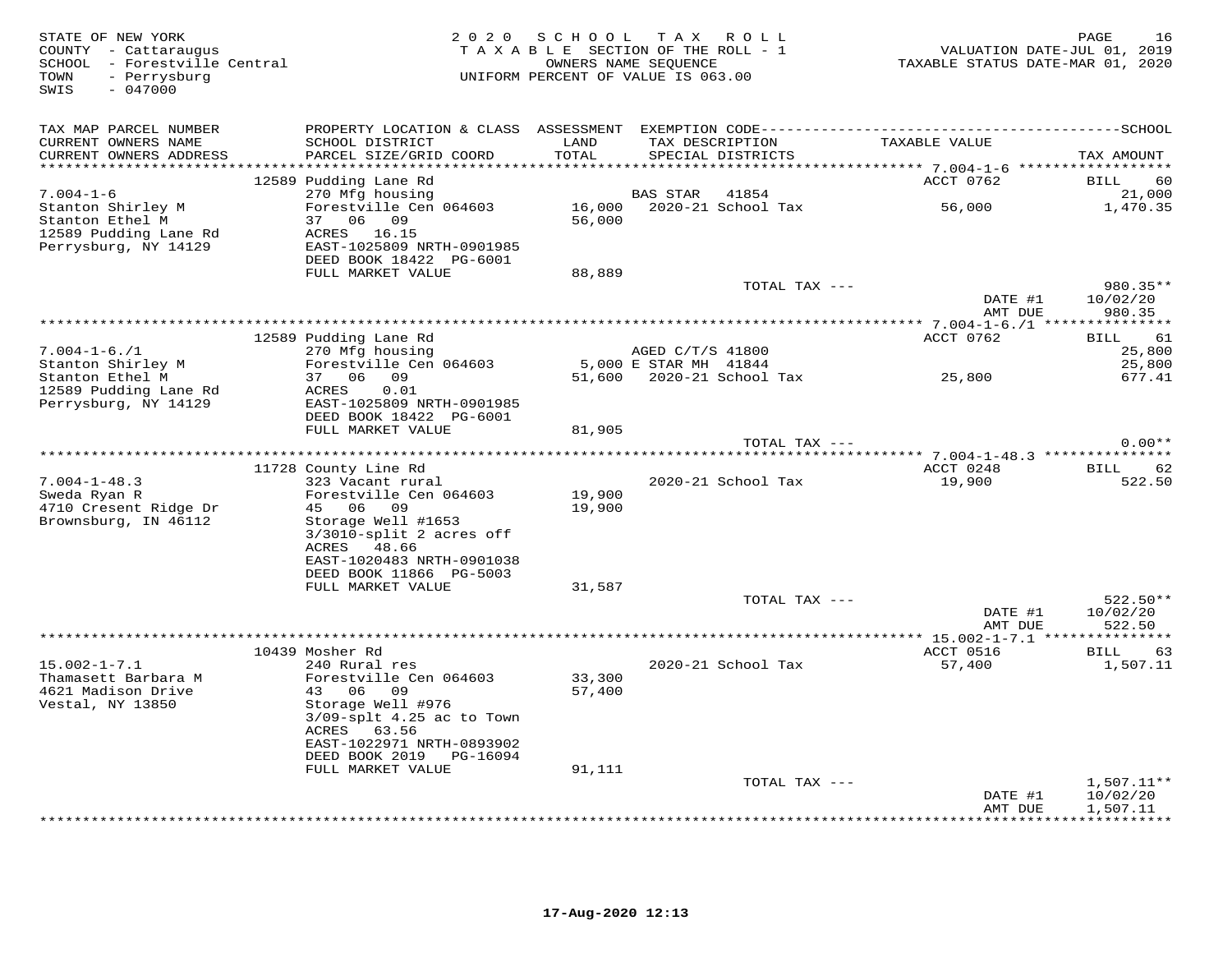STATE OF NEW YORK
COUNTY - Cattaraugus
SCHOOL - Forestville Central
TOWN - Perrysburg
SWIS - 047000

2020 SCHOOL TAX ROLL
TAXABLE SECTION OF THE ROLL - 1
OWNERS NAME SEQUENCE
UNIFORM PERCENT OF VALUE IS 063.00

VALUATION DATE-JUL 01, 2019
TAXABLE STATUS DATE-MAR 01, 2020

| TAX MAP PARCEL NUMBER / CURRENT OWNERS NAME / CURRENT OWNERS ADDRESS | PROPERTY LOCATION & CLASS / SCHOOL DISTRICT / PARCEL SIZE/GRID COORD | ASSESSMENT LAND / TOTAL | EXEMPTION CODE / TAX DESCRIPTION / SPECIAL DISTRICTS | TAXABLE VALUE | TAX AMOUNT |
|---|---|---|---|---|---|
| 7.004-1-6 | 12589 Pudding Lane Rd | | | ACCT 0762 | BILL 60 |
| | 270 Mfg housing | | BAS STAR 41854 | | 21,000 |
| Stanton Shirley M | Forestville Cen 064603 | 16,000 | 2020-21 School Tax | 56,000 | 1,470.35 |
| Stanton Ethel M | 37 06 09 | 56,000 | | | |
| 12589 Pudding Lane Rd | ACRES 16.15 | | | | |
| Perrysburg, NY 14129 | EAST-1025809 NRTH-0901985 | | | | |
| | DEED BOOK 18422 PG-6001 | | | | |
| | FULL MARKET VALUE | 88,889 | | | |
| | | | TOTAL TAX --- | | 980.35** |
| | | | | DATE #1 | 10/02/20 |
| | | | | AMT DUE | 980.35 |
| 7.004-1-6./1 | 12589 Pudding Lane Rd | | | ACCT 0762 | BILL 61 |
| | 270 Mfg housing | | AGED C/T/S 41800 | | 25,800 |
| Stanton Shirley M | Forestville Cen 064603 | 5,000 | E STAR MH 41844 | | 25,800 |
| Stanton Ethel M | 37 06 09 | 51,600 | 2020-21 School Tax | 25,800 | 677.41 |
| 12589 Pudding Lane Rd | ACRES 0.01 | | | | |
| Perrysburg, NY 14129 | EAST-1025809 NRTH-0901985 | | | | |
| | DEED BOOK 18422 PG-6001 | | | | |
| | FULL MARKET VALUE | 81,905 | | | |
| | | | TOTAL TAX --- | | 0.00** |
| 7.004-1-48.3 | 11728 County Line Rd | | | ACCT 0248 | BILL 62 |
| | 323 Vacant rural | | 2020-21 School Tax | 19,900 | 522.50 |
| Sweda Ryan R | Forestville Cen 064603 | 19,900 | | | |
| 4710 Cresent Ridge Dr | 45 06 09 | 19,900 | | | |
| Brownsburg, IN 46112 | Storage Well #1653 | | | | |
| | 3/3010-split 2 acres off | | | | |
| | ACRES 48.66 | | | | |
| | EAST-1020483 NRTH-0901038 | | | | |
| | DEED BOOK 11866 PG-5003 | | | | |
| | FULL MARKET VALUE | 31,587 | | | |
| | | | TOTAL TAX --- | | 522.50** |
| | | | | DATE #1 | 10/02/20 |
| | | | | AMT DUE | 522.50 |
| 15.002-1-7.1 | 10439 Mosher Rd | | | ACCT 0516 | BILL 63 |
| | 240 Rural res | | 2020-21 School Tax | 57,400 | 1,507.11 |
| Thamasett Barbara M | Forestville Cen 064603 | 33,300 | | | |
| 4621 Madison Drive | 43 06 09 | 57,400 | | | |
| Vestal, NY 13850 | Storage Well #976 | | | | |
| | 3/09-splt 4.25 ac to Town | | | | |
| | ACRES 63.56 | | | | |
| | EAST-1022971 NRTH-0893902 | | | | |
| | DEED BOOK 2019 PG-16094 | | | | |
| | FULL MARKET VALUE | 91,111 | | | |
| | | | TOTAL TAX --- | | 1,507.11** |
| | | | | DATE #1 | 10/02/20 |
| | | | | AMT DUE | 1,507.11 |

17-Aug-2020 12:13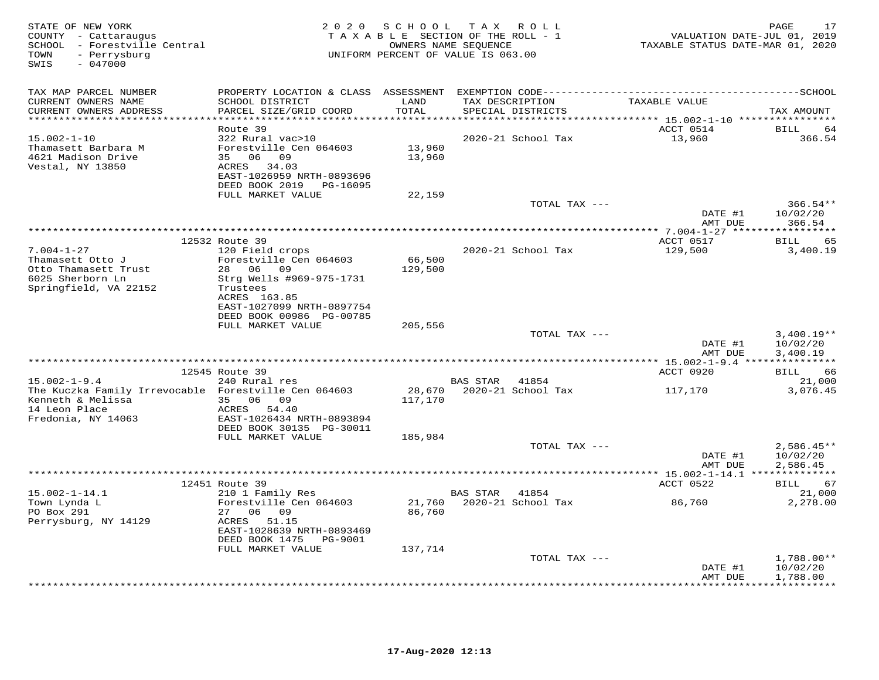STATE OF NEW YORK
COUNTY - Cattaraugus
SCHOOL - Forestville Central
TOWN - Perrysburg
SWIS - 047000

2020 SCHOOL TAX ROLL
TAXABLE SECTION OF THE ROLL - 1
OWNERS NAME SEQUENCE
UNIFORM PERCENT OF VALUE IS 063.00

VALUATION DATE-JUL 01, 2019
TAXABLE STATUS DATE-MAR 01, 2020

| TAX MAP PARCEL NUMBER<br>CURRENT OWNERS NAME<br>CURRENT OWNERS ADDRESS | PROPERTY LOCATION & CLASS<br>SCHOOL DISTRICT<br>PARCEL SIZE/GRID COORD | ASSESSMENT<br>LAND<br>TOTAL | EXEMPTION CODE<br>TAX DESCRIPTION<br>SPECIAL DISTRICTS | TAXABLE VALUE | TAX AMOUNT |
|---|---|---|---|---|---|
| 15.002-1-10 | Route 39 | | | ACCT 0514 | BILL 64 |
| Thamasett Barbara M | 322 Rural vac>10 | | | | |
| 4621 Madison Drive | Forestville Cen 064603 | 13,960 | 2020-21 School Tax | 13,960 | 366.54 |
| Vestal, NY 13850 | 35 06 09 | 13,960 | | | |
| | ACRES 34.03 | | | | |
| | EAST-1026959 NRTH-0893696 | | | | |
| | DEED BOOK 2019 PG-16095 | | | | |
| | FULL MARKET VALUE | 22,159 | | | |
| | | | TOTAL TAX --- | | 366.54** |
| | | | | DATE #1 | 10/02/20 |
| | | | | AMT DUE | 366.54 |
| 7.004-1-27 | 12532 Route 39 | | | ACCT 0517 | BILL 65 |
| Thamasett Otto J | 120 Field crops | | | | |
| Otto Thamasett Trust | Forestville Cen 064603 | 66,500 | 2020-21 School Tax | 129,500 | 3,400.19 |
| 6025 Sherborn Ln | 28 06 09 | 129,500 | | | |
| Springfield, VA 22152 | Strg Wells #969-975-1731 | | | | |
| | Trustees | | | | |
| | ACRES 163.85 | | | | |
| | EAST-1027099 NRTH-0897754 | | | | |
| | DEED BOOK 00986 PG-00785 | | | | |
| | FULL MARKET VALUE | 205,556 | | | |
| | | | TOTAL TAX --- | | 3,400.19** |
| | | | | DATE #1 | 10/02/20 |
| | | | | AMT DUE | 3,400.19 |
| 15.002-1-9.4 | 12545 Route 39 | | | ACCT 0920 | BILL 66 |
| The Kuczka Family Irrevocable | 240 Rural res | | BAS STAR 41854 | | 21,000 |
| Kenneth & Melissa | Forestville Cen 064603 | 28,670 | 2020-21 School Tax | 117,170 | 3,076.45 |
| 14 Leon Place | 35 06 09 | 117,170 | | | |
| Fredonia, NY 14063 | ACRES 54.40 | | | | |
| | EAST-1026434 NRTH-0893894 | | | | |
| | DEED BOOK 30135 PG-30011 | | | | |
| | FULL MARKET VALUE | 185,984 | | | |
| | | | TOTAL TAX --- | | 2,586.45** |
| | | | | DATE #1 | 10/02/20 |
| | | | | AMT DUE | 2,586.45 |
| 15.002-1-14.1 | 12451 Route 39 | | | ACCT 0522 | BILL 67 |
| Town Lynda L | 210 1 Family Res | | BAS STAR 41854 | | 21,000 |
| PO Box 291 | Forestville Cen 064603 | 21,760 | 2020-21 School Tax | 86,760 | 2,278.00 |
| Perrysburg, NY 14129 | 27 06 09 | 86,760 | | | |
| | ACRES 51.15 | | | | |
| | EAST-1028639 NRTH-0893469 | | | | |
| | DEED BOOK 1475 PG-9001 | | | | |
| | FULL MARKET VALUE | 137,714 | | | |
| | | | TOTAL TAX --- | | 1,788.00** |
| | | | | DATE #1 | 10/02/20 |
| | | | | AMT DUE | 1,788.00 |

17-Aug-2020 12:13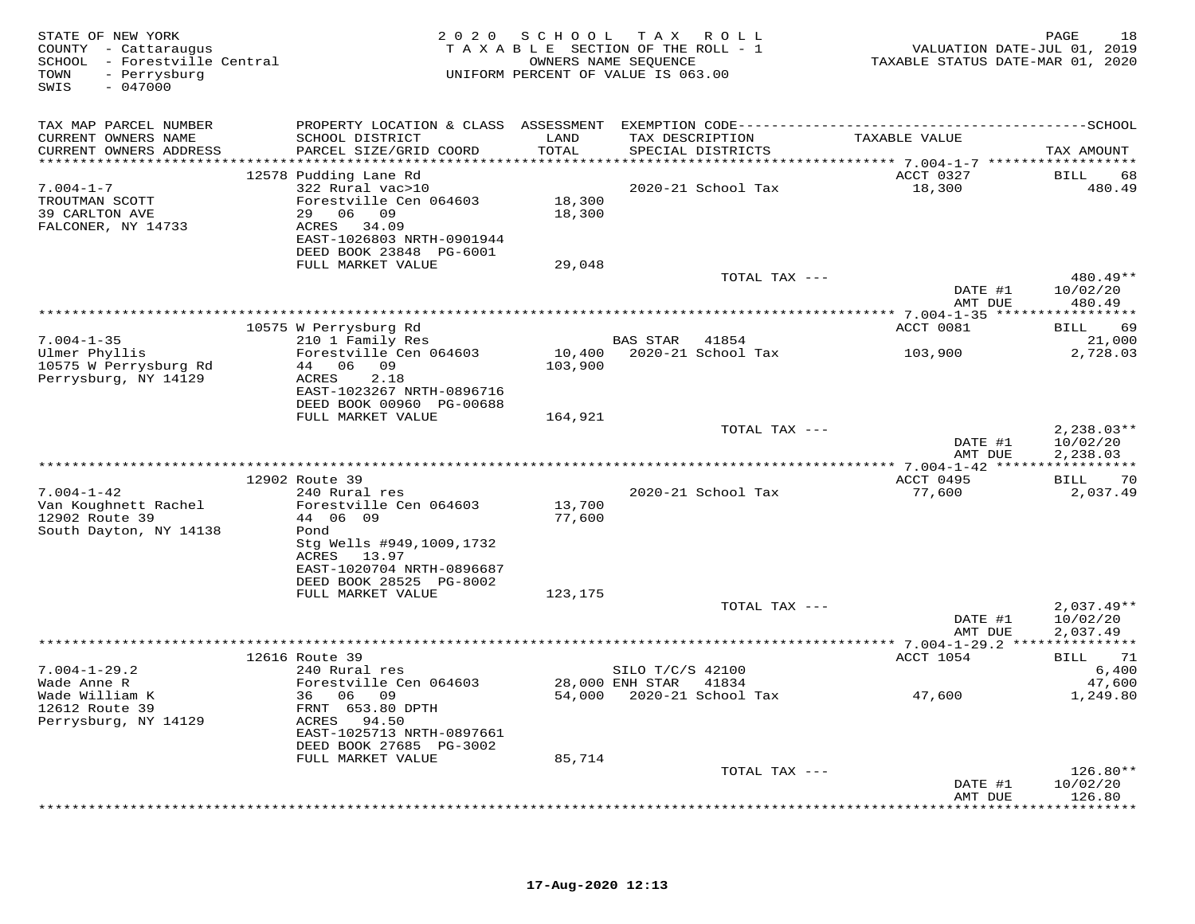STATE OF NEW YORK
COUNTY - Cattaraugus
SCHOOL - Forestville Central
TOWN - Perrysburg
SWIS - 047000

2020 SCHOOL TAX ROLL
TAXABLE SECTION OF THE ROLL - 1
OWNERS NAME SEQUENCE
UNIFORM PERCENT OF VALUE IS 063.00

VALUATION DATE-JUL 01, 2019
TAXABLE STATUS DATE-MAR 01, 2020

| TAX MAP PARCEL NUMBER / CURRENT OWNERS NAME / CURRENT OWNERS ADDRESS | PROPERTY LOCATION & CLASS / SCHOOL DISTRICT / PARCEL SIZE/GRID COORD | ASSESSMENT LAND / TOTAL | EXEMPTION CODE / TAX DESCRIPTION / SPECIAL DISTRICTS | TAXABLE VALUE | TAX AMOUNT |
|---|---|---|---|---|---|
| 7.004-1-7 | 12578 Pudding Lane Rd | | | ACCT 0327 | BILL 68 |
| TROUTMAN SCOTT | 322 Rural vac>10 | | 2020-21 School Tax | 18,300 | 480.49 |
| 39 CARLTON AVE | Forestville Cen 064603 | 18,300 | | | |
| FALCONER, NY 14733 | 29 06 09 | 18,300 | | | |
| | ACRES 34.09 | | | | |
| | EAST-1026803 NRTH-0901944 | | | | |
| | DEED BOOK 23848 PG-6001 | | | | |
| | FULL MARKET VALUE | 29,048 | | | |
| | | | TOTAL TAX --- | | 480.49** |
| | | | | DATE #1 | 10/02/20 |
| | | | | AMT DUE | 480.49 |
| 7.004-1-35 | 10575 W Perrysburg Rd | | | ACCT 0081 | BILL 69 |
| Ulmer Phyllis | 210 1 Family Res | | BAS STAR 41854 | | 21,000 |
| 10575 W Perrysburg Rd | Forestville Cen 064603 | 10,400 | 2020-21 School Tax | 103,900 | 2,728.03 |
| Perrysburg, NY 14129 | 44 06 09 | 103,900 | | | |
| | ACRES 2.18 | | | | |
| | EAST-1023267 NRTH-0896716 | | | | |
| | DEED BOOK 00960 PG-00688 | | | | |
| | FULL MARKET VALUE | 164,921 | | | |
| | | | TOTAL TAX --- | | 2,238.03** |
| | | | | DATE #1 | 10/02/20 |
| | | | | AMT DUE | 2,238.03 |
| 7.004-1-42 | 12902 Route 39 | | | ACCT 0495 | BILL 70 |
| Van Koughnett Rachel | 240 Rural res | | 2020-21 School Tax | 77,600 | 2,037.49 |
| 12902 Route 39 | Forestville Cen 064603 | 13,700 | | | |
| South Dayton, NY 14138 | 44 06 09 | 77,600 | | | |
| | Pond | | | | |
| | Stg Wells #949,1009,1732 | | | | |
| | ACRES 13.97 | | | | |
| | EAST-1020704 NRTH-0896687 | | | | |
| | DEED BOOK 28525 PG-8002 | | | | |
| | FULL MARKET VALUE | 123,175 | | | |
| | | | TOTAL TAX --- | | 2,037.49** |
| | | | | DATE #1 | 10/02/20 |
| | | | | AMT DUE | 2,037.49 |
| 7.004-1-29.2 | 12616 Route 39 | | | ACCT 1054 | BILL 71 |
| Wade Anne R | 240 Rural res | | SILO T/C/S 42100 | | 6,400 |
| Wade William K | Forestville Cen 064603 | 28,000 | ENH STAR 41834 | | 47,600 |
| 12612 Route 39 | 36 06 09 | 54,000 | 2020-21 School Tax | 47,600 | 1,249.80 |
| Perrysburg, NY 14129 | FRNT 653.80 DPTH | | | | |
| | ACRES 94.50 | | | | |
| | EAST-1025713 NRTH-0897661 | | | | |
| | DEED BOOK 27685 PG-3002 | | | | |
| | FULL MARKET VALUE | 85,714 | | | |
| | | | TOTAL TAX --- | | 126.80** |
| | | | | DATE #1 | 10/02/20 |
| | | | | AMT DUE | 126.80 |

17-Aug-2020 12:13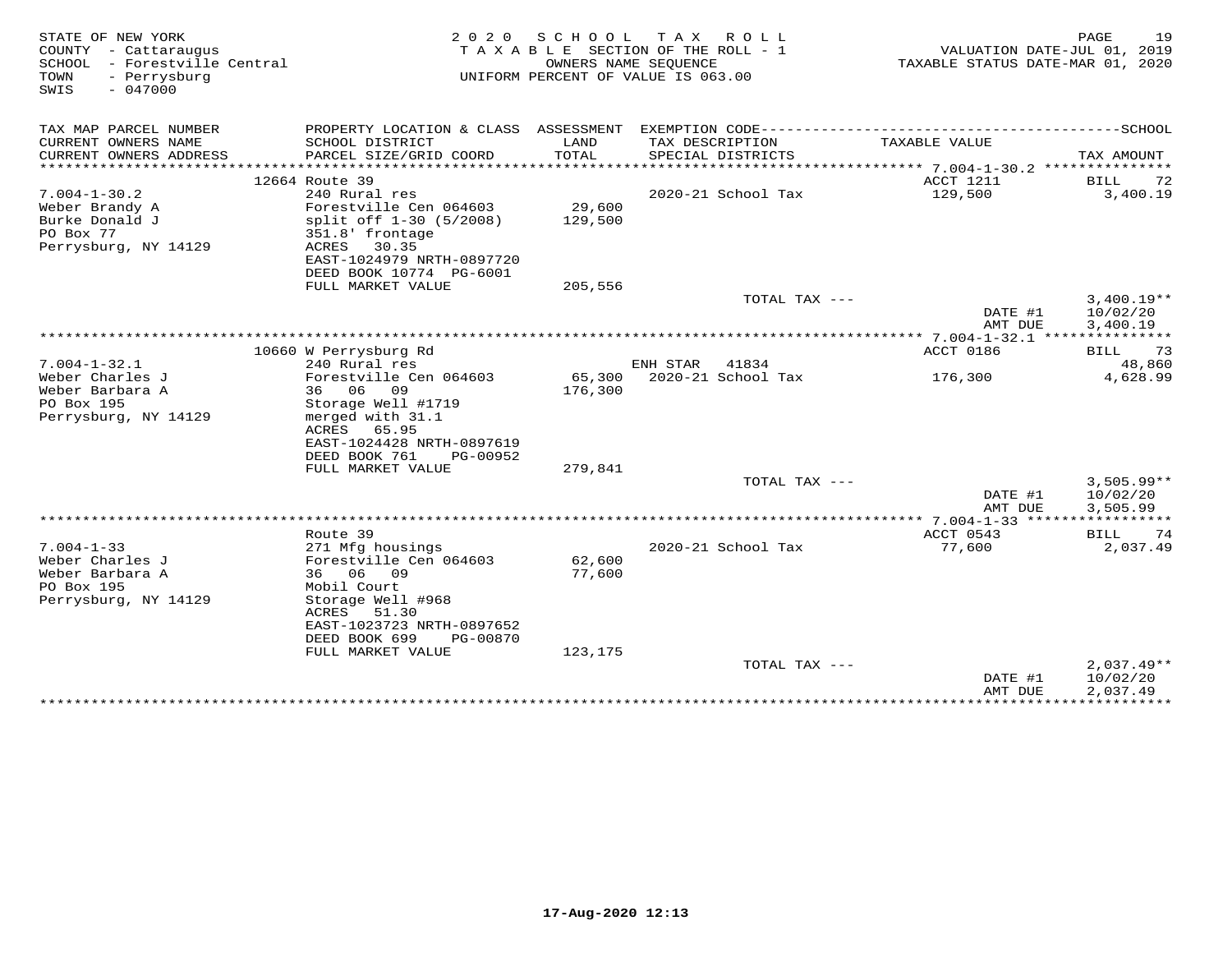STATE OF NEW YORK — 2020 SCHOOL TAX ROLL
COUNTY - Cattaraugus — TAXABLE SECTION OF THE ROLL - 1 — VALUATION DATE-JUL 01, 2019
SCHOOL - Forestville Central — OWNERS NAME SEQUENCE — TAXABLE STATUS DATE-MAR 01, 2020
TOWN - Perrysburg — UNIFORM PERCENT OF VALUE IS 063.00
SWIS - 047000

| TAX MAP PARCEL NUMBER / CURRENT OWNERS NAME / CURRENT OWNERS ADDRESS | PROPERTY LOCATION & CLASS / SCHOOL DISTRICT / PARCEL SIZE/GRID COORD | ASSESSMENT LAND / TOTAL | EXEMPTION CODE / TAX DESCRIPTION / SPECIAL DISTRICTS | TAXABLE VALUE | TAX AMOUNT |
|---|---|---|---|---|---|
| **7.004-1-30.2** | 12664 Route 39 | | | ACCT 1211 | BILL 72 |
| 7.004-1-30.2 | 240 Rural res | | 2020-21 School Tax | 129,500 | 3,400.19 |
| Weber Brandy A | Forestville Cen 064603 | 29,600 | | | |
| Burke Donald J | split off 1-30 (5/2008) | 129,500 | | | |
| PO Box 77 | 351.8' frontage | | | | |
| Perrysburg, NY 14129 | ACRES 30.35 | | | | |
| | EAST-1024979 NRTH-0897720 | | | | |
| | DEED BOOK 10774 PG-6001 | | | | |
| | FULL MARKET VALUE | 205,556 | | | |
| | | | TOTAL TAX --- | | 3,400.19** |
| | | | | DATE #1 | 10/02/20 |
| | | | | AMT DUE | 3,400.19 |
| **7.004-1-32.1** | 10660 W Perrysburg Rd | | | ACCT 0186 | BILL 73 |
| 7.004-1-32.1 | 240 Rural res | | ENH STAR 41834 | | 48,860 |
| Weber Charles J | Forestville Cen 064603 | 65,300 | 2020-21 School Tax | 176,300 | 4,628.99 |
| Weber Barbara A | 36 06 09 | 176,300 | | | |
| PO Box 195 | Storage Well #1719 | | | | |
| Perrysburg, NY 14129 | merged with 31.1 | | | | |
| | ACRES 65.95 | | | | |
| | EAST-1024428 NRTH-0897619 | | | | |
| | DEED BOOK 761 PG-00952 | | | | |
| | FULL MARKET VALUE | 279,841 | | | |
| | | | TOTAL TAX --- | | 3,505.99** |
| | | | | DATE #1 | 10/02/20 |
| | | | | AMT DUE | 3,505.99 |
| **7.004-1-33** | Route 39 | | | ACCT 0543 | BILL 74 |
| 7.004-1-33 | 271 Mfg housings | | 2020-21 School Tax | 77,600 | 2,037.49 |
| Weber Charles J | Forestville Cen 064603 | 62,600 | | | |
| Weber Barbara A | 36 06 09 | 77,600 | | | |
| PO Box 195 | Mobil Court | | | | |
| Perrysburg, NY 14129 | Storage Well #968 | | | | |
| | ACRES 51.30 | | | | |
| | EAST-1023723 NRTH-0897652 | | | | |
| | DEED BOOK 699 PG-00870 | | | | |
| | FULL MARKET VALUE | 123,175 | | | |
| | | | TOTAL TAX --- | | 2,037.49** |
| | | | | DATE #1 | 10/02/20 |
| | | | | AMT DUE | 2,037.49 |

17-Aug-2020 12:13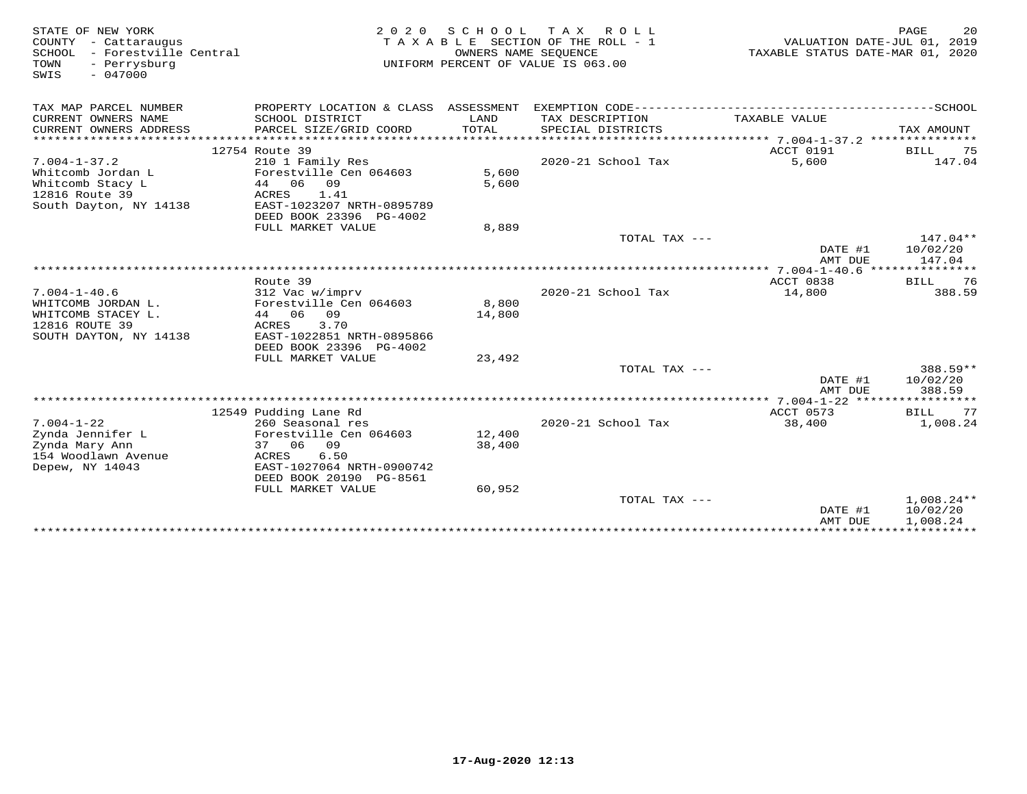STATE OF NEW YORK
COUNTY - Cattaraugus
SCHOOL - Forestville Central
TOWN - Perrysburg
SWIS - 047000

2 0 2 0 S C H O O L T A X R O L L
T A X A B L E SECTION OF THE ROLL - 1
OWNERS NAME SEQUENCE
UNIFORM PERCENT OF VALUE IS 063.00

VALUATION DATE-JUL 01, 2019
TAXABLE STATUS DATE-MAR 01, 2020

| TAX MAP PARCEL NUMBER / CURRENT OWNERS NAME / CURRENT OWNERS ADDRESS | PROPERTY LOCATION & CLASS / SCHOOL DISTRICT / PARCEL SIZE/GRID COORD | ASSESSMENT LAND / TOTAL | EXEMPTION CODE / TAX DESCRIPTION / SPECIAL DISTRICTS | TAXABLE VALUE | TAX AMOUNT |
|---|---|---|---|---|---|
| 7.004-1-37.2 | 12754 Route 39 | | | ACCT 0191 | BILL 75 |
| Whitcomb Jordan L | 210 1 Family Res | | 2020-21 School Tax | 5,600 | 147.04 |
| Whitcomb Stacy L | Forestville Cen 064603 | 5,600 | | | |
| 12816 Route 39 | 44 06 09 | 5,600 | | | |
| South Dayton, NY 14138 | ACRES 1.41 | | | | |
| | EAST-1023207 NRTH-0895789 | | | | |
| | DEED BOOK 23396 PG-4002 | | | | |
| | FULL MARKET VALUE | 8,889 | | | |
| | | | TOTAL TAX --- | | 147.04** |
| | | | | DATE #1 | 10/02/20 |
| | | | | AMT DUE | 147.04 |
| 7.004-1-40.6 | Route 39 | | | ACCT 0838 | BILL 76 |
| WHITCOMB JORDAN L. | 312 Vac w/imprv | | 2020-21 School Tax | 14,800 | 388.59 |
| WHITCOMB STACEY L. | Forestville Cen 064603 | 8,800 | | | |
| 12816 ROUTE 39 | 44 06 09 | 14,800 | | | |
| SOUTH DAYTON, NY 14138 | ACRES 3.70 | | | | |
| | EAST-1022851 NRTH-0895866 | | | | |
| | DEED BOOK 23396 PG-4002 | | | | |
| | FULL MARKET VALUE | 23,492 | | | |
| | | | TOTAL TAX --- | | 388.59** |
| | | | | DATE #1 | 10/02/20 |
| | | | | AMT DUE | 388.59 |
| 7.004-1-22 | 12549 Pudding Lane Rd | | | ACCT 0573 | BILL 77 |
| Zynda Jennifer L | 260 Seasonal res | | 2020-21 School Tax | 38,400 | 1,008.24 |
| Zynda Mary Ann | Forestville Cen 064603 | 12,400 | | | |
| 154 Woodlawn Avenue | 37 06 09 | 38,400 | | | |
| Depew, NY 14043 | ACRES 6.50 | | | | |
| | EAST-1027064 NRTH-0900742 | | | | |
| | DEED BOOK 20190 PG-8561 | | | | |
| | FULL MARKET VALUE | 60,952 | | | |
| | | | TOTAL TAX --- | | 1,008.24** |
| | | | | DATE #1 | 10/02/20 |
| | | | | AMT DUE | 1,008.24 |

17-Aug-2020 12:13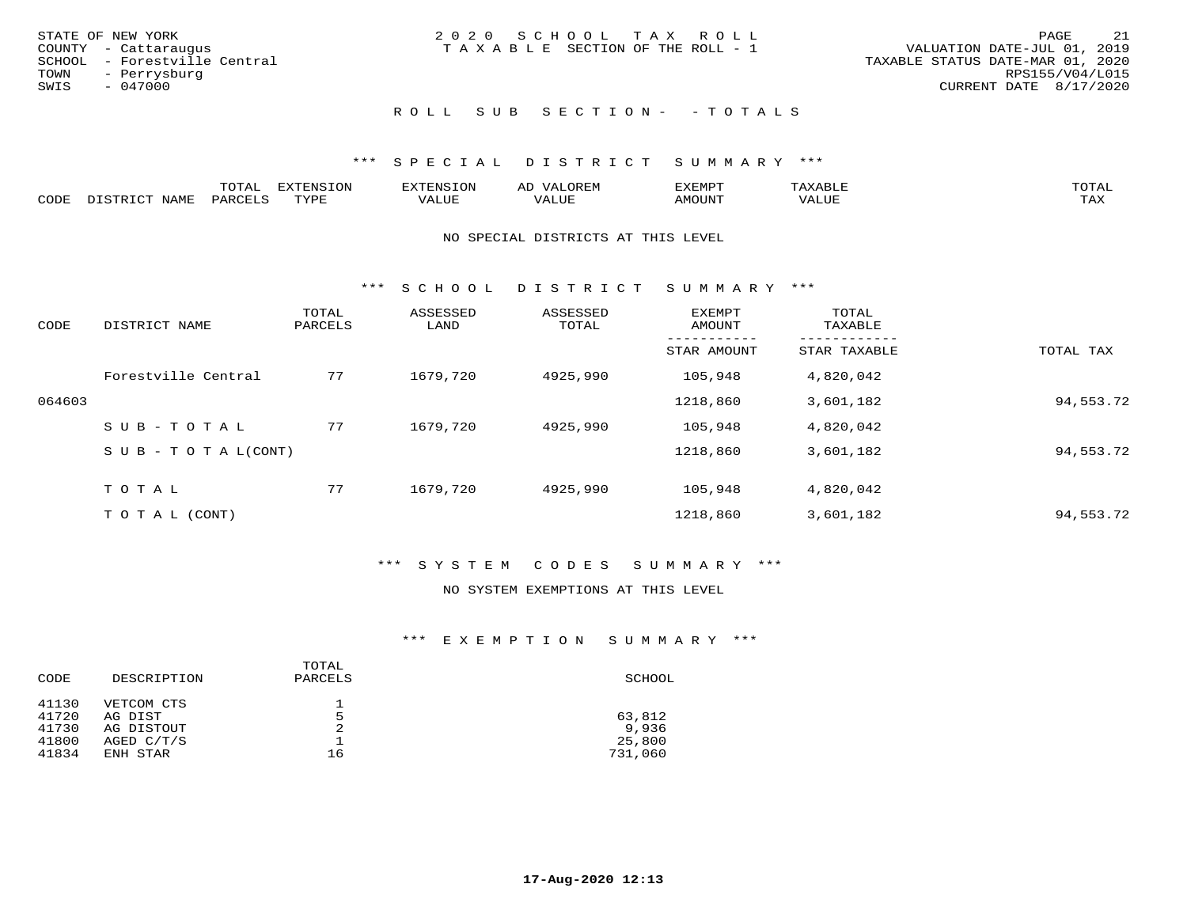STATE OF NEW YORK
COUNTY - Cattaraugus
SCHOOL - Forestville Central
TOWN - Perrysburg
SWIS - 047000

2 0 2 0 S C H O O L T A X R O L L
T A X A B L E SECTION OF THE ROLL - 1

VALUATION DATE-JUL 01, 2019
TAXABLE STATUS DATE-MAR 01, 2020
RPS155/V04/L015
CURRENT DATE 8/17/2020

## R O L L S U B S E C T I O N - - T O T A L S

### *** S P E C I A L D I S T R I C T S U M M A R Y ***

| CODE | DISTRICT NAME | TOTAL PARCELS | EXTENSION TYPE | EXTENSION VALUE | AD VALOREM VALUE | EXEMPT AMOUNT | TAXABLE VALUE | TOTAL TAX |
|---|---|---|---|---|---|---|---|---|

NO SPECIAL DISTRICTS AT THIS LEVEL

### *** S C H O O L D I S T R I C T S U M M A R Y ***

| CODE | DISTRICT NAME | TOTAL PARCELS | ASSESSED LAND | ASSESSED TOTAL | EXEMPT AMOUNT / STAR AMOUNT | TOTAL TAXABLE / STAR TAXABLE | TOTAL TAX |
|---|---|---|---|---|---|---|---|
| | Forestville Central | 77 | 1679,720 | 4925,990 | 105,948 | 4,820,042 | |
| 064603 | | | | | 1218,860 | 3,601,182 | 94,553.72 |
| | S U B - T O T A L | 77 | 1679,720 | 4925,990 | 105,948 | 4,820,042 | |
| | S U B - T O T A L(CONT) | | | | 1218,860 | 3,601,182 | 94,553.72 |
| | T O T A L | 77 | 1679,720 | 4925,990 | 105,948 | 4,820,042 | |
| | T O T A L (CONT) | | | | 1218,860 | 3,601,182 | 94,553.72 |

### *** S Y S T E M C O D E S S U M M A R Y ***

NO SYSTEM EXEMPTIONS AT THIS LEVEL

### *** E X E M P T I O N S U M M A R Y ***

| CODE | DESCRIPTION | TOTAL PARCELS | SCHOOL |
|---|---|---|---|
| 41130 | VETCOM CTS | 1 | |
| 41720 | AG DIST | 5 | 63,812 |
| 41730 | AG DISTOUT | 2 | 9,936 |
| 41800 | AGED C/T/S | 1 | 25,800 |
| 41834 | ENH STAR | 16 | 731,060 |

17-Aug-2020 12:13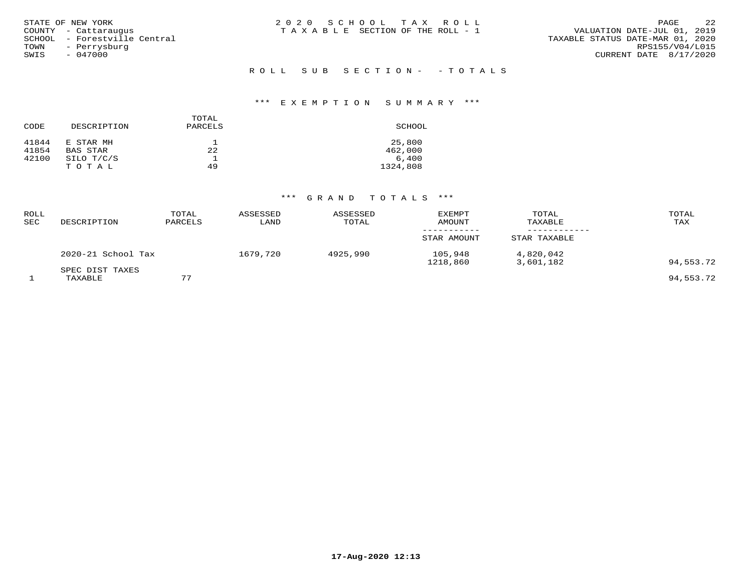STATE OF NEW YORK
COUNTY - Cattaraugus
SCHOOL - Forestville Central
TOWN - Perrysburg
SWIS - 047000

2020 SCHOOL TAX ROLL
TAXABLE SECTION OF THE ROLL - 1

VALUATION DATE-JUL 01, 2019
TAXABLE STATUS DATE-MAR 01, 2020
RPS155/V04/L015
CURRENT DATE 8/17/2020

## ROLL SUB SECTION- - TOTALS

### *** EXEMPTION SUMMARY ***

| CODE | DESCRIPTION | TOTAL PARCELS | SCHOOL |
|---|---|---|---|
| 41844 | E STAR MH | 1 | 25,800 |
| 41854 | BAS STAR | 22 | 462,000 |
| 42100 | SILO T/C/S | 1 | 6,400 |
| | TOTAL | 49 | 1324,808 |

### *** GRAND TOTALS ***

| ROLL SEC | DESCRIPTION | TOTAL PARCELS | ASSESSED LAND | ASSESSED TOTAL | EXEMPT AMOUNT / STAR AMOUNT | TOTAL TAXABLE / STAR TAXABLE | TOTAL TAX |
|---|---|---|---|---|---|---|---|
| | 2020-21 School Tax | | 1679,720 | 4925,990 | 105,948 | 4,820,042 | |
| | | | | | 1218,860 | 3,601,182 | 94,553.72 |
| | SPEC DIST TAXES | | | | | | |
| 1 | TAXABLE | 77 | | | | | 94,553.72 |

17-Aug-2020 12:13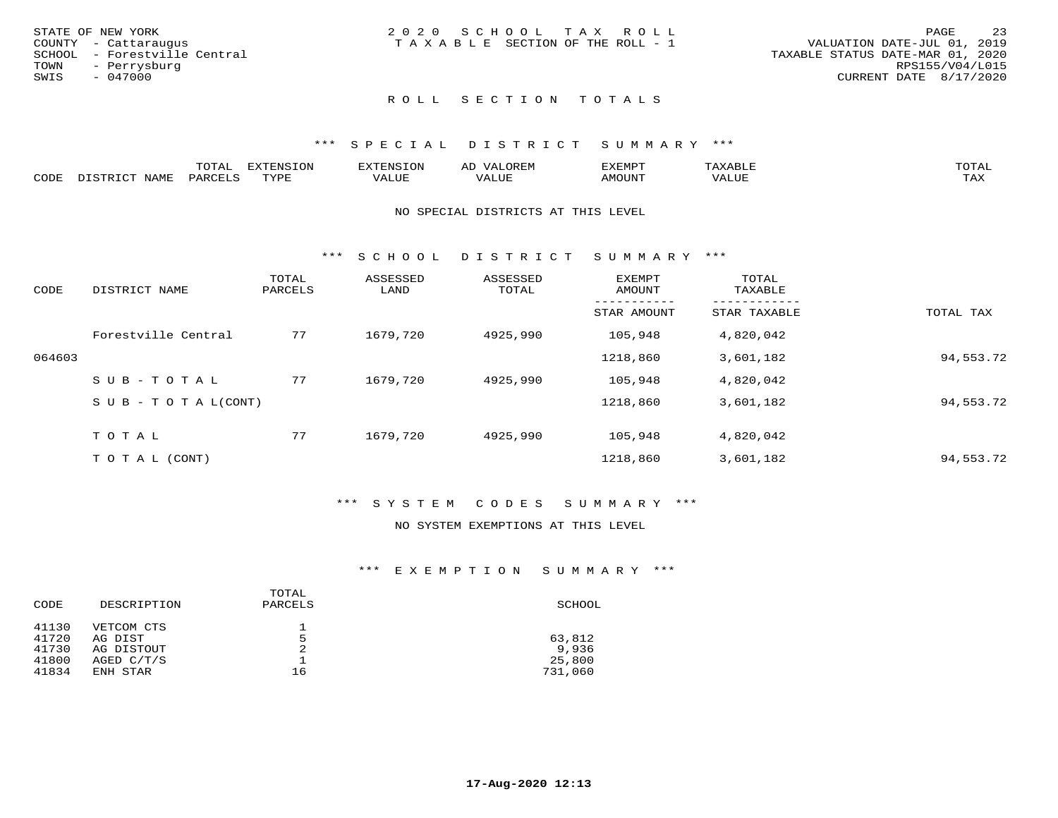STATE OF NEW YORK
COUNTY - Cattaraugus
SCHOOL - Forestville Central
TOWN - Perrysburg
SWIS - 047000

2020 SCHOOL TAX ROLL
TAXABLE SECTION OF THE ROLL - 1

VALUATION DATE-JUL 01, 2019
TAXABLE STATUS DATE-MAR 01, 2020
RPS155/V04/L015
CURRENT DATE 8/17/2020

## ROLL SECTION TOTALS

### *** SPECIAL DISTRICT SUMMARY ***

| CODE | DISTRICT NAME | TOTAL PARCELS | EXTENSION TYPE | EXTENSION VALUE | AD VALOREM VALUE | EXEMPT AMOUNT | TAXABLE VALUE | TOTAL TAX |
|---|---|---|---|---|---|---|---|---|

NO SPECIAL DISTRICTS AT THIS LEVEL

### *** SCHOOL DISTRICT SUMMARY ***

| CODE | DISTRICT NAME | TOTAL PARCELS | ASSESSED LAND | ASSESSED TOTAL | EXEMPT AMOUNT / STAR AMOUNT | TOTAL TAXABLE / STAR TAXABLE | TOTAL TAX |
|---|---|---|---|---|---|---|---|
| | Forestville Central | 77 | 1679,720 | 4925,990 | 105,948 | 4,820,042 | |
| 064603 | | | | | 1218,860 | 3,601,182 | 94,553.72 |
| | SUB-TOTAL | 77 | 1679,720 | 4925,990 | 105,948 | 4,820,042 | |
| | SUB-TOTAL(CONT) | | | | 1218,860 | 3,601,182 | 94,553.72 |
| | TOTAL | 77 | 1679,720 | 4925,990 | 105,948 | 4,820,042 | |
| | TOTAL (CONT) | | | | 1218,860 | 3,601,182 | 94,553.72 |

### *** SYSTEM CODES SUMMARY ***

NO SYSTEM EXEMPTIONS AT THIS LEVEL

### *** EXEMPTION SUMMARY ***

| CODE | DESCRIPTION | TOTAL PARCELS | SCHOOL |
|---|---|---|---|
| 41130 | VETCOM CTS | 1 | |
| 41720 | AG DIST | 5 | 63,812 |
| 41730 | AG DISTOUT | 2 | 9,936 |
| 41800 | AGED C/T/S | 1 | 25,800 |
| 41834 | ENH STAR | 16 | 731,060 |

17-Aug-2020 12:13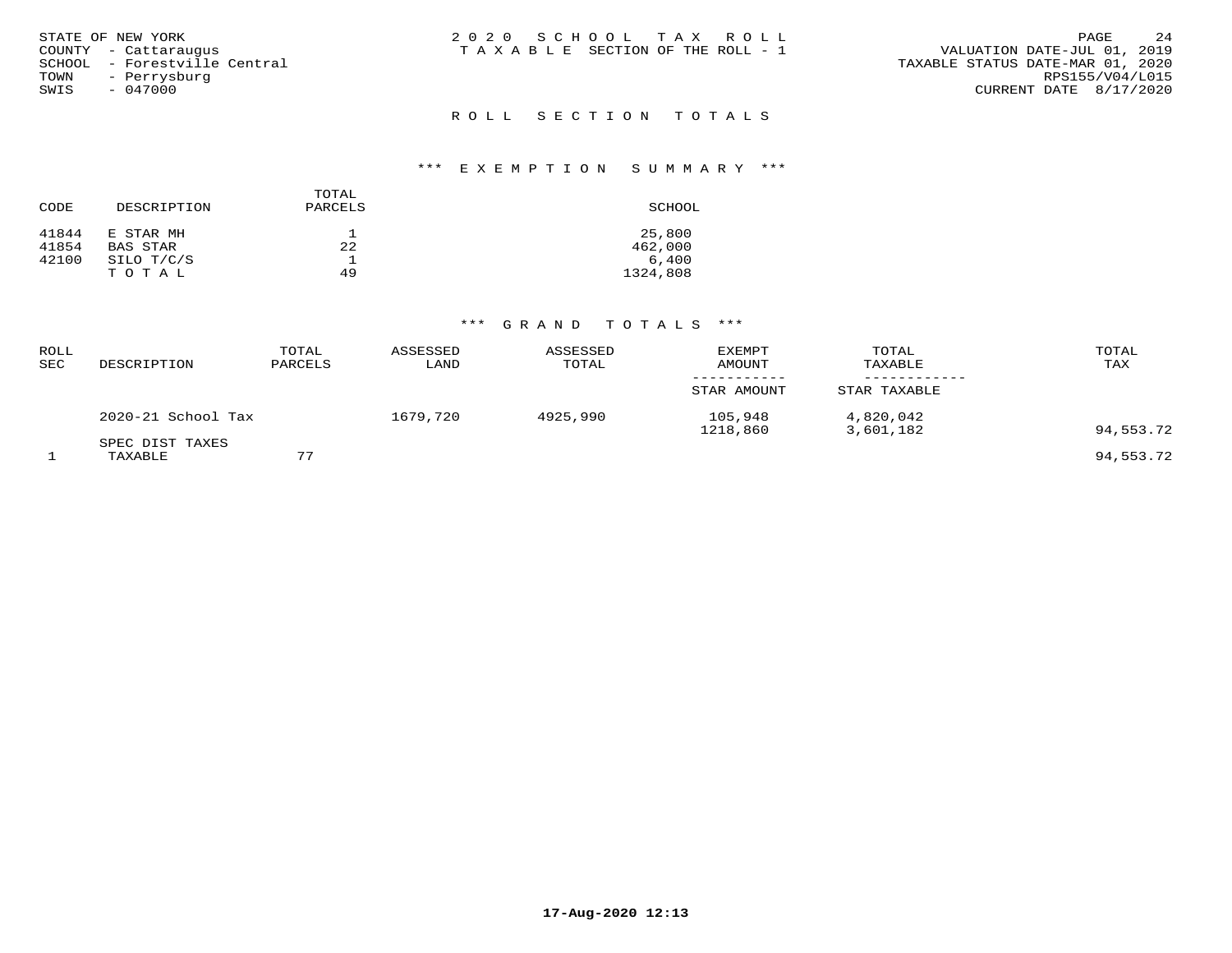STATE OF NEW YORK
COUNTY - Cattaraugus
SCHOOL - Forestville Central
TOWN - Perrysburg
SWIS - 047000

2020 SCHOOL TAX ROLL
TAXABLE SECTION OF THE ROLL - 1

VALUATION DATE-JUL 01, 2019
TAXABLE STATUS DATE-MAR 01, 2020
RPS155/V04/L015
CURRENT DATE 8/17/2020

## ROLL SECTION TOTALS

### *** EXEMPTION SUMMARY ***

| CODE | DESCRIPTION | TOTAL PARCELS | SCHOOL |
|---|---|---|---|
| 41844 | E STAR MH | 1 | 25,800 |
| 41854 | BAS STAR | 22 | 462,000 |
| 42100 | SILO T/C/S | 1 | 6,400 |
| | TOTAL | 49 | 1324,808 |

### *** GRAND TOTALS ***

| ROLL SEC | DESCRIPTION | TOTAL PARCELS | ASSESSED LAND | ASSESSED TOTAL | EXEMPT AMOUNT / STAR AMOUNT | TOTAL TAXABLE / STAR TAXABLE | TOTAL TAX |
|---|---|---|---|---|---|---|---|
| | 2020-21 School Tax | | 1679,720 | 4925,990 | 105,948 | 4,820,042 | |
| | | | | | 1218,860 | 3,601,182 | 94,553.72 |
| | SPEC DIST TAXES | | | | | | |
| 1 | TAXABLE | 77 | | | | | 94,553.72 |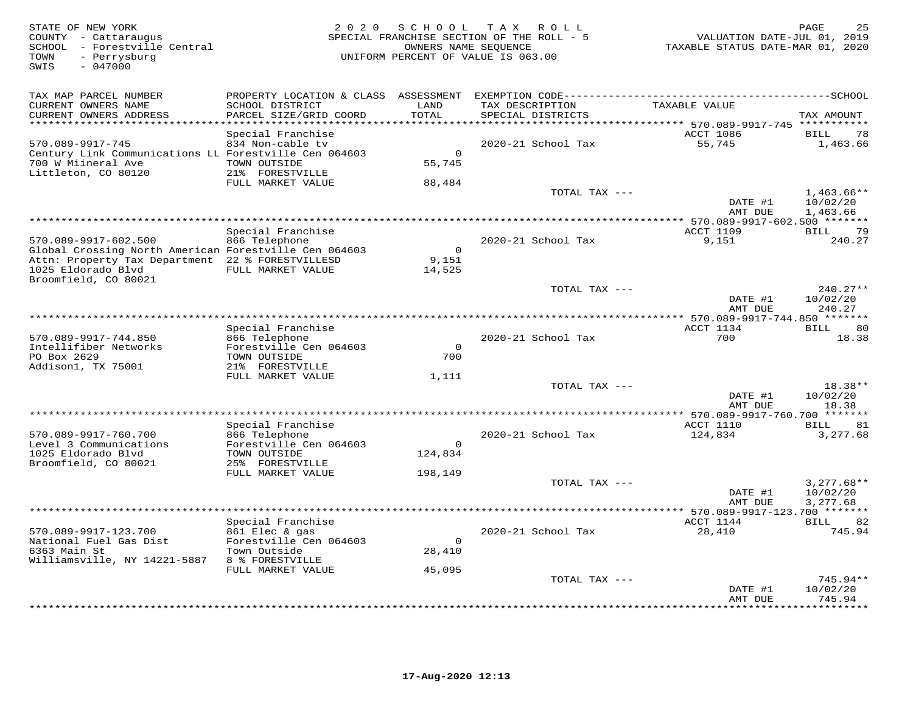STATE OF NEW YORK
COUNTY - Cattaraugus
SCHOOL - Forestville Central
TOWN - Perrysburg
SWIS - 047000

2 0 2 0 S C H O O L T A X R O L L
SPECIAL FRANCHISE SECTION OF THE ROLL - 5
OWNERS NAME SEQUENCE
UNIFORM PERCENT OF VALUE IS 063.00

VALUATION DATE-JUL 01, 2019
TAXABLE STATUS DATE-MAR 01, 2020

| TAX MAP PARCEL NUMBER / CURRENT OWNERS NAME / CURRENT OWNERS ADDRESS | PROPERTY LOCATION & CLASS / SCHOOL DISTRICT / PARCEL SIZE/GRID COORD | ASSESSMENT LAND / TOTAL | EXEMPTION CODE / TAX DESCRIPTION / SPECIAL DISTRICTS | TAXABLE VALUE | TAX AMOUNT |
|---|---|---|---|---|---|
| 570.089-9917-745 | Special Franchise | | | ACCT 1086 | BILL 78 |
| Century Link Communications LL | 834 Non-cable tv | | 2020-21 School Tax | 55,745 | 1,463.66 |
| 700 W Miineral Ave | Forestville Cen 064603 | 0 | | | |
| Littleton, CO 80120 | TOWN OUTSIDE | 55,745 | | | |
| | 21% FORESTVILLE | | | | |
| | FULL MARKET VALUE | 88,484 | | | |
| | | | TOTAL TAX --- | | 1,463.66** |
| | | | | DATE #1 | 10/02/20 |
| | | | | AMT DUE | 1,463.66 |
| 570.089-9917-602.500 | Special Franchise | | | ACCT 1109 | BILL 79 |
| Global Crossing North American | 866 Telephone | | 2020-21 School Tax | 9,151 | 240.27 |
| Attn: Property Tax Department | Forestville Cen 064603 | 0 | | | |
| 1025 Eldorado Blvd | 22 % FORESTVILLESD | 9,151 | | | |
| Broomfield, CO 80021 | FULL MARKET VALUE | 14,525 | | | |
| | | | TOTAL TAX --- | | 240.27** |
| | | | | DATE #1 | 10/02/20 |
| | | | | AMT DUE | 240.27 |
| 570.089-9917-744.850 | Special Franchise | | | ACCT 1134 | BILL 80 |
| Intellifiber Networks | 866 Telephone | | 2020-21 School Tax | 700 | 18.38 |
| PO Box 2629 | Forestville Cen 064603 | 0 | | | |
| Addison1, TX 75001 | TOWN OUTSIDE | 700 | | | |
| | 21% FORESTVILLE | | | | |
| | FULL MARKET VALUE | 1,111 | | | |
| | | | TOTAL TAX --- | | 18.38** |
| | | | | DATE #1 | 10/02/20 |
| | | | | AMT DUE | 18.38 |
| 570.089-9917-760.700 | Special Franchise | | | ACCT 1110 | BILL 81 |
| Level 3 Communications | 866 Telephone | | 2020-21 School Tax | 124,834 | 3,277.68 |
| 1025 Eldorado Blvd | Forestville Cen 064603 | 0 | | | |
| Broomfield, CO 80021 | TOWN OUTSIDE | 124,834 | | | |
| | 25% FORESTVILLE | | | | |
| | FULL MARKET VALUE | 198,149 | | | |
| | | | TOTAL TAX --- | | 3,277.68** |
| | | | | DATE #1 | 10/02/20 |
| | | | | AMT DUE | 3,277.68 |
| 570.089-9917-123.700 | Special Franchise | | | ACCT 1144 | BILL 82 |
| National Fuel Gas Dist | 861 Elec & gas | | 2020-21 School Tax | 28,410 | 745.94 |
| 6363 Main St | Forestville Cen 064603 | 0 | | | |
| Williamsville, NY 14221-5887 | Town Outside | 28,410 | | | |
| | 8 % FORESTVILLE | | | | |
| | FULL MARKET VALUE | 45,095 | | | |
| | | | TOTAL TAX --- | | 745.94** |
| | | | | DATE #1 | 10/02/20 |
| | | | | AMT DUE | 745.94 |

17-Aug-2020 12:13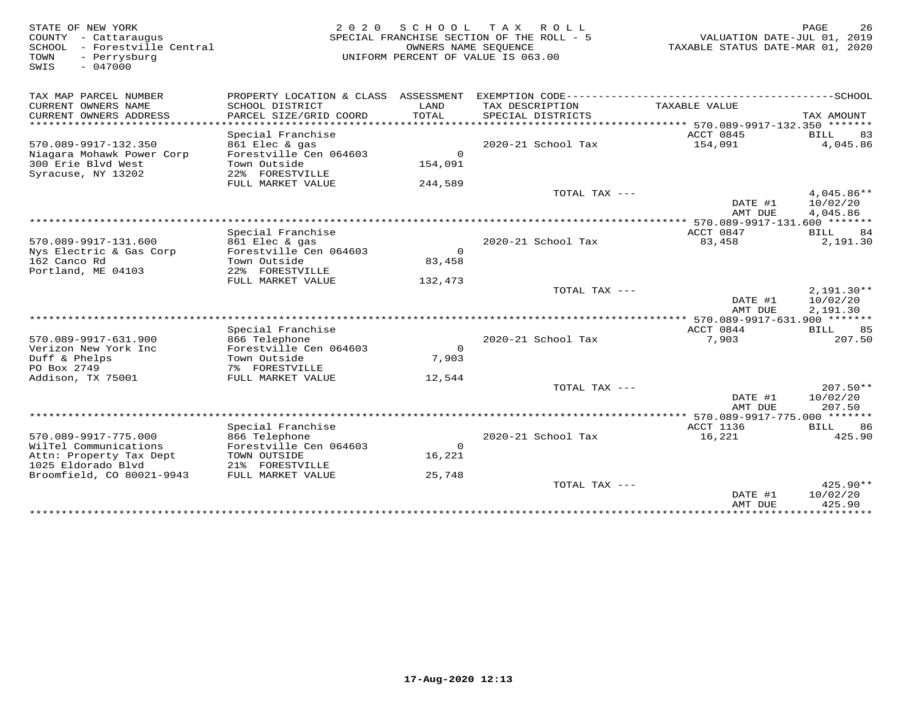STATE OF NEW YORK
COUNTY - Cattaraugus
SCHOOL - Forestville Central
TOWN - Perrysburg
SWIS - 047000

2 0 2 0 S C H O O L T A X R O L L
SPECIAL FRANCHISE SECTION OF THE ROLL - 5
OWNERS NAME SEQUENCE
UNIFORM PERCENT OF VALUE IS 063.00

VALUATION DATE-JUL 01, 2019
TAXABLE STATUS DATE-MAR 01, 2020

| TAX MAP PARCEL NUMBER / CURRENT OWNERS NAME / CURRENT OWNERS ADDRESS | PROPERTY LOCATION & CLASS / SCHOOL DISTRICT / PARCEL SIZE/GRID COORD | ASSESSMENT LAND / TOTAL | EXEMPTION CODE / TAX DESCRIPTION / SPECIAL DISTRICTS | TAXABLE VALUE | TAX AMOUNT |
|---|---|---|---|---|---|
| **570.089-9917-132.350** | Special Franchise | | | ACCT 0845 | BILL 83 |
| 570.089-9917-132.350 | 861 Elec & gas | | 2020-21 School Tax | 154,091 | 4,045.86 |
| Niagara Mohawk Power Corp | Forestville Cen 064603 | 0 | | | |
| 300 Erie Blvd West | Town Outside | 154,091 | | | |
| Syracuse, NY 13202 | 22% FORESTVILLE | | | | |
| | FULL MARKET VALUE | 244,589 | | | |
| | | | TOTAL TAX --- | | 4,045.86** |
| | | | | DATE #1 | 10/02/20 |
| | | | | AMT DUE | 4,045.86 |
| **570.089-9917-131.600** | Special Franchise | | | ACCT 0847 | BILL 84 |
| 570.089-9917-131.600 | 861 Elec & gas | | 2020-21 School Tax | 83,458 | 2,191.30 |
| Nys Electric & Gas Corp | Forestville Cen 064603 | 0 | | | |
| 162 Canco Rd | Town Outside | 83,458 | | | |
| Portland, ME 04103 | 22% FORESTVILLE | | | | |
| | FULL MARKET VALUE | 132,473 | | | |
| | | | TOTAL TAX --- | | 2,191.30** |
| | | | | DATE #1 | 10/02/20 |
| | | | | AMT DUE | 2,191.30 |
| **570.089-9917-631.900** | Special Franchise | | | ACCT 0844 | BILL 85 |
| 570.089-9917-631.900 | 866 Telephone | | 2020-21 School Tax | 7,903 | 207.50 |
| Verizon New York Inc | Forestville Cen 064603 | 0 | | | |
| Duff & Phelps | Town Outside | 7,903 | | | |
| PO Box 2749 | 7% FORESTVILLE | | | | |
| Addison, TX 75001 | FULL MARKET VALUE | 12,544 | | | |
| | | | TOTAL TAX --- | | 207.50** |
| | | | | DATE #1 | 10/02/20 |
| | | | | AMT DUE | 207.50 |
| **570.089-9917-775.000** | Special Franchise | | | ACCT 1136 | BILL 86 |
| 570.089-9917-775.000 | 866 Telephone | | 2020-21 School Tax | 16,221 | 425.90 |
| WilTel Communications | Forestville Cen 064603 | 0 | | | |
| Attn: Property Tax Dept | TOWN OUTSIDE | 16,221 | | | |
| 1025 Eldorado Blvd | 21% FORESTVILLE | | | | |
| Broomfield, CO 80021-9943 | FULL MARKET VALUE | 25,748 | | | |
| | | | TOTAL TAX --- | | 425.90** |
| | | | | DATE #1 | 10/02/20 |
| | | | | AMT DUE | 425.90 |

17-Aug-2020 12:13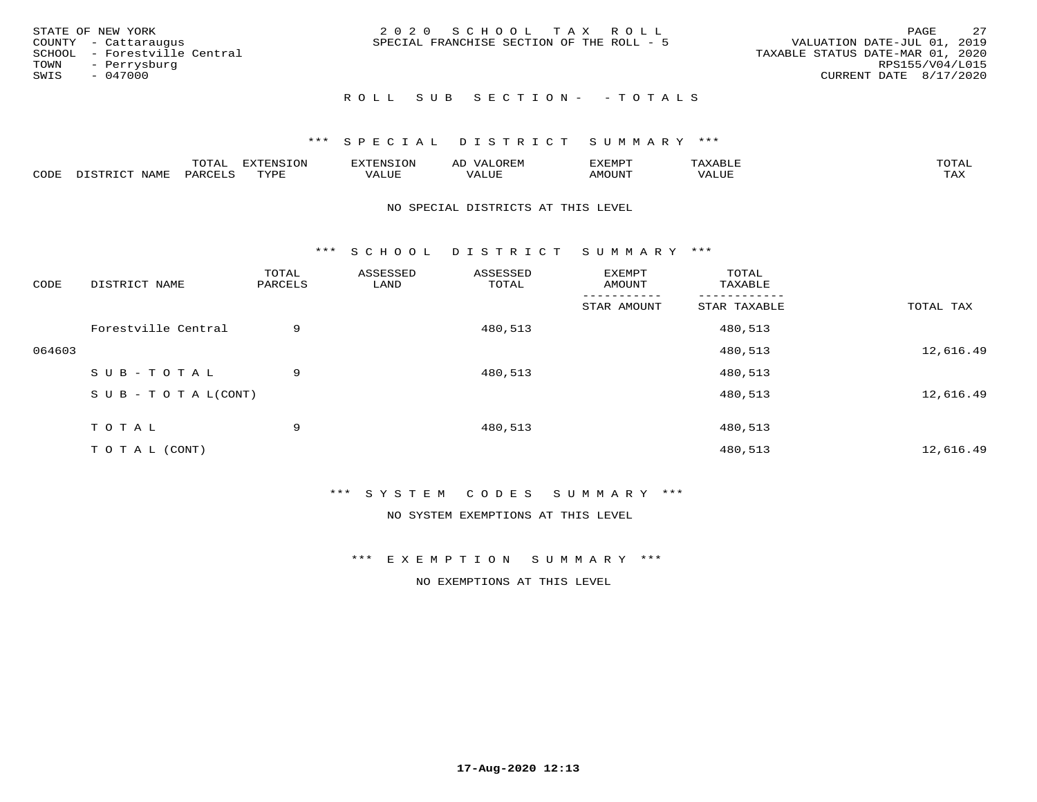STATE OF NEW YORK
COUNTY - Cattaraugus
SCHOOL - Forestville Central
TOWN - Perrysburg
SWIS - 047000

2020 SCHOOL TAX ROLL
SPECIAL FRANCHISE SECTION OF THE ROLL - 5

VALUATION DATE-JUL 01, 2019
TAXABLE STATUS DATE-MAR 01, 2020
RPS155/V04/L015
CURRENT DATE 8/17/2020

ROLL SUB SECTION- - TOTALS

*** SPECIAL DISTRICT SUMMARY ***

| CODE | DISTRICT NAME | TOTAL PARCELS | EXTENSION TYPE | EXTENSION VALUE | AD VALOREM VALUE | EXEMPT AMOUNT | TAXABLE VALUE | TOTAL TAX |
|---|---|---|---|---|---|---|---|---|

NO SPECIAL DISTRICTS AT THIS LEVEL

*** SCHOOL DISTRICT SUMMARY ***

| CODE | DISTRICT NAME | TOTAL PARCELS | ASSESSED LAND | ASSESSED TOTAL | EXEMPT AMOUNT / STAR AMOUNT | TOTAL TAXABLE / STAR TAXABLE | TOTAL TAX |
|---|---|---|---|---|---|---|---|
| | Forestville Central | 9 | | 480,513 | | 480,513 | |
| 064603 | | | | | | 480,513 | 12,616.49 |
| | SUB-TOTAL | 9 | | 480,513 | | 480,513 | |
| | SUB-TOTAL(CONT) | | | | | 480,513 | 12,616.49 |
| | TOTAL | 9 | | 480,513 | | 480,513 | |
| | TOTAL (CONT) | | | | | 480,513 | 12,616.49 |

*** SYSTEM CODES SUMMARY ***

NO SYSTEM EXEMPTIONS AT THIS LEVEL

*** EXEMPTION SUMMARY ***

NO EXEMPTIONS AT THIS LEVEL

17-Aug-2020 12:13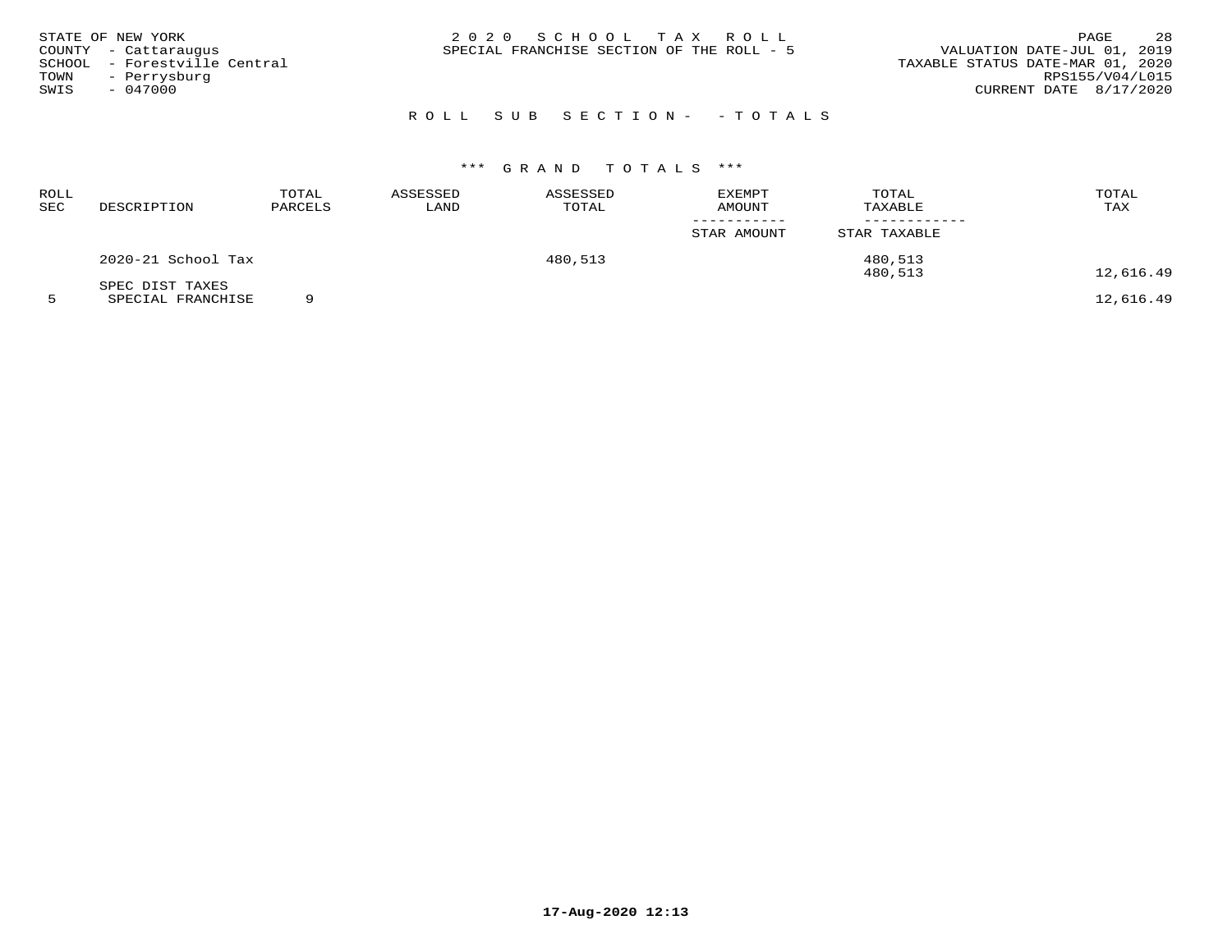STATE OF NEW YORK
COUNTY - Cattaraugus
SCHOOL - Forestville Central
TOWN - Perrysburg
SWIS - 047000

2 0 2 0 S C H O O L T A X R O L L
SPECIAL FRANCHISE SECTION OF THE ROLL - 5

VALUATION DATE-JUL 01, 2019
TAXABLE STATUS DATE-MAR 01, 2020
RPS155/V04/L015
CURRENT DATE 8/17/2020

R O L L S U B S E C T I O N - - T O T A L S

\*\*\* G R A N D T O T A L S \*\*\*

| ROLL SEC | DESCRIPTION | TOTAL PARCELS | ASSESSED LAND | ASSESSED TOTAL | EXEMPT AMOUNT / STAR AMOUNT | TOTAL TAXABLE / STAR TAXABLE | TOTAL TAX |
|---|---|---|---|---|---|---|---|
| | 2020-21 School Tax | | | 480,513 | | 480,513 | |
| | | | | | | 480,513 | 12,616.49 |
| | SPEC DIST TAXES | | | | | | |
| 5 | SPECIAL FRANCHISE | 9 | | | | | 12,616.49 |

17-Aug-2020 12:13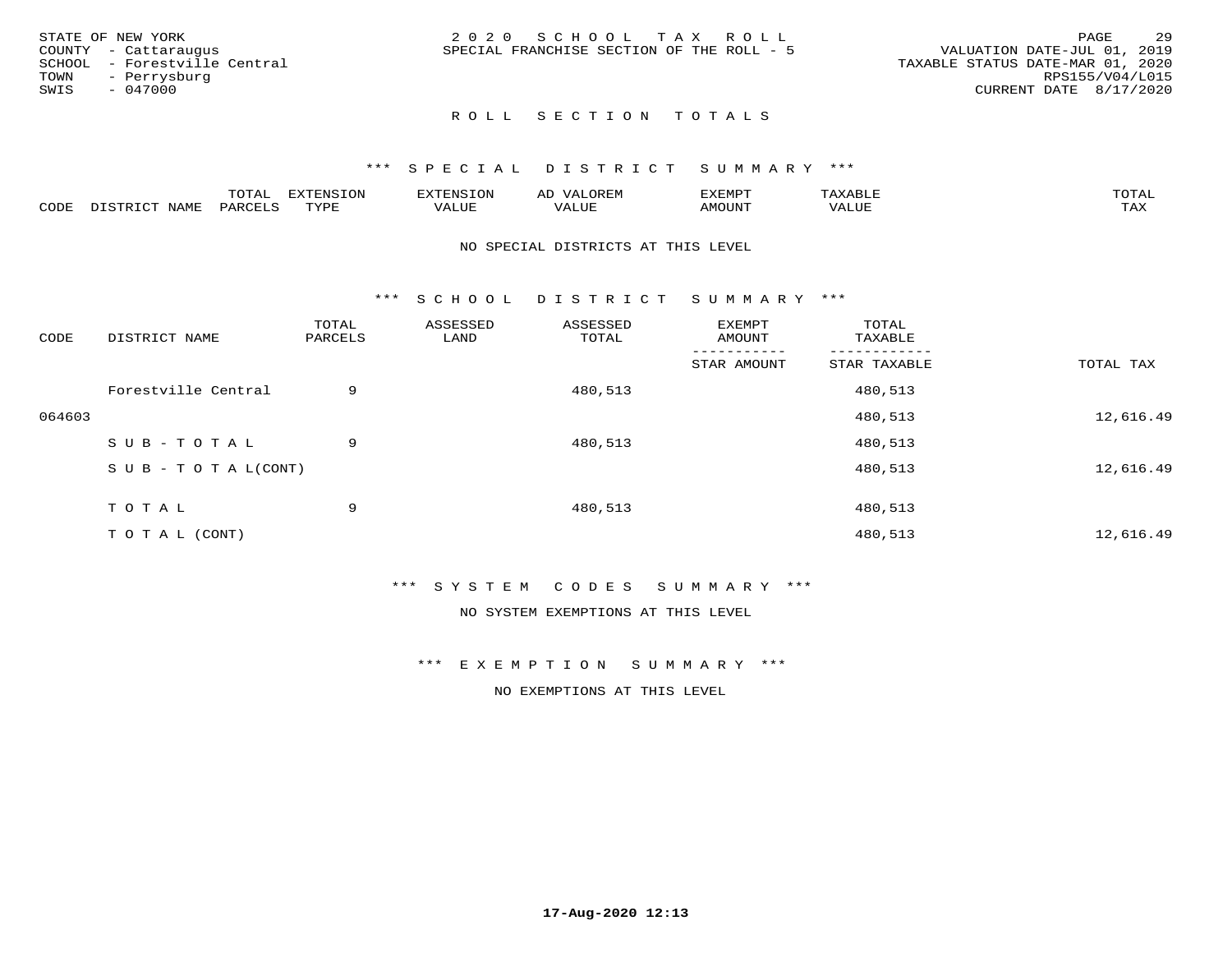STATE OF NEW YORK
COUNTY - Cattaraugus
SCHOOL - Forestville Central
TOWN - Perrysburg
SWIS - 047000

2 0 2 0 S C H O O L T A X R O L L
SPECIAL FRANCHISE SECTION OF THE ROLL - 5

VALUATION DATE-JUL 01, 2019
TAXABLE STATUS DATE-MAR 01, 2020
RPS155/V04/L015
CURRENT DATE 8/17/2020

## R O L L S E C T I O N T O T A L S

### *** S P E C I A L D I S T R I C T S U M M A R Y ***

| CODE | DISTRICT NAME | TOTAL PARCELS | EXTENSION TYPE | EXTENSION VALUE | AD VALOREM VALUE | EXEMPT AMOUNT | TAXABLE VALUE | TOTAL TAX |
|---|---|---|---|---|---|---|---|---|

NO SPECIAL DISTRICTS AT THIS LEVEL

### *** S C H O O L D I S T R I C T S U M M A R Y ***

| CODE | DISTRICT NAME | TOTAL PARCELS | ASSESSED LAND | ASSESSED TOTAL | EXEMPT AMOUNT / STAR AMOUNT | TOTAL TAXABLE / STAR TAXABLE | TOTAL TAX |
|---|---|---|---|---|---|---|---|
| | Forestville Central | 9 | | 480,513 | | 480,513 | |
| 064603 | | | | | | 480,513 | 12,616.49 |
| | S U B - T O T A L | 9 | | 480,513 | | 480,513 | |
| | S U B - T O T A L(CONT) | | | | | 480,513 | 12,616.49 |
| | T O T A L | 9 | | 480,513 | | 480,513 | |
| | T O T A L (CONT) | | | | | 480,513 | 12,616.49 |

### *** S Y S T E M C O D E S S U M M A R Y ***

NO SYSTEM EXEMPTIONS AT THIS LEVEL

### *** E X E M P T I O N S U M M A R Y ***

NO EXEMPTIONS AT THIS LEVEL

17-Aug-2020 12:13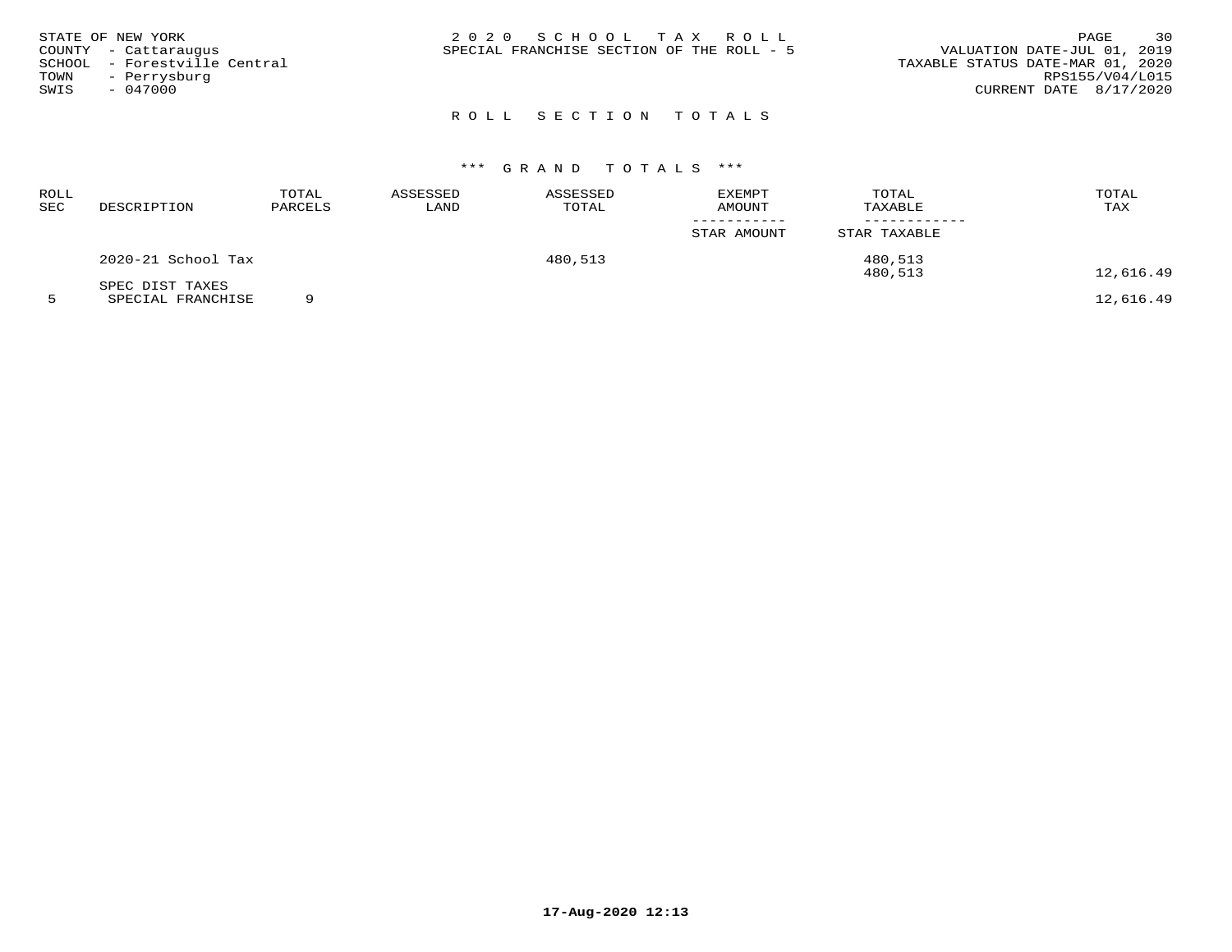STATE OF NEW YORK
COUNTY - Cattaraugus
SCHOOL - Forestville Central
TOWN - Perrysburg
SWIS - 047000

2 0 2 0 S C H O O L T A X R O L L
SPECIAL FRANCHISE SECTION OF THE ROLL - 5

VALUATION DATE-JUL 01, 2019
TAXABLE STATUS DATE-MAR 01, 2020
RPS155/V04/L015
CURRENT DATE 8/17/2020

## R O L L S E C T I O N T O T A L S

### *** G R A N D T O T A L S ***

| ROLL SEC | DESCRIPTION | TOTAL PARCELS | ASSESSED LAND | ASSESSED TOTAL | EXEMPT AMOUNT / STAR AMOUNT | TOTAL TAXABLE / STAR TAXABLE | TOTAL TAX |
|---|---|---|---|---|---|---|---|
| | 2020-21 School Tax | | | 480,513 | | 480,513 | |
| | | | | | | 480,513 | 12,616.49 |
| | SPEC DIST TAXES | | | | | | |
| 5 | SPECIAL FRANCHISE | 9 | | | | | 12,616.49 |

17-Aug-2020 12:13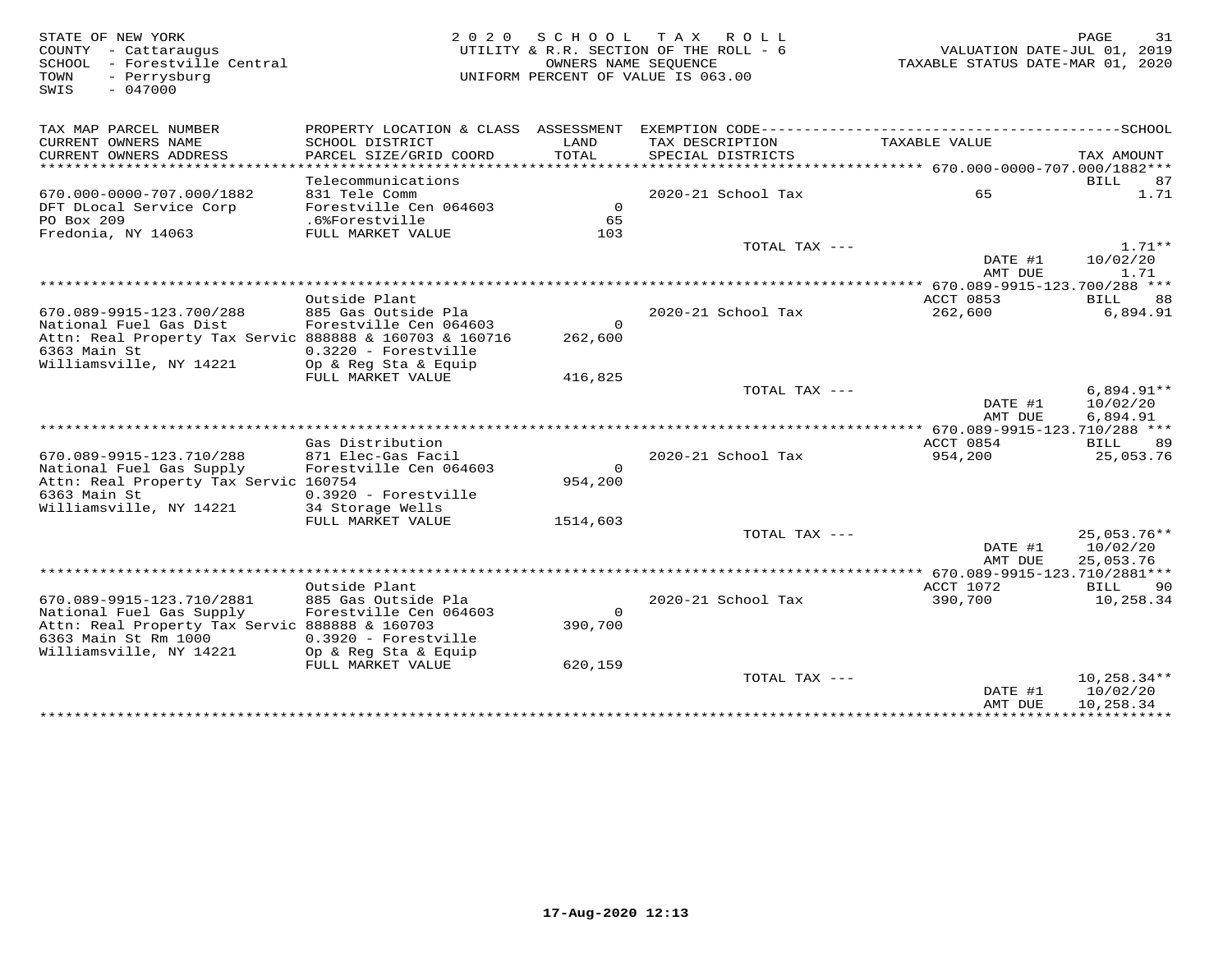STATE OF NEW YORK
COUNTY - Cattaraugus
SCHOOL - Forestville Central
TOWN - Perrysburg
SWIS - 047000

2020 SCHOOL TAX ROLL
UTILITY & R.R. SECTION OF THE ROLL - 6
OWNERS NAME SEQUENCE
UNIFORM PERCENT OF VALUE IS 063.00

VALUATION DATE-JUL 01, 2019
TAXABLE STATUS DATE-MAR 01, 2020

| TAX MAP PARCEL NUMBER / CURRENT OWNERS NAME / CURRENT OWNERS ADDRESS | PROPERTY LOCATION & CLASS / SCHOOL DISTRICT / PARCEL SIZE/GRID COORD | ASSESSMENT LAND / TOTAL | EXEMPTION CODE / TAX DESCRIPTION / SPECIAL DISTRICTS | TAXABLE VALUE | TAX AMOUNT |
|---|---|---|---|---|---|
| **670.000-0000-707.000/1882** | Telecommunications | | | | BILL 87 |
| 670.000-0000-707.000/1882 | 831 Tele Comm | | 2020-21 School Tax | 65 | 1.71 |
| DFT DLocal Service Corp | Forestville Cen 064603 | 0 | | | |
| PO Box 209 | .6%Forestville | 65 | | | |
| Fredonia, NY 14063 | FULL MARKET VALUE | 103 | | | |
| | | | TOTAL TAX --- | | 1.71** |
| | | | | DATE #1 | 10/02/20 |
| | | | | AMT DUE | 1.71 |
| **670.089-9915-123.700/288** | Outside Plant | | | ACCT 0853 | BILL 88 |
| 670.089-9915-123.700/288 | 885 Gas Outside Pla | | 2020-21 School Tax | 262,600 | 6,894.91 |
| National Fuel Gas Dist | Forestville Cen 064603 | 0 | | | |
| Attn: Real Property Tax Servic | 888888 & 160703 & 160716 | 262,600 | | | |
| 6363 Main St | 0.3220 - Forestville | | | | |
| Williamsville, NY 14221 | Op & Reg Sta & Equip | | | | |
| | FULL MARKET VALUE | 416,825 | | | |
| | | | TOTAL TAX --- | | 6,894.91** |
| | | | | DATE #1 | 10/02/20 |
| | | | | AMT DUE | 6,894.91 |
| **670.089-9915-123.710/288** | Gas Distribution | | | ACCT 0854 | BILL 89 |
| 670.089-9915-123.710/288 | 871 Elec-Gas Facil | | 2020-21 School Tax | 954,200 | 25,053.76 |
| National Fuel Gas Supply | Forestville Cen 064603 | 0 | | | |
| Attn: Real Property Tax Servic | 160754 | 954,200 | | | |
| 6363 Main St | 0.3920 - Forestville | | | | |
| Williamsville, NY 14221 | 34 Storage Wells | | | | |
| | FULL MARKET VALUE | 1514,603 | | | |
| | | | TOTAL TAX --- | | 25,053.76** |
| | | | | DATE #1 | 10/02/20 |
| | | | | AMT DUE | 25,053.76 |
| **670.089-9915-123.710/2881** | Outside Plant | | | ACCT 1072 | BILL 90 |
| 670.089-9915-123.710/2881 | 885 Gas Outside Pla | | 2020-21 School Tax | 390,700 | 10,258.34 |
| National Fuel Gas Supply | Forestville Cen 064603 | 0 | | | |
| Attn: Real Property Tax Servic | 888888 & 160703 | 390,700 | | | |
| 6363 Main St Rm 1000 | 0.3920 - Forestville | | | | |
| Williamsville, NY 14221 | Op & Reg Sta & Equip | | | | |
| | FULL MARKET VALUE | 620,159 | | | |
| | | | TOTAL TAX --- | | 10,258.34** |
| | | | | DATE #1 | 10/02/20 |
| | | | | AMT DUE | 10,258.34 |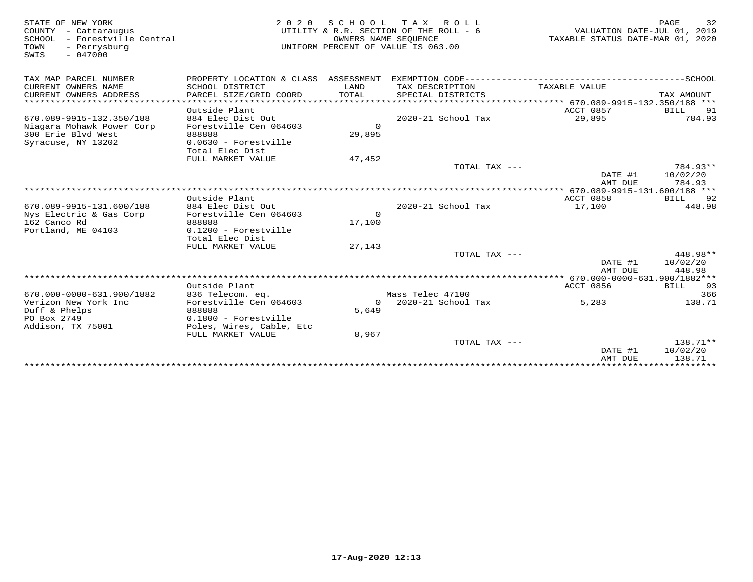STATE OF NEW YORK
COUNTY - Cattaraugus
SCHOOL - Forestville Central
TOWN - Perrysburg
SWIS - 047000

2020 SCHOOL TAX ROLL
UTILITY & R.R. SECTION OF THE ROLL - 6
OWNERS NAME SEQUENCE
UNIFORM PERCENT OF VALUE IS 063.00

VALUATION DATE-JUL 01, 2019
TAXABLE STATUS DATE-MAR 01, 2020

| TAX MAP PARCEL NUMBER / CURRENT OWNERS NAME / CURRENT OWNERS ADDRESS | PROPERTY LOCATION & CLASS / SCHOOL DISTRICT / PARCEL SIZE/GRID COORD | ASSESSMENT LAND / TOTAL | EXEMPTION CODE / TAX DESCRIPTION / SPECIAL DISTRICTS | TAXABLE VALUE | TAX AMOUNT |
|---|---|---|---|---|---|
| **670.089-9915-132.350/188** | | | | | |
| | Outside Plant | | | ACCT 0857 | BILL 91 |
| 670.089-9915-132.350/188 | 884 Elec Dist Out | | 2020-21 School Tax | 29,895 | 784.93 |
| Niagara Mohawk Power Corp | Forestville Cen 064603 | 0 | | | |
| 300 Erie Blvd West | 888888 | 29,895 | | | |
| Syracuse, NY 13202 | 0.0630 - Forestville | | | | |
| | Total Elec Dist | | | | |
| | FULL MARKET VALUE | 47,452 | | | |
| | | | TOTAL TAX --- | | 784.93** |
| | | | | DATE #1 | 10/02/20 |
| | | | | AMT DUE | 784.93 |
| **670.089-9915-131.600/188** | | | | | |
| | Outside Plant | | | ACCT 0858 | BILL 92 |
| 670.089-9915-131.600/188 | 884 Elec Dist Out | | 2020-21 School Tax | 17,100 | 448.98 |
| Nys Electric & Gas Corp | Forestville Cen 064603 | 0 | | | |
| 162 Canco Rd | 888888 | 17,100 | | | |
| Portland, ME 04103 | 0.1200 - Forestville | | | | |
| | Total Elec Dist | | | | |
| | FULL MARKET VALUE | 27,143 | | | |
| | | | TOTAL TAX --- | | 448.98** |
| | | | | DATE #1 | 10/02/20 |
| | | | | AMT DUE | 448.98 |
| **670.000-0000-631.900/1882** | | | | | |
| | Outside Plant | | | ACCT 0856 | BILL 93 |
| 670.000-0000-631.900/1882 | 836 Telecom. eq. | | Mass Telec 47100 | | 366 |
| Verizon New York Inc | Forestville Cen 064603 | 0 | 2020-21 School Tax | 5,283 | 138.71 |
| Duff & Phelps | 888888 | 5,649 | | | |
| PO Box 2749 | 0.1800 - Forestville | | | | |
| Addison, TX 75001 | Poles, Wires, Cable, Etc | | | | |
| | FULL MARKET VALUE | 8,967 | | | |
| | | | TOTAL TAX --- | | 138.71** |
| | | | | DATE #1 | 10/02/20 |
| | | | | AMT DUE | 138.71 |

17-Aug-2020 12:13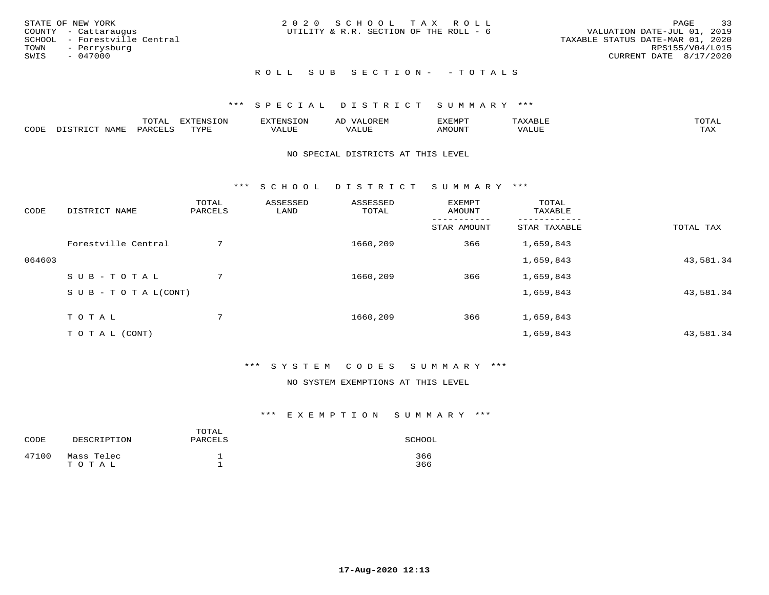STATE OF NEW YORK
COUNTY - Cattaraugus
SCHOOL - Forestville Central
TOWN - Perrysburg
SWIS - 047000

2020 SCHOOL TAX ROLL
UTILITY & R.R. SECTION OF THE ROLL - 6

VALUATION DATE-JUL 01, 2019
TAXABLE STATUS DATE-MAR 01, 2020
RPS155/V04/L015
CURRENT DATE 8/17/2020

## ROLL SUB SECTION- - TOTALS

### *** SPECIAL DISTRICT SUMMARY ***

| CODE | DISTRICT NAME | TOTAL PARCELS | EXTENSION TYPE | EXTENSION VALUE | AD VALOREM VALUE | EXEMPT AMOUNT | TAXABLE VALUE | TOTAL TAX |
|---|---|---|---|---|---|---|---|---|

NO SPECIAL DISTRICTS AT THIS LEVEL

### *** SCHOOL DISTRICT SUMMARY ***

| CODE | DISTRICT NAME | TOTAL PARCELS | ASSESSED LAND | ASSESSED TOTAL | EXEMPT AMOUNT / STAR AMOUNT | TOTAL TAXABLE / STAR TAXABLE | TOTAL TAX |
|---|---|---|---|---|---|---|---|
| | Forestville Central | 7 | | 1660,209 | 366 | 1,659,843 | |
| 064603 | | | | | | 1,659,843 | 43,581.34 |
| | SUB-TOTAL | 7 | | 1660,209 | 366 | 1,659,843 | |
| | SUB-TOTAL(CONT) | | | | | 1,659,843 | 43,581.34 |
| | TOTAL | 7 | | 1660,209 | 366 | 1,659,843 | |
| | TOTAL (CONT) | | | | | 1,659,843 | 43,581.34 |

### *** SYSTEM CODES SUMMARY ***

NO SYSTEM EXEMPTIONS AT THIS LEVEL

### *** EXEMPTION SUMMARY ***

| CODE | DESCRIPTION | TOTAL PARCELS | SCHOOL |
|---|---|---|---|
| 47100 | Mass Telec | 1 | 366 |
| | TOTAL | 1 | 366 |

17-Aug-2020 12:13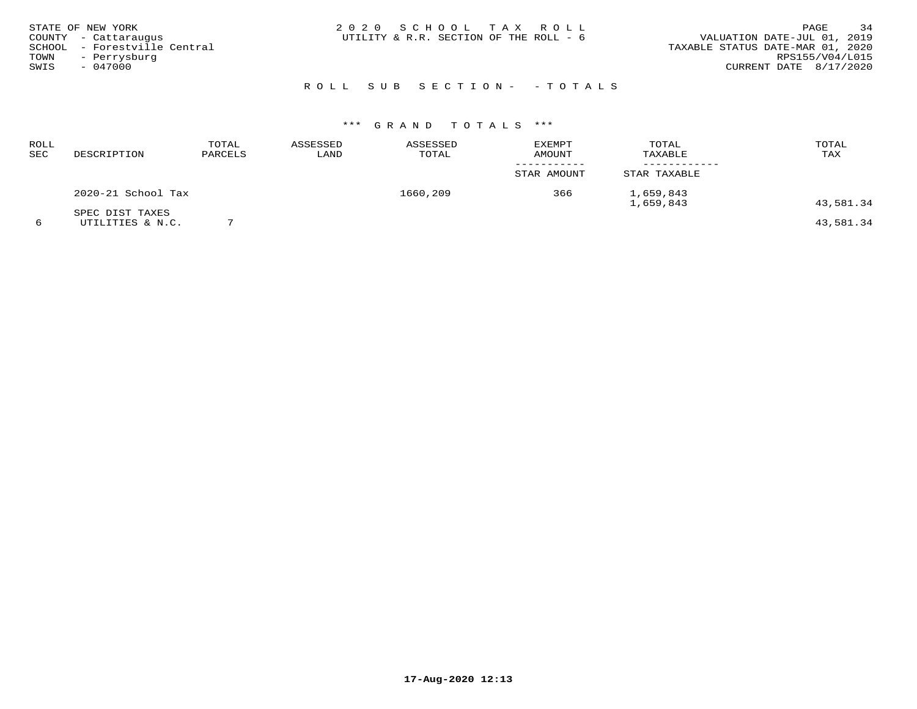STATE OF NEW YORK
COUNTY - Cattaraugus
SCHOOL - Forestville Central
TOWN - Perrysburg
SWIS - 047000

# 2020 SCHOOL TAX ROLL
UTILITY & R.R. SECTION OF THE ROLL - 6

VALUATION DATE-JUL 01, 2019
TAXABLE STATUS DATE-MAR 01, 2020
RPS155/V04/L015
CURRENT DATE 8/17/2020

## ROLL SUB SECTION- - TOTALS

### *** GRAND TOTALS ***

| ROLL SEC | DESCRIPTION | TOTAL PARCELS | ASSESSED LAND | ASSESSED TOTAL | EXEMPT AMOUNT / STAR AMOUNT | TOTAL TAXABLE / STAR TAXABLE | TOTAL TAX |
|---|---|---|---|---|---|---|---|
| | 2020-21 School Tax | | | 1660,209 | 366 | 1,659,843<br>1,659,843 | 43,581.34 |
| 6 | SPEC DIST TAXES<br>UTILITIES & N.C. | 7 | | | | | 43,581.34 |

17-Aug-2020 12:13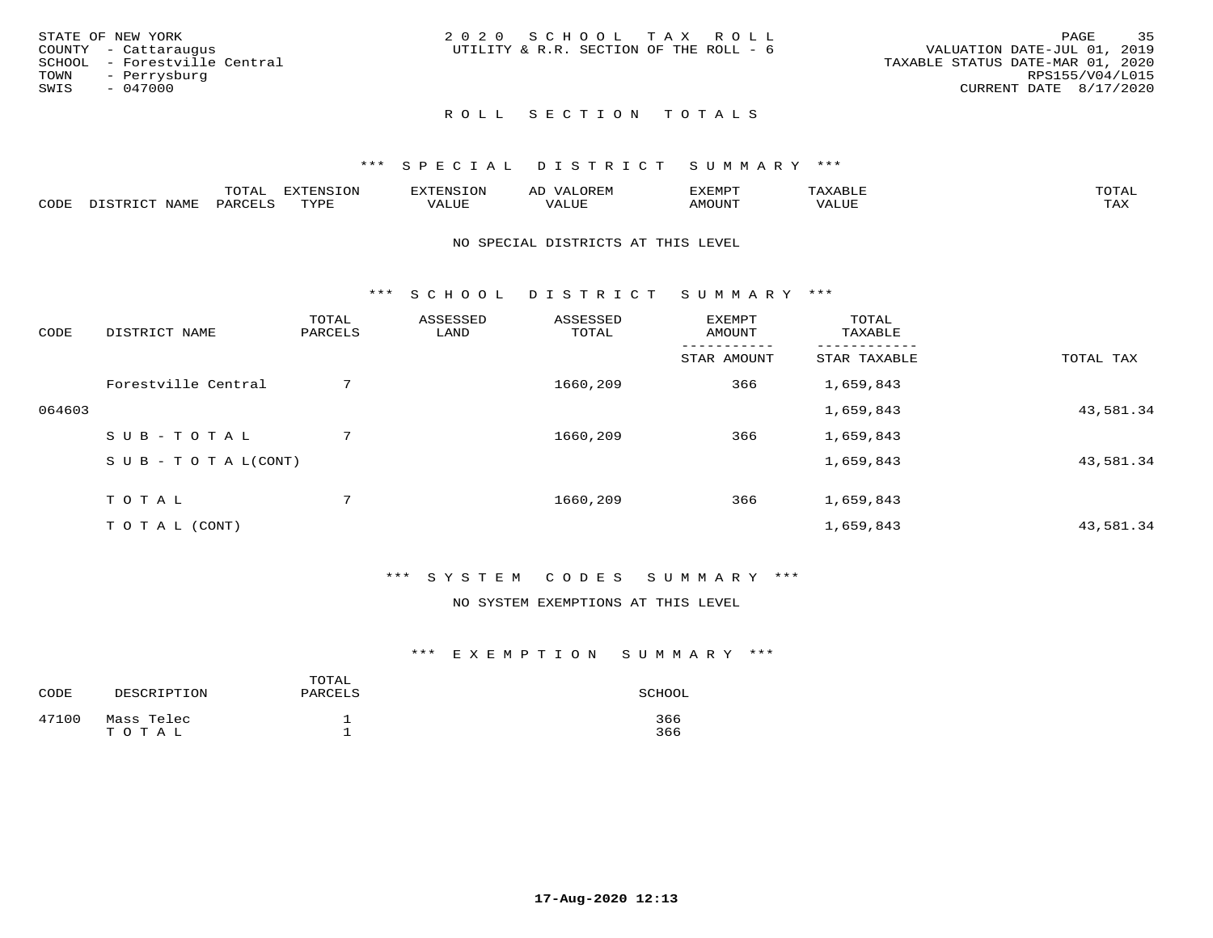STATE OF NEW YORK
COUNTY - Cattaraugus
SCHOOL - Forestville Central
TOWN - Perrysburg
SWIS - 047000

2 0 2 0 S C H O O L T A X R O L L
UTILITY & R.R. SECTION OF THE ROLL - 6

VALUATION DATE-JUL 01, 2019
TAXABLE STATUS DATE-MAR 01, 2020
RPS155/V04/L015
CURRENT DATE 8/17/2020

## R O L L S E C T I O N T O T A L S

### *** S P E C I A L D I S T R I C T S U M M A R Y ***

| CODE | DISTRICT NAME | TOTAL PARCELS | EXTENSION TYPE | EXTENSION VALUE | AD VALOREM VALUE | EXEMPT AMOUNT | TAXABLE VALUE | TOTAL TAX |
|---|---|---|---|---|---|---|---|---|

NO SPECIAL DISTRICTS AT THIS LEVEL

### *** S C H O O L D I S T R I C T S U M M A R Y ***

| CODE | DISTRICT NAME | TOTAL PARCELS | ASSESSED LAND | ASSESSED TOTAL | EXEMPT AMOUNT / STAR AMOUNT | TOTAL TAXABLE / STAR TAXABLE | TOTAL TAX |
|---|---|---|---|---|---|---|---|
| | Forestville Central | 7 | | 1660,209 | 366 | 1,659,843 | |
| 064603 | | | | | | 1,659,843 | 43,581.34 |
| | S U B - T O T A L | 7 | | 1660,209 | 366 | 1,659,843 | |
| | S U B - T O T A L(CONT) | | | | | 1,659,843 | 43,581.34 |
| | T O T A L | 7 | | 1660,209 | 366 | 1,659,843 | |
| | T O T A L (CONT) | | | | | 1,659,843 | 43,581.34 |

### *** S Y S T E M C O D E S S U M M A R Y ***

NO SYSTEM EXEMPTIONS AT THIS LEVEL

### *** E X E M P T I O N S U M M A R Y ***

| CODE | DESCRIPTION | TOTAL PARCELS | SCHOOL |
|---|---|---|---|
| 47100 | Mass Telec | 1 | 366 |
| | T O T A L | 1 | 366 |

17-Aug-2020 12:13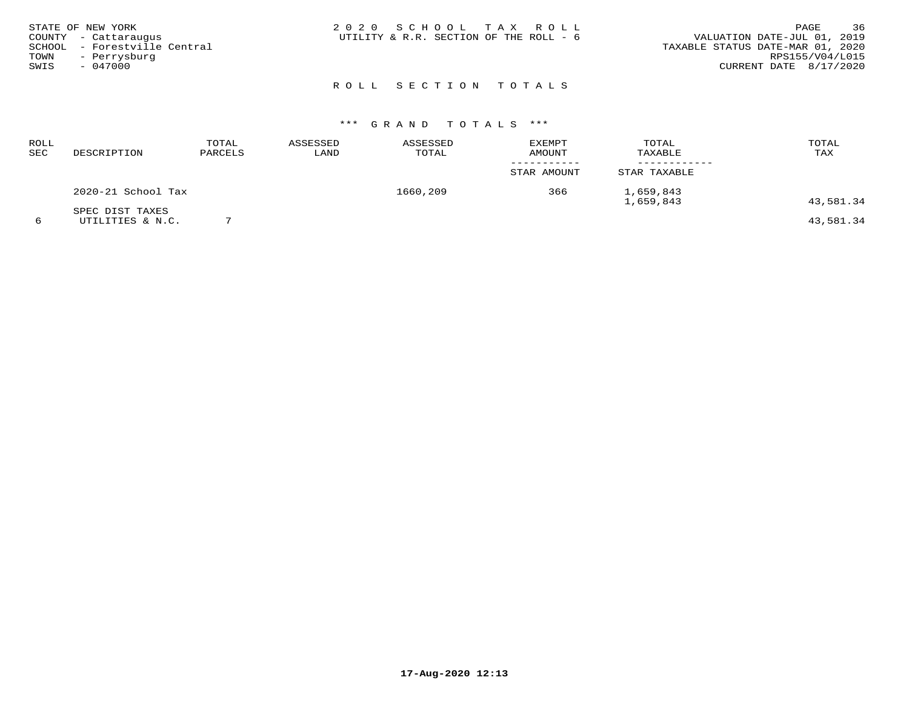STATE OF NEW YORK
COUNTY - Cattaraugus
SCHOOL - Forestville Central
TOWN - Perrysburg
SWIS - 047000

2020 SCHOOL TAX ROLL
UTILITY & R.R. SECTION OF THE ROLL - 6

VALUATION DATE-JUL 01, 2019
TAXABLE STATUS DATE-MAR 01, 2020
RPS155/V04/L015
CURRENT DATE 8/17/2020

## ROLL SECTION TOTALS

### *** GRAND TOTALS ***

| ROLL SEC | DESCRIPTION | TOTAL PARCELS | ASSESSED LAND | ASSESSED TOTAL | EXEMPT AMOUNT / STAR AMOUNT | TOTAL TAXABLE / STAR TAXABLE | TOTAL TAX |
|---|---|---|---|---|---|---|---|
| | 2020-21 School Tax | | | 1660,209 | 366 | 1,659,843<br>1,659,843 | 43,581.34 |
| | SPEC DIST TAXES | | | | | | |
| 6 | UTILITIES & N.C. | 7 | | | | | 43,581.34 |

17-Aug-2020 12:13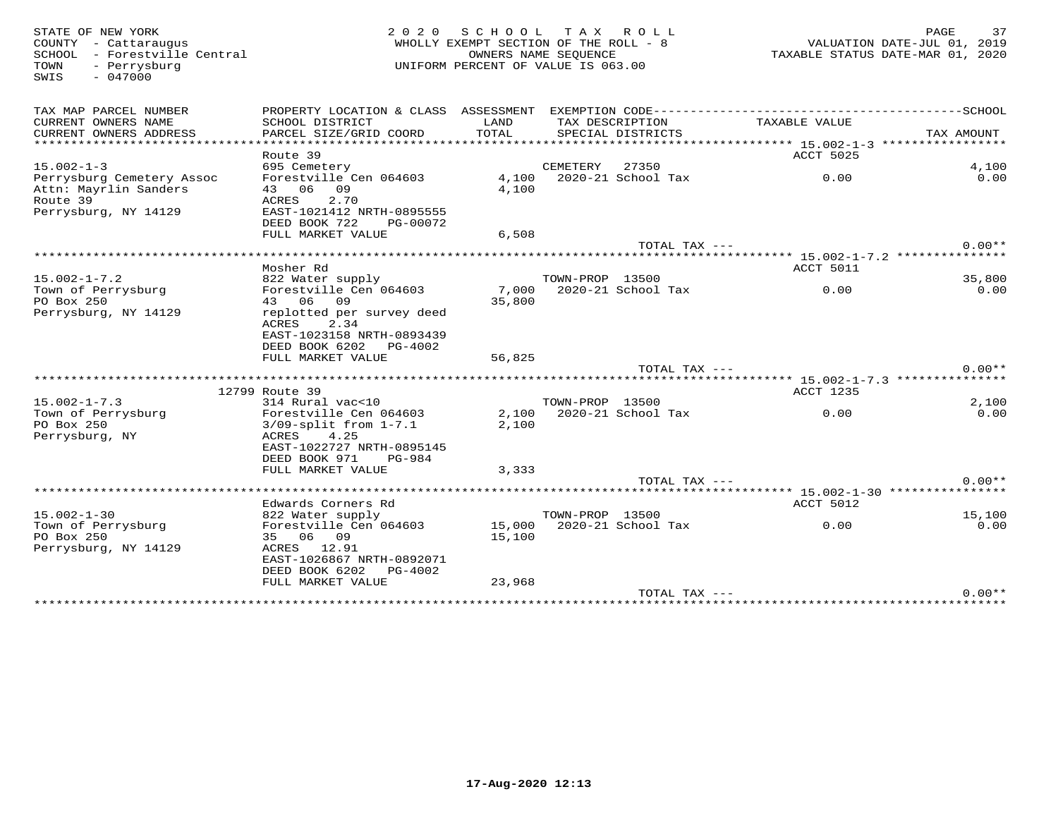STATE OF NEW YORK
COUNTY - Cattaraugus
SCHOOL - Forestville Central
TOWN - Perrysburg
SWIS - 047000

2 0 2 0 S C H O O L T A X R O L L
WHOLLY EXEMPT SECTION OF THE ROLL - 8
OWNERS NAME SEQUENCE
UNIFORM PERCENT OF VALUE IS 063.00

VALUATION DATE-JUL 01, 2019
TAXABLE STATUS DATE-MAR 01, 2020

| TAX MAP PARCEL NUMBER / CURRENT OWNERS NAME / CURRENT OWNERS ADDRESS | PROPERTY LOCATION & CLASS / SCHOOL DISTRICT / PARCEL SIZE/GRID COORD | ASSESSMENT LAND / TOTAL | EXEMPTION CODE / TAX DESCRIPTION / SPECIAL DISTRICTS | TAXABLE VALUE | SCHOOL / TAX AMOUNT |
|---|---|---|---|---|---|
| **15.002-1-3** | Route 39 | | | ACCT 5025 | |
| 15.002-1-3 | 695 Cemetery | | CEMETERY 27350 | | 4,100 |
| Perrysburg Cemetery Assoc | Forestville Cen 064603 | 4,100 | 2020-21 School Tax | 0.00 | 0.00 |
| Attn: Mayrlin Sanders | 43 06 09 | 4,100 | | | |
| Route 39 | ACRES 2.70 | | | | |
| Perrysburg, NY 14129 | EAST-1021412 NRTH-0895555 | | | | |
| | DEED BOOK 722 PG-00072 | | | | |
| | FULL MARKET VALUE | 6,508 | | | |
| | | | TOTAL TAX --- | | 0.00** |
| **15.002-1-7.2** | Mosher Rd | | | ACCT 5011 | |
| 15.002-1-7.2 | 822 Water supply | | TOWN-PROP 13500 | | 35,800 |
| Town of Perrysburg | Forestville Cen 064603 | 7,000 | 2020-21 School Tax | 0.00 | 0.00 |
| PO Box 250 | 43 06 09 | 35,800 | | | |
| Perrysburg, NY 14129 | replotted per survey deed | | | | |
| | ACRES 2.34 | | | | |
| | EAST-1023158 NRTH-0893439 | | | | |
| | DEED BOOK 6202 PG-4002 | | | | |
| | FULL MARKET VALUE | 56,825 | | | |
| | | | TOTAL TAX --- | | 0.00** |
| **15.002-1-7.3** | 12799 Route 39 | | | ACCT 1235 | |
| 15.002-1-7.3 | 314 Rural vac<10 | | TOWN-PROP 13500 | | 2,100 |
| Town of Perrysburg | Forestville Cen 064603 | 2,100 | 2020-21 School Tax | 0.00 | 0.00 |
| PO Box 250 | 3/09-split from 1-7.1 | 2,100 | | | |
| Perrysburg, NY | ACRES 4.25 | | | | |
| | EAST-1022727 NRTH-0895145 | | | | |
| | DEED BOOK 971 PG-984 | | | | |
| | FULL MARKET VALUE | 3,333 | | | |
| | | | TOTAL TAX --- | | 0.00** |
| **15.002-1-30** | Edwards Corners Rd | | | ACCT 5012 | |
| 15.002-1-30 | 822 Water supply | | TOWN-PROP 13500 | | 15,100 |
| Town of Perrysburg | Forestville Cen 064603 | 15,000 | 2020-21 School Tax | 0.00 | 0.00 |
| PO Box 250 | 35 06 09 | 15,100 | | | |
| Perrysburg, NY 14129 | ACRES 12.91 | | | | |
| | EAST-1026867 NRTH-0892071 | | | | |
| | DEED BOOK 6202 PG-4002 | | | | |
| | FULL MARKET VALUE | 23,968 | | | |
| | | | TOTAL TAX --- | | 0.00** |

17-Aug-2020 12:13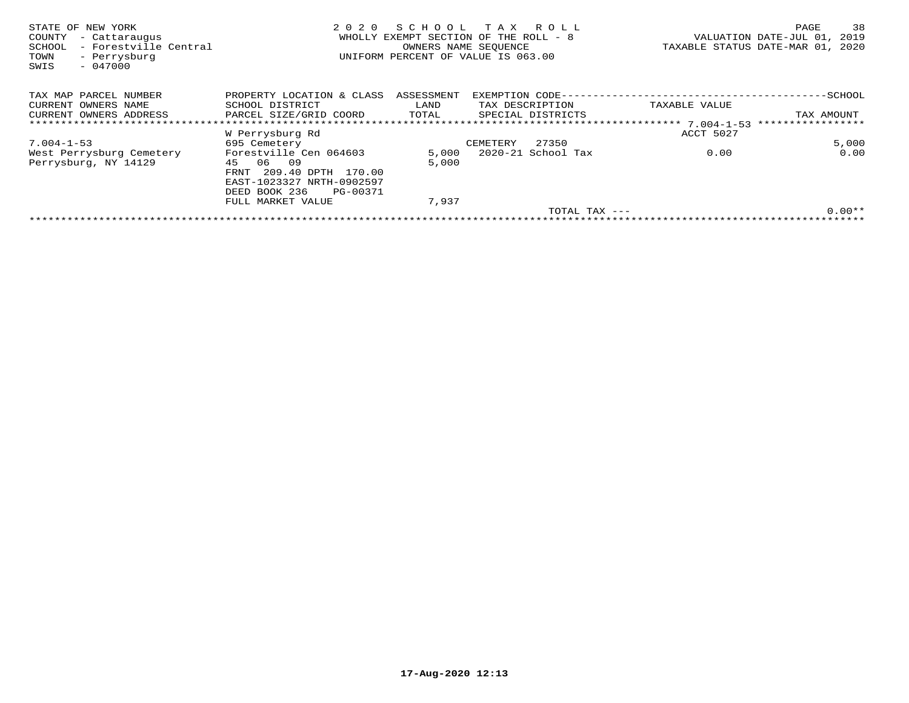STATE OF NEW YORK
COUNTY - Cattaraugus
SCHOOL - Forestville Central
TOWN - Perrysburg
SWIS - 047000

2 0 2 0 S C H O O L T A X R O L L
WHOLLY EXEMPT SECTION OF THE ROLL - 8
OWNERS NAME SEQUENCE
UNIFORM PERCENT OF VALUE IS 063.00

VALUATION DATE-JUL 01, 2019
TAXABLE STATUS DATE-MAR 01, 2020

| TAX MAP PARCEL NUMBER<br>CURRENT OWNERS NAME<br>CURRENT OWNERS ADDRESS | PROPERTY LOCATION & CLASS<br>SCHOOL DISTRICT<br>PARCEL SIZE/GRID COORD | ASSESSMENT<br>LAND<br>TOTAL | EXEMPTION CODE<br>TAX DESCRIPTION<br>SPECIAL DISTRICTS | TAXABLE VALUE | SCHOOL<br>TAX AMOUNT |
|---|---|---|---|---|---|
| | W Perrysburg Rd | | | ACCT 5027 | |
| 7.004-1-53 | 695 Cemetery | | CEMETERY 27350 | | 5,000 |
| West Perrysburg Cemetery | Forestville Cen 064603 | 5,000 | 2020-21 School Tax | 0.00 | 0.00 |
| Perrysburg, NY 14129 | 45 06 09 | 5,000 | | | |
| | FRNT 209.40 DPTH 170.00 | | | | |
| | EAST-1023327 NRTH-0902597 | | | | |
| | DEED BOOK 236 PG-00371 | | | | |
| | FULL MARKET VALUE | 7,937 | | | |
| | | | TOTAL TAX --- | | 0.00** |

17-Aug-2020 12:13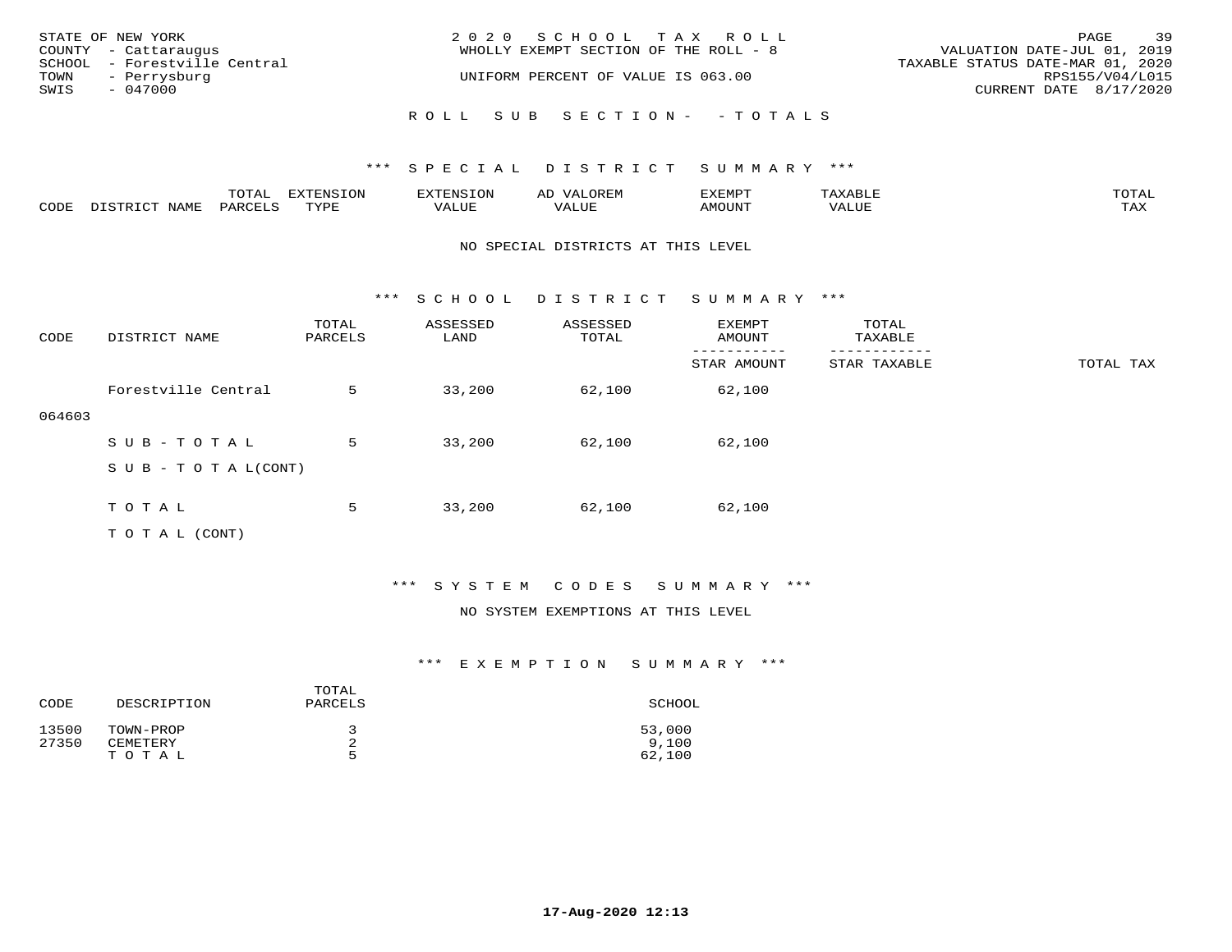STATE OF NEW YORK
COUNTY - Cattaraugus
SCHOOL - Forestville Central
TOWN - Perrysburg
SWIS - 047000

2 0 2 0 S C H O O L T A X R O L L
WHOLLY EXEMPT SECTION OF THE ROLL - 8

UNIFORM PERCENT OF VALUE IS 063.00

VALUATION DATE-JUL 01, 2019
TAXABLE STATUS DATE-MAR 01, 2020
RPS155/V04/L015
CURRENT DATE 8/17/2020

## R O L L S U B S E C T I O N - - T O T A L S

### \*\*\* S P E C I A L D I S T R I C T S U M M A R Y \*\*\*

| CODE | DISTRICT NAME | TOTAL PARCELS | EXTENSION TYPE | EXTENSION VALUE | AD VALOREM VALUE | EXEMPT AMOUNT | TAXABLE VALUE | TOTAL TAX |
|---|---|---|---|---|---|---|---|---|

NO SPECIAL DISTRICTS AT THIS LEVEL

### \*\*\* S C H O O L D I S T R I C T S U M M A R Y \*\*\*

| CODE | DISTRICT NAME | TOTAL PARCELS | ASSESSED LAND | ASSESSED TOTAL | EXEMPT AMOUNT / STAR AMOUNT | TOTAL TAXABLE / STAR TAXABLE | TOTAL TAX |
|---|---|---|---|---|---|---|---|
| 064603 | Forestville Central | 5 | 33,200 | 62,100 | 62,100 | | |
| | S U B - T O T A L | 5 | 33,200 | 62,100 | 62,100 | | |
| | S U B - T O T A L(CONT) | | | | | | |
| | T O T A L | 5 | 33,200 | 62,100 | 62,100 | | |
| | T O T A L (CONT) | | | | | | |

### \*\*\* S Y S T E M C O D E S S U M M A R Y \*\*\*

NO SYSTEM EXEMPTIONS AT THIS LEVEL

### \*\*\* E X E M P T I O N S U M M A R Y \*\*\*

| CODE | DESCRIPTION | TOTAL PARCELS | SCHOOL |
|---|---|---|---|
| 13500 | TOWN-PROP | 3 | 53,000 |
| 27350 | CEMETERY | 2 | 9,100 |
| | T O T A L | 5 | 62,100 |

17-Aug-2020 12:13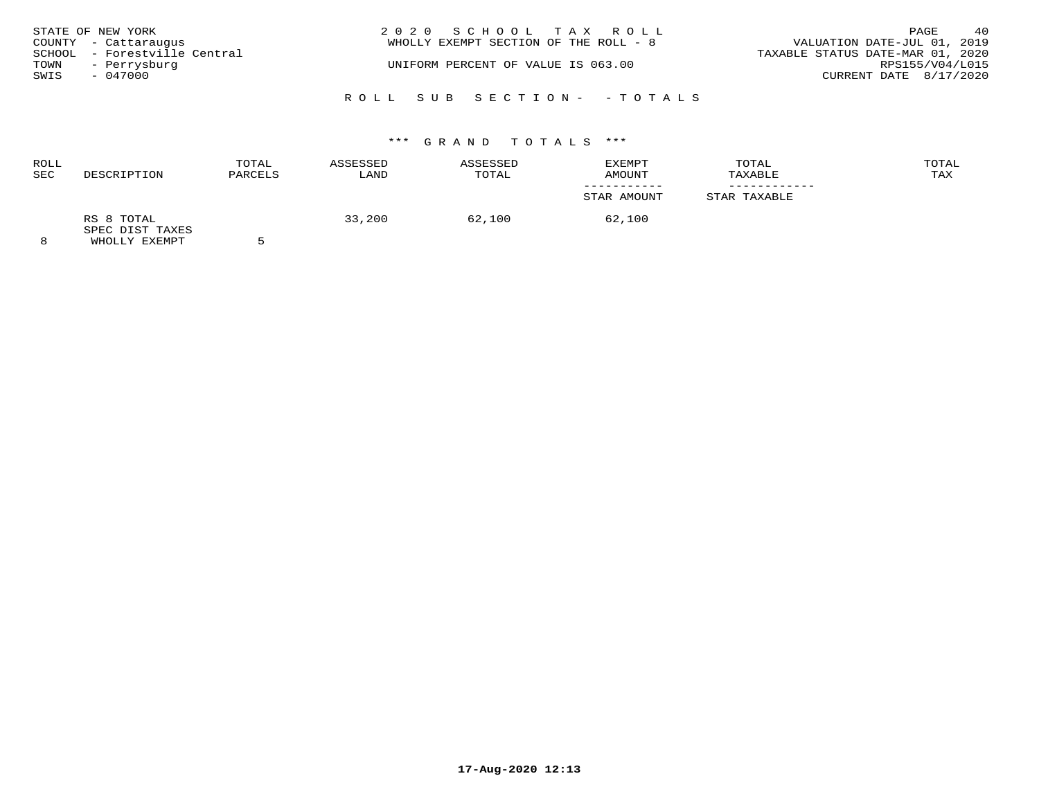STATE OF NEW YORK
COUNTY - Cattaraugus
SCHOOL - Forestville Central
TOWN - Perrysburg
SWIS - 047000

2 0 2 0 S C H O O L T A X R O L L
WHOLLY EXEMPT SECTION OF THE ROLL - 8

UNIFORM PERCENT OF VALUE IS 063.00

VALUATION DATE-JUL 01, 2019
TAXABLE STATUS DATE-MAR 01, 2020
RPS155/V04/L015
CURRENT DATE 8/17/2020

R O L L S U B S E C T I O N - - T O T A L S

*** G R A N D T O T A L S ***

| ROLL SEC | DESCRIPTION | TOTAL PARCELS | ASSESSED LAND | ASSESSED TOTAL | EXEMPT AMOUNT / STAR AMOUNT | TOTAL TAXABLE / STAR TAXABLE | TOTAL TAX |
|---|---|---|---|---|---|---|---|
| 8 | RS 8 TOTAL SPEC DIST TAXES WHOLLY EXEMPT | 5 | 33,200 | 62,100 | 62,100 | | |

17-Aug-2020 12:13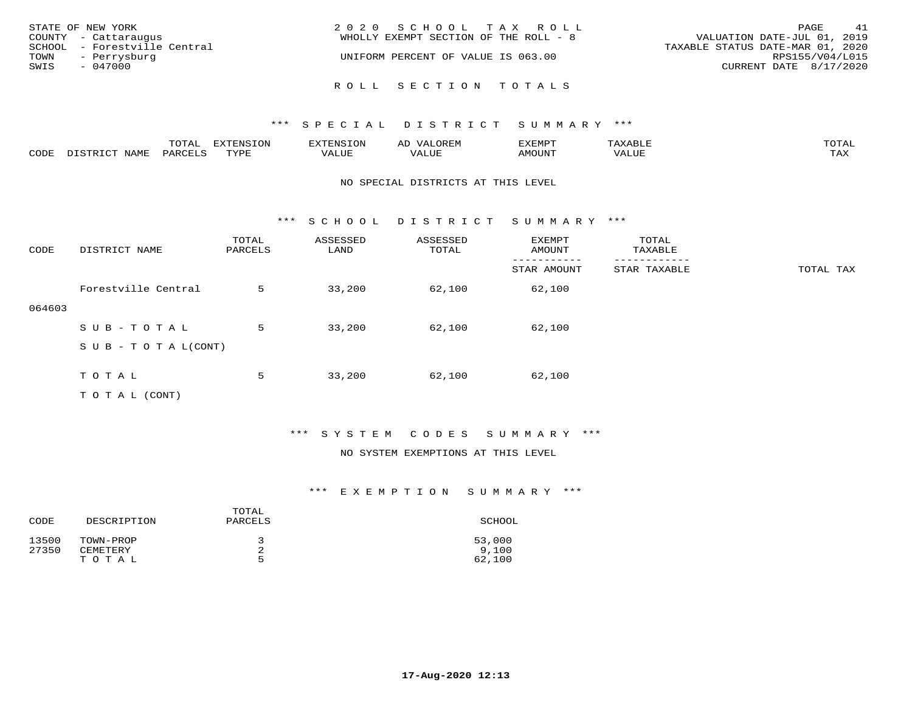STATE OF NEW YORK
COUNTY - Cattaraugus
SCHOOL - Forestville Central
TOWN - Perrysburg
SWIS - 047000

2020 SCHOOL TAX ROLL
WHOLLY EXEMPT SECTION OF THE ROLL - 8
UNIFORM PERCENT OF VALUE IS 063.00

VALUATION DATE-JUL 01, 2019
TAXABLE STATUS DATE-MAR 01, 2020
RPS155/V04/L015
CURRENT DATE 8/17/2020

## ROLL SECTION TOTALS

### *** SPECIAL DISTRICT SUMMARY ***

| CODE | DISTRICT NAME | TOTAL PARCELS | EXTENSION TYPE | EXTENSION VALUE | AD VALOREM VALUE | EXEMPT AMOUNT | TAXABLE VALUE | TOTAL TAX |
|---|---|---|---|---|---|---|---|---|

NO SPECIAL DISTRICTS AT THIS LEVEL

### *** SCHOOL DISTRICT SUMMARY ***

| CODE | DISTRICT NAME | TOTAL PARCELS | ASSESSED LAND | ASSESSED TOTAL | EXEMPT AMOUNT / STAR AMOUNT | TOTAL TAXABLE / STAR TAXABLE | TOTAL TAX |
|---|---|---|---|---|---|---|---|
| 064603 | Forestville Central | 5 | 33,200 | 62,100 | 62,100 | | |
| | SUB-TOTAL | 5 | 33,200 | 62,100 | 62,100 | | |
| | SUB-TOTAL(CONT) | | | | | | |
| | TOTAL | 5 | 33,200 | 62,100 | 62,100 | | |
| | TOTAL (CONT) | | | | | | |

### *** SYSTEM CODES SUMMARY ***

NO SYSTEM EXEMPTIONS AT THIS LEVEL

### *** EXEMPTION SUMMARY ***

| CODE | DESCRIPTION | TOTAL PARCELS | SCHOOL |
|---|---|---|---|
| 13500 | TOWN-PROP | 3 | 53,000 |
| 27350 | CEMETERY | 2 | 9,100 |
| | TOTAL | 5 | 62,100 |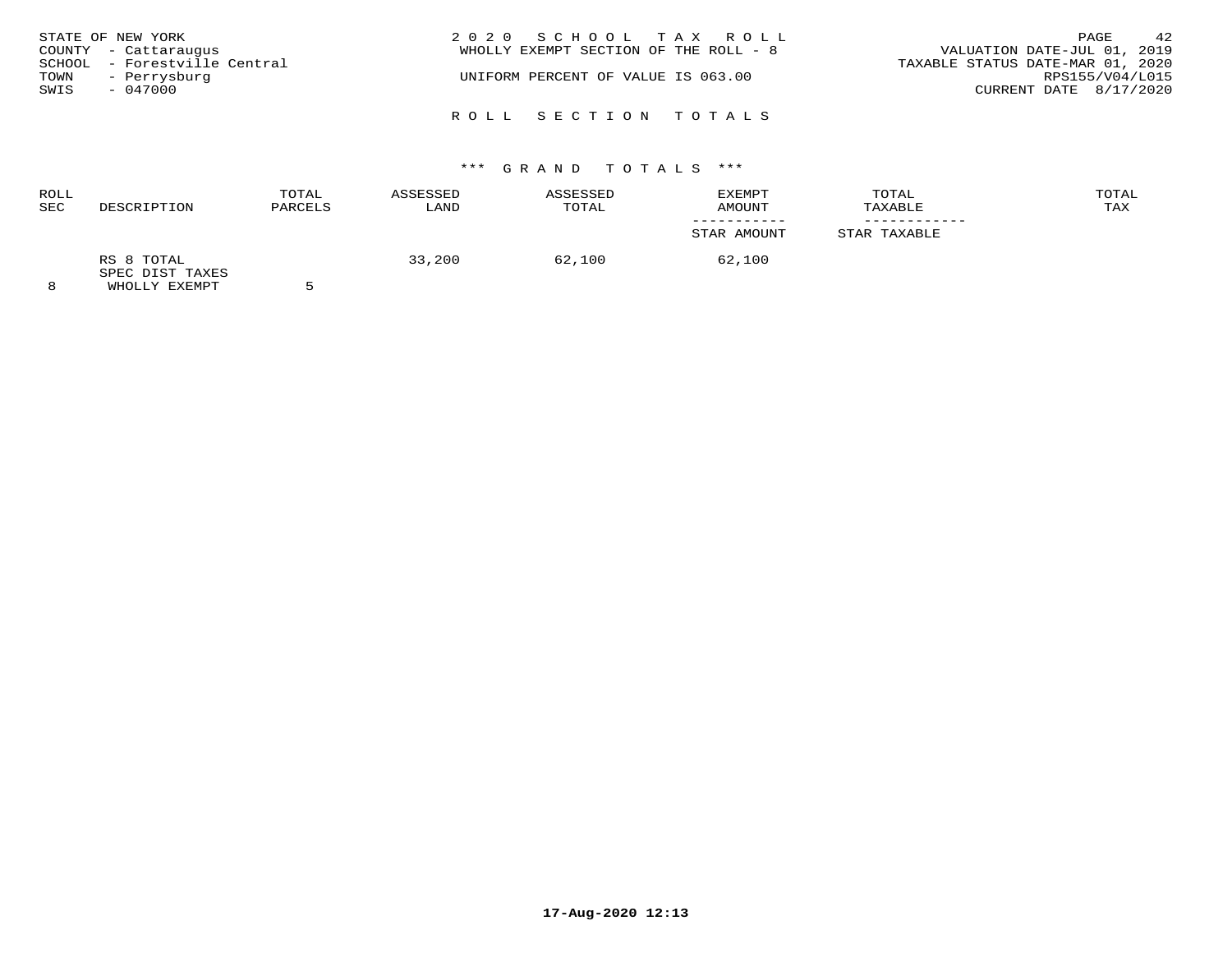STATE OF NEW YORK
COUNTY - Cattaraugus
SCHOOL - Forestville Central
TOWN - Perrysburg
SWIS - 047000

# 2020 SCHOOL TAX ROLL

WHOLLY EXEMPT SECTION OF THE ROLL - 8

UNIFORM PERCENT OF VALUE IS 063.00

VALUATION DATE-JUL 01, 2019
TAXABLE STATUS DATE-MAR 01, 2020
RPS155/V04/L015
CURRENT DATE 8/17/2020

## ROLL SECTION TOTALS

### *** GRAND TOTALS ***

| ROLL SEC | DESCRIPTION | TOTAL PARCELS | ASSESSED LAND | ASSESSED TOTAL | EXEMPT AMOUNT / STAR AMOUNT | TOTAL TAXABLE / STAR TAXABLE | TOTAL TAX |
|---|---|---|---|---|---|---|---|
| 8 | RS 8 TOTAL SPEC DIST TAXES WHOLLY EXEMPT | 5 | 33,200 | 62,100 | 62,100 | | |

17-Aug-2020 12:13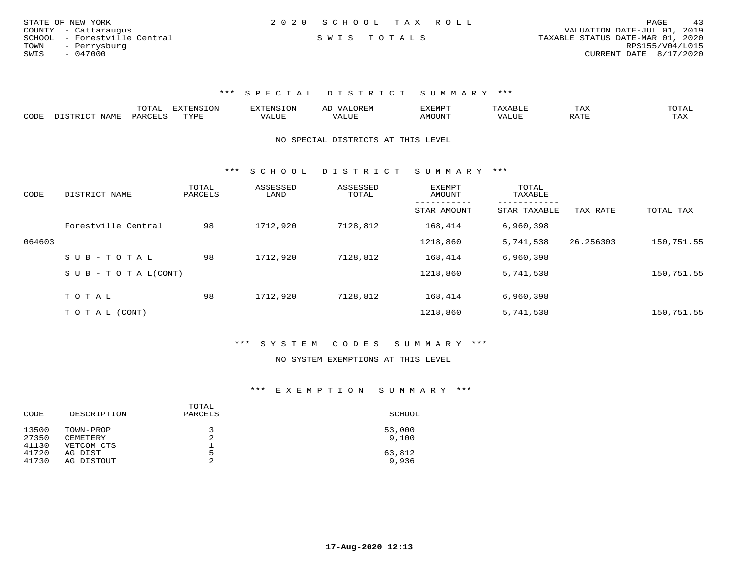STATE OF NEW YORK
COUNTY - Cattaraugus
SCHOOL - Forestville Central
TOWN - Perrysburg
SWIS - 047000

2020 SCHOOL TAX ROLL

SWIS TOTALS

VALUATION DATE-JUL 01, 2019
TAXABLE STATUS DATE-MAR 01, 2020
RPS155/V04/L015
CURRENT DATE 8/17/2020

### *** SPECIAL DISTRICT SUMMARY ***

| CODE | DISTRICT NAME | TOTAL PARCELS | EXTENSION TYPE | EXTENSION VALUE | AD VALOREM VALUE | EXEMPT AMOUNT | TAXABLE VALUE | TAX RATE | TOTAL TAX |
|---|---|---|---|---|---|---|---|---|---|

NO SPECIAL DISTRICTS AT THIS LEVEL

### *** SCHOOL DISTRICT SUMMARY ***

| CODE | DISTRICT NAME | TOTAL PARCELS | ASSESSED LAND | ASSESSED TOTAL | EXEMPT AMOUNT / STAR AMOUNT | TOTAL TAXABLE / STAR TAXABLE | TAX RATE | TOTAL TAX |
|---|---|---|---|---|---|---|---|---|
| | Forestville Central | 98 | 1712,920 | 7128,812 | 168,414 | 6,960,398 | | |
| 064603 | | | | | 1218,860 | 5,741,538 | 26.256303 | 150,751.55 |
| | SUB-TOTAL | 98 | 1712,920 | 7128,812 | 168,414 | 6,960,398 | | |
| | SUB-TOTAL(CONT) | | | | 1218,860 | 5,741,538 | | 150,751.55 |
| | TOTAL | 98 | 1712,920 | 7128,812 | 168,414 | 6,960,398 | | |
| | TOTAL (CONT) | | | | 1218,860 | 5,741,538 | | 150,751.55 |

### *** SYSTEM CODES SUMMARY ***

NO SYSTEM EXEMPTIONS AT THIS LEVEL

### *** EXEMPTION SUMMARY ***

| CODE | DESCRIPTION | TOTAL PARCELS | SCHOOL |
|---|---|---|---|
| 13500 | TOWN-PROP | 3 | 53,000 |
| 27350 | CEMETERY | 2 | 9,100 |
| 41130 | VETCOM CTS | 1 | |
| 41720 | AG DIST | 5 | 63,812 |
| 41730 | AG DISTOUT | 2 | 9,936 |

17-Aug-2020 12:13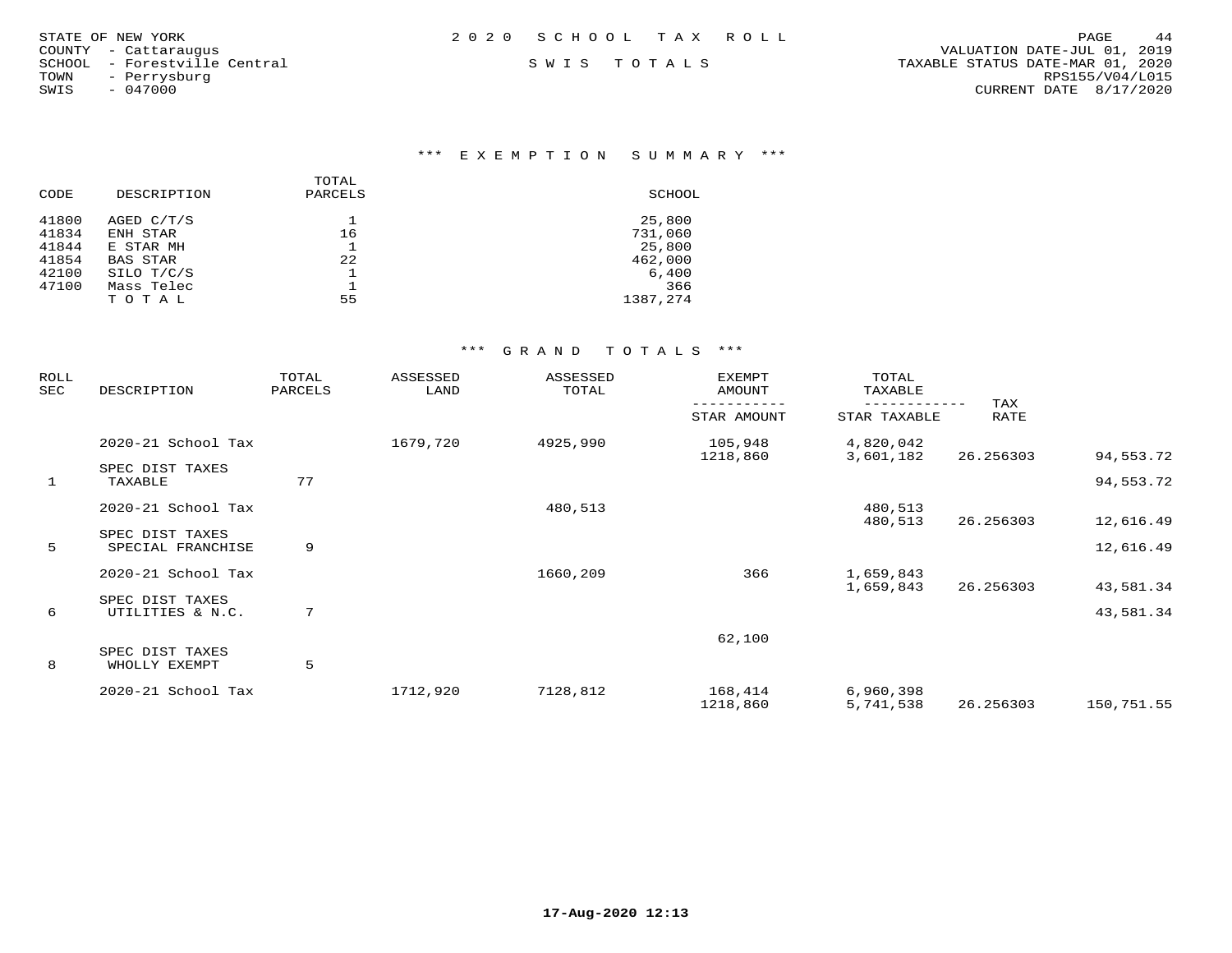STATE OF NEW YORK
COUNTY - Cattaraugus
SCHOOL - Forestville Central
TOWN - Perrysburg
SWIS - 047000

2020 SCHOOL TAX ROLL

SWIS TOTALS

VALUATION DATE-JUL 01, 2019
TAXABLE STATUS DATE-MAR 01, 2020
RPS155/V04/L015
CURRENT DATE 8/17/2020

### *** EXEMPTION SUMMARY ***

| CODE | DESCRIPTION | TOTAL PARCELS | SCHOOL |
|---|---|---|---|
| 41800 | AGED C/T/S | 1 | 25,800 |
| 41834 | ENH STAR | 16 | 731,060 |
| 41844 | E STAR MH | 1 | 25,800 |
| 41854 | BAS STAR | 22 | 462,000 |
| 42100 | SILO T/C/S | 1 | 6,400 |
| 47100 | Mass Telec | 1 | 366 |
| | T O T A L | 55 | 1387,274 |

### *** GRAND TOTALS ***

| ROLL SEC | DESCRIPTION | TOTAL PARCELS | ASSESSED LAND | ASSESSED TOTAL | EXEMPT AMOUNT / STAR AMOUNT | TOTAL TAXABLE / STAR TAXABLE | TAX RATE | |
|---|---|---|---|---|---|---|---|---|
| | 2020-21 School Tax | | 1679,720 | 4925,990 | 105,948 | 4,820,042 | | |
| | | | | | 1218,860 | 3,601,182 | 26.256303 | 94,553.72 |
| | SPEC DIST TAXES | | | | | | | |
| 1 | TAXABLE | 77 | | | | | | 94,553.72 |
| | 2020-21 School Tax | | | 480,513 | | 480,513 | | |
| | | | | | | 480,513 | 26.256303 | 12,616.49 |
| | SPEC DIST TAXES | | | | | | | |
| 5 | SPECIAL FRANCHISE | 9 | | | | | | 12,616.49 |
| | 2020-21 School Tax | | | 1660,209 | 366 | 1,659,843 | | |
| | | | | | | 1,659,843 | 26.256303 | 43,581.34 |
| | SPEC DIST TAXES | | | | | | | |
| 6 | UTILITIES & N.C. | 7 | | | | | | 43,581.34 |
| | | | | | 62,100 | | | |
| | SPEC DIST TAXES | | | | | | | |
| 8 | WHOLLY EXEMPT | 5 | | | | | | |
| | 2020-21 School Tax | | 1712,920 | 7128,812 | 168,414 | 6,960,398 | | |
| | | | | | 1218,860 | 5,741,538 | 26.256303 | 150,751.55 |

17-Aug-2020 12:13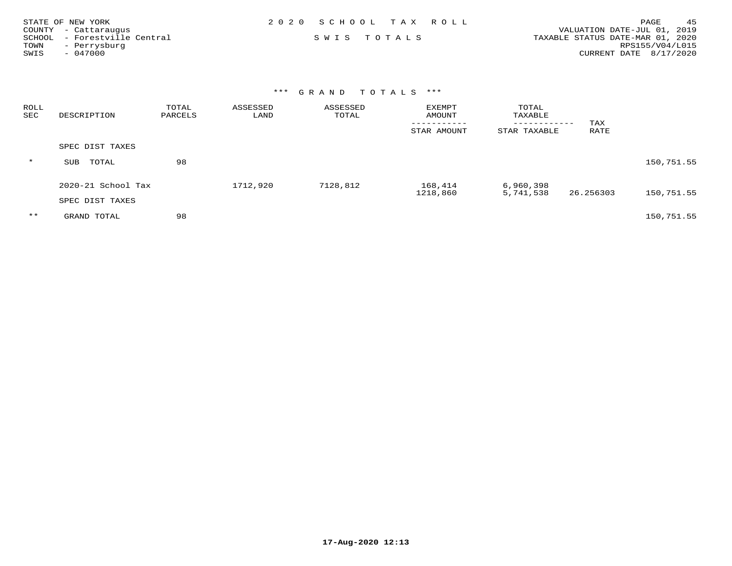STATE OF NEW YORK
COUNTY - Cattaraugus
SCHOOL - Forestville Central
TOWN - Perrysburg
SWIS - 047000

2020 SCHOOL TAX ROLL

SWIS TOTALS

VALUATION DATE-JUL 01, 2019
TAXABLE STATUS DATE-MAR 01, 2020
RPS155/V04/L015
CURRENT DATE 8/17/2020

*** GRAND TOTALS ***

| ROLL SEC | DESCRIPTION | TOTAL PARCELS | ASSESSED LAND | ASSESSED TOTAL | EXEMPT AMOUNT / STAR AMOUNT | TOTAL TAXABLE / STAR TAXABLE | TAX RATE | |
|---|---|---|---|---|---|---|---|---|
| | SPEC DIST TAXES | | | | | | | |
| * | SUB TOTAL | 98 | | | | | | 150,751.55 |
| | 2020-21 School Tax | | 1712,920 | 7128,812 | 168,414 / 1218,860 | 6,960,398 / 5,741,538 | 26.256303 | 150,751.55 |
| | SPEC DIST TAXES | | | | | | | |
| ** | GRAND TOTAL | 98 | | | | | | 150,751.55 |

17-Aug-2020 12:13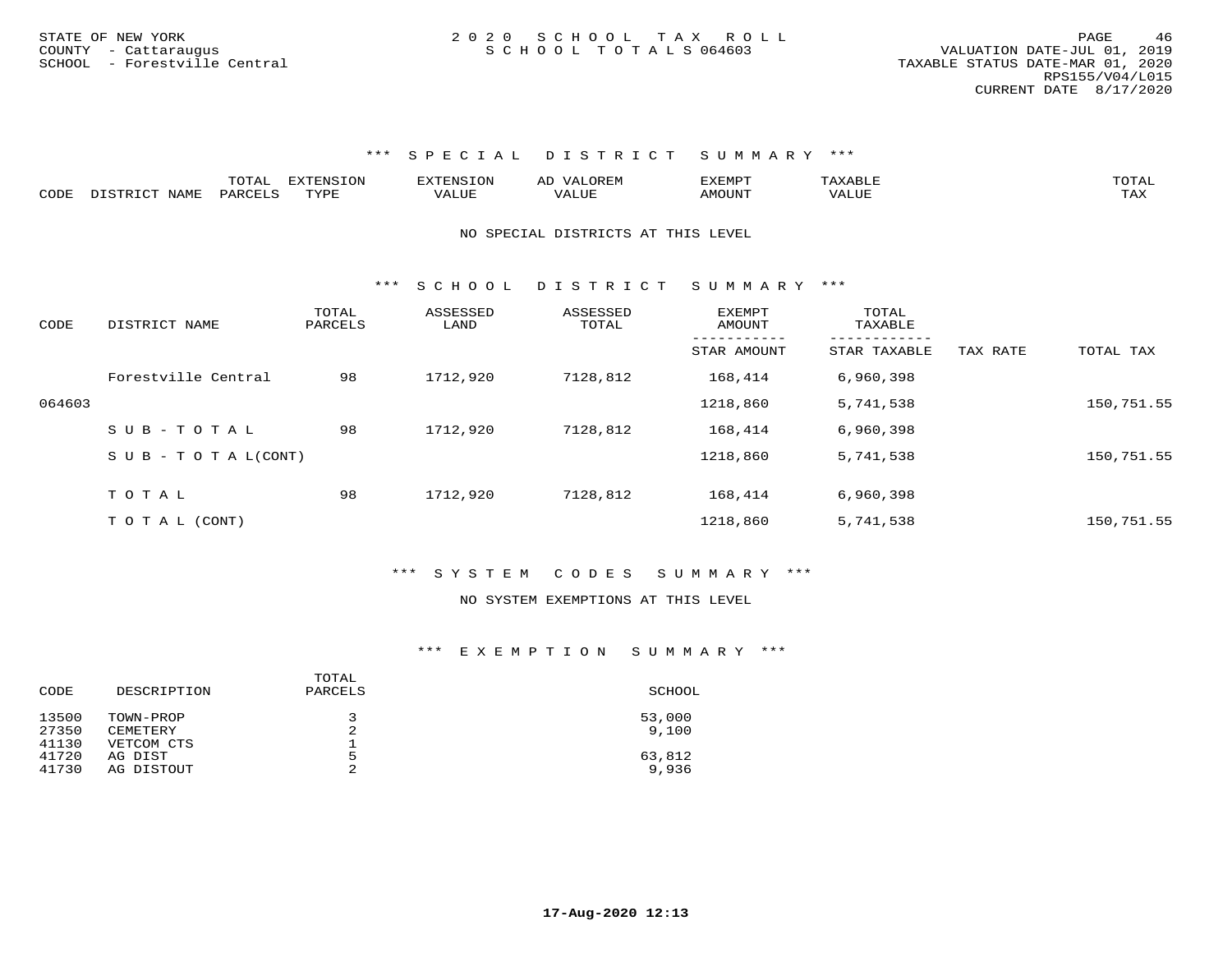STATE OF NEW YORK
COUNTY - Cattaraugus
SCHOOL - Forestville Central

2020 SCHOOL TAX ROLL
SCHOOL TOTALS 064603

VALUATION DATE-JUL 01, 2019
TAXABLE STATUS DATE-MAR 01, 2020
RPS155/V04/L015
CURRENT DATE 8/17/2020

### *** SPECIAL DISTRICT SUMMARY ***

| CODE | DISTRICT NAME | TOTAL PARCELS | EXTENSION TYPE | EXTENSION VALUE | AD VALOREM VALUE | EXEMPT AMOUNT | TAXABLE VALUE | TOTAL TAX |
|---|---|---|---|---|---|---|---|---|

NO SPECIAL DISTRICTS AT THIS LEVEL

### *** SCHOOL DISTRICT SUMMARY ***

| CODE | DISTRICT NAME | TOTAL PARCELS | ASSESSED LAND | ASSESSED TOTAL | EXEMPT AMOUNT / STAR AMOUNT | TOTAL TAXABLE / STAR TAXABLE | TAX RATE | TOTAL TAX |
|---|---|---|---|---|---|---|---|---|
| | Forestville Central | 98 | 1712,920 | 7128,812 | 168,414 | 6,960,398 | | |
| 064603 | | | | | 1218,860 | 5,741,538 | | 150,751.55 |
| | SUB-TOTAL | 98 | 1712,920 | 7128,812 | 168,414 | 6,960,398 | | |
| | SUB-TOTAL(CONT) | | | | 1218,860 | 5,741,538 | | 150,751.55 |
| | TOTAL | 98 | 1712,920 | 7128,812 | 168,414 | 6,960,398 | | |
| | TOTAL (CONT) | | | | 1218,860 | 5,741,538 | | 150,751.55 |

### *** SYSTEM CODES SUMMARY ***

NO SYSTEM EXEMPTIONS AT THIS LEVEL

### *** EXEMPTION SUMMARY ***

| CODE | DESCRIPTION | TOTAL PARCELS | SCHOOL |
|---|---|---|---|
| 13500 | TOWN-PROP | 3 | 53,000 |
| 27350 | CEMETERY | 2 | 9,100 |
| 41130 | VETCOM CTS | 1 | |
| 41720 | AG DIST | 5 | 63,812 |
| 41730 | AG DISTOUT | 2 | 9,936 |

17-Aug-2020 12:13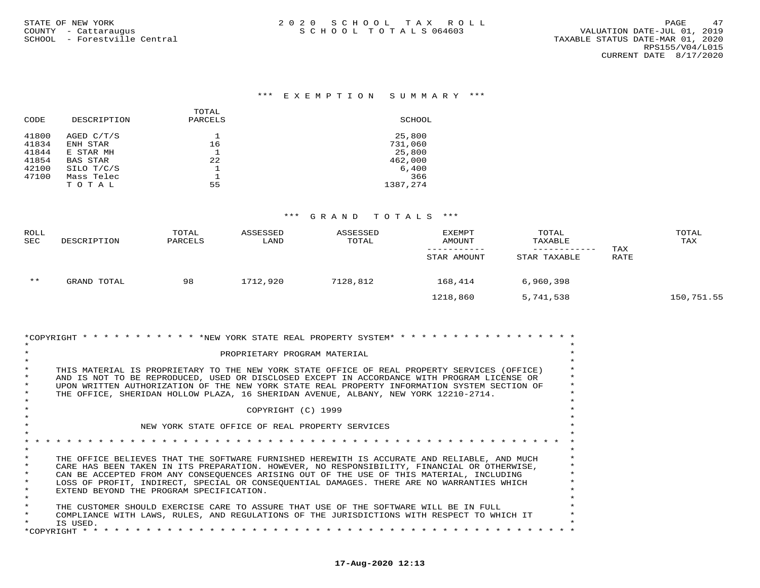STATE OF NEW YORK
COUNTY - Cattaraugus
SCHOOL - Forestville Central

2 0 2 0 S C H O O L T A X R O L L
S C H O O L T O T A L S 064603

VALUATION DATE-JUL 01, 2019
TAXABLE STATUS DATE-MAR 01, 2020
RPS155/V04/L015
CURRENT DATE 8/17/2020

### *** E X E M P T I O N S U M M A R Y ***

| CODE | DESCRIPTION | TOTAL PARCELS | SCHOOL |
|---|---|---|---|
| 41800 | AGED C/T/S | 1 | 25,800 |
| 41834 | ENH STAR | 16 | 731,060 |
| 41844 | E STAR MH | 1 | 25,800 |
| 41854 | BAS STAR | 22 | 462,000 |
| 42100 | SILO T/C/S | 1 | 6,400 |
| 47100 | Mass Telec | 1 | 366 |
| | T O T A L | 55 | 1387,274 |

### *** G R A N D T O T A L S ***

| ROLL SEC | DESCRIPTION | TOTAL PARCELS | ASSESSED LAND | ASSESSED TOTAL | EXEMPT AMOUNT / STAR AMOUNT | TOTAL TAXABLE / STAR TAXABLE | TAX RATE | TOTAL TAX |
|---|---|---|---|---|---|---|---|---|
| ** | GRAND TOTAL | 98 | 1712,920 | 7128,812 | 168,414 | 6,960,398 | | |
| | | | | | 1218,860 | 5,741,538 | | 150,751.55 |

```
*COPYRIGHT * * * * * * * * * * * *NEW YORK STATE REAL PROPERTY SYSTEM* * * * * * * * * * * * * * * * * *
*                                                                                                      *
*                                    PROPRIETARY PROGRAM MATERIAL                                      *
*                                                                                                      *
*     THIS MATERIAL IS PROPRIETARY TO THE NEW YORK STATE OFFICE OF REAL PROPERTY SERVICES (OFFICE)     *
*     AND IS NOT TO BE REPRODUCED, USED OR DISCLOSED EXCEPT IN ACCORDANCE WITH PROGRAM LICENSE OR      *
*     UPON WRITTEN AUTHORIZATION OF THE NEW YORK STATE REAL PROPERTY INFORMATION SYSTEM SECTION OF     *
*     THE OFFICE, SHERIDAN HOLLOW PLAZA, 16 SHERIDAN AVENUE, ALBANY, NEW YORK 12210-2714.              *
*                                                                                                      *
*                                       COPYRIGHT (C) 1999                                             *
*                                                                                                      *
*                          NEW YORK STATE OFFICE OF REAL PROPERTY SERVICES                             *
*                                                                                                      *
* * * * * * * * * * * * * * * * * * * * * * * * * * * * * * * * * * * * * * * * * * * * * * * * * * * *
*                                                                                                      *
*     THE OFFICE BELIEVES THAT THE SOFTWARE FURNISHED HEREWITH IS ACCURATE AND RELIABLE, AND MUCH       *
*     CARE HAS BEEN TAKEN IN ITS PREPARATION. HOWEVER, NO RESPONSIBILITY, FINANCIAL OR OTHERWISE,      *
*     CAN BE ACCEPTED FROM ANY CONSEQUENCES ARISING OUT OF THE USE OF THIS MATERIAL, INCLUDING         *
*     LOSS OF PROFIT, INDIRECT, SPECIAL OR CONSEQUENTIAL DAMAGES. THERE ARE NO WARRANTIES WHICH        *
*     EXTEND BEYOND THE PROGRAM SPECIFICATION.                                                         *
*                                                                                                      *
*     THE CUSTOMER SHOULD EXERCISE CARE TO ASSURE THAT USE OF THE SOFTWARE WILL BE IN FULL             *
*     COMPLIANCE WITH LAWS, RULES, AND REGULATIONS OF THE JURISDICTIONS WITH RESPECT TO WHICH IT       *
*     IS USED.                                                                                         *
*COPYRIGHT * * * * * * * * * * * * * * * * * * * * * * * * * * * * * * * * * * * * * * * * * * * * * *
```

17-Aug-2020 12:13